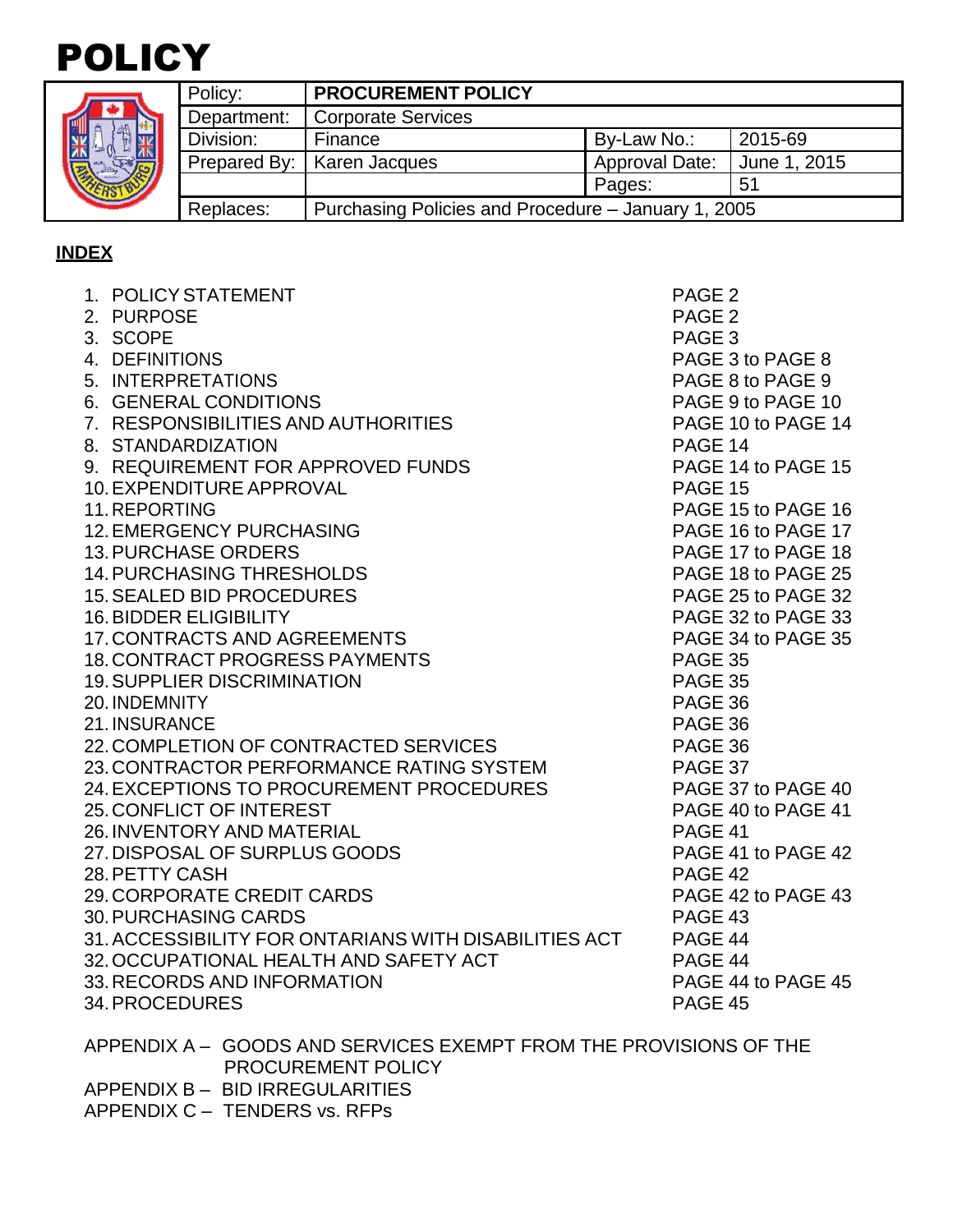# POLICY

| Policy: | **PROCUREMENT POLICY** | | |
|---|---|---|---|
| Department: | Corporate Services | | |
| Division: | Finance | By-Law No.: | 2015-69 |
| Prepared By: | Karen Jacques | Approval Date: | June 1, 2015 |
| | | Pages: | 51 |
| Replaces: | Purchasing Policies and Procedure – January 1, 2005 | | |

**INDEX**

| | |
|---|---|
| 1. POLICY STATEMENT | PAGE 2 |
| 2. PURPOSE | PAGE 2 |
| 3. SCOPE | PAGE 3 |
| 4. DEFINITIONS | PAGE 3 to PAGE 8 |
| 5. INTERPRETATIONS | PAGE 8 to PAGE 9 |
| 6. GENERAL CONDITIONS | PAGE 9 to PAGE 10 |
| 7. RESPONSIBILITIES AND AUTHORITIES | PAGE 10 to PAGE 14 |
| 8. STANDARDIZATION | PAGE 14 |
| 9. REQUIREMENT FOR APPROVED FUNDS | PAGE 14 to PAGE 15 |
| 10. EXPENDITURE APPROVAL | PAGE 15 |
| 11. REPORTING | PAGE 15 to PAGE 16 |
| 12. EMERGENCY PURCHASING | PAGE 16 to PAGE 17 |
| 13. PURCHASE ORDERS | PAGE 17 to PAGE 18 |
| 14. PURCHASING THRESHOLDS | PAGE 18 to PAGE 25 |
| 15. SEALED BID PROCEDURES | PAGE 25 to PAGE 32 |
| 16. BIDDER ELIGIBILITY | PAGE 32 to PAGE 33 |
| 17. CONTRACTS AND AGREEMENTS | PAGE 34 to PAGE 35 |
| 18. CONTRACT PROGRESS PAYMENTS | PAGE 35 |
| 19. SUPPLIER DISCRIMINATION | PAGE 35 |
| 20. INDEMNITY | PAGE 36 |
| 21. INSURANCE | PAGE 36 |
| 22. COMPLETION OF CONTRACTED SERVICES | PAGE 36 |
| 23. CONTRACTOR PERFORMANCE RATING SYSTEM | PAGE 37 |
| 24. EXCEPTIONS TO PROCUREMENT PROCEDURES | PAGE 37 to PAGE 40 |
| 25. CONFLICT OF INTEREST | PAGE 40 to PAGE 41 |
| 26. INVENTORY AND MATERIAL | PAGE 41 |
| 27. DISPOSAL OF SURPLUS GOODS | PAGE 41 to PAGE 42 |
| 28. PETTY CASH | PAGE 42 |
| 29. CORPORATE CREDIT CARDS | PAGE 42 to PAGE 43 |
| 30. PURCHASING CARDS | PAGE 43 |
| 31. ACCESSIBILITY FOR ONTARIANS WITH DISABILITIES ACT | PAGE 44 |
| 32. OCCUPATIONAL HEALTH AND SAFETY ACT | PAGE 44 |
| 33. RECORDS AND INFORMATION | PAGE 44 to PAGE 45 |
| 34. PROCEDURES | PAGE 45 |

APPENDIX A – GOODS AND SERVICES EXEMPT FROM THE PROVISIONS OF THE PROCUREMENT POLICY  
APPENDIX B – BID IRREGULARITIES  
APPENDIX C – TENDERS vs. RFPs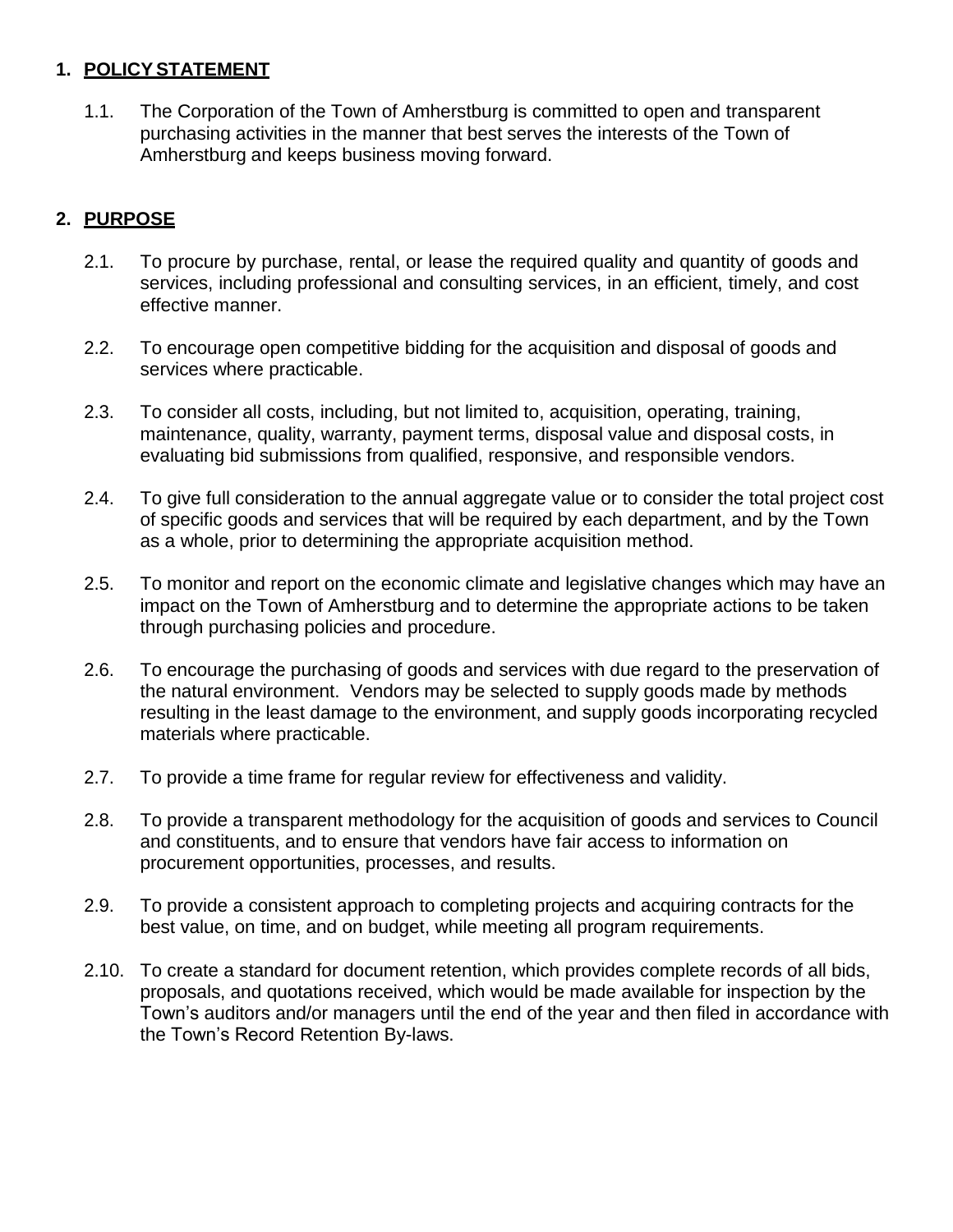## 1. POLICY STATEMENT

1.1. The Corporation of the Town of Amherstburg is committed to open and transparent purchasing activities in the manner that best serves the interests of the Town of Amherstburg and keeps business moving forward.

## 2. PURPOSE

2.1. To procure by purchase, rental, or lease the required quality and quantity of goods and services, including professional and consulting services, in an efficient, timely, and cost effective manner.

2.2. To encourage open competitive bidding for the acquisition and disposal of goods and services where practicable.

2.3. To consider all costs, including, but not limited to, acquisition, operating, training, maintenance, quality, warranty, payment terms, disposal value and disposal costs, in evaluating bid submissions from qualified, responsive, and responsible vendors.

2.4. To give full consideration to the annual aggregate value or to consider the total project cost of specific goods and services that will be required by each department, and by the Town as a whole, prior to determining the appropriate acquisition method.

2.5. To monitor and report on the economic climate and legislative changes which may have an impact on the Town of Amherstburg and to determine the appropriate actions to be taken through purchasing policies and procedure.

2.6. To encourage the purchasing of goods and services with due regard to the preservation of the natural environment. Vendors may be selected to supply goods made by methods resulting in the least damage to the environment, and supply goods incorporating recycled materials where practicable.

2.7. To provide a time frame for regular review for effectiveness and validity.

2.8. To provide a transparent methodology for the acquisition of goods and services to Council and constituents, and to ensure that vendors have fair access to information on procurement opportunities, processes, and results.

2.9. To provide a consistent approach to completing projects and acquiring contracts for the best value, on time, and on budget, while meeting all program requirements.

2.10. To create a standard for document retention, which provides complete records of all bids, proposals, and quotations received, which would be made available for inspection by the Town's auditors and/or managers until the end of the year and then filed in accordance with the Town's Record Retention By-laws.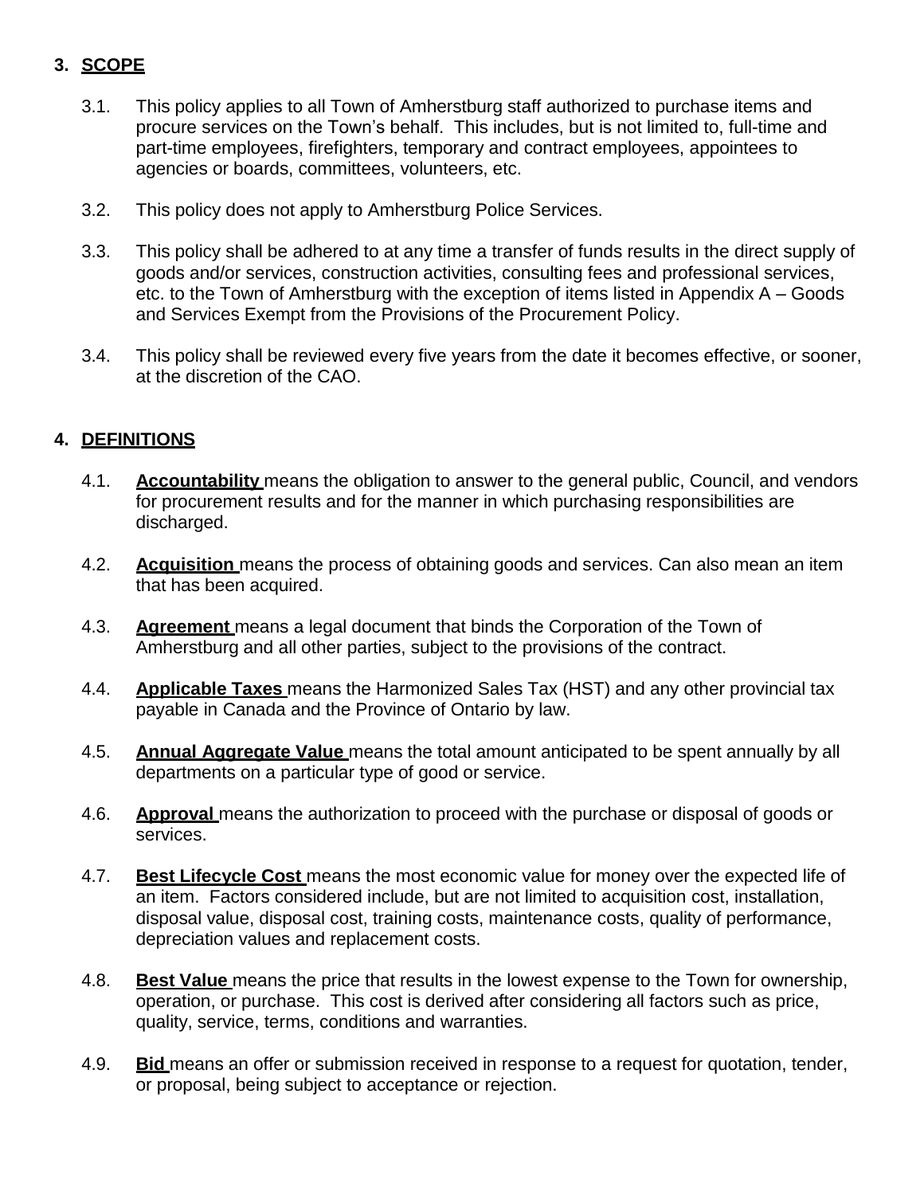## 3. SCOPE

3.1. This policy applies to all Town of Amherstburg staff authorized to purchase items and procure services on the Town's behalf. This includes, but is not limited to, full-time and part-time employees, firefighters, temporary and contract employees, appointees to agencies or boards, committees, volunteers, etc.

3.2. This policy does not apply to Amherstburg Police Services.

3.3. This policy shall be adhered to at any time a transfer of funds results in the direct supply of goods and/or services, construction activities, consulting fees and professional services, etc. to the Town of Amherstburg with the exception of items listed in Appendix A – Goods and Services Exempt from the Provisions of the Procurement Policy.

3.4. This policy shall be reviewed every five years from the date it becomes effective, or sooner, at the discretion of the CAO.

## 4. DEFINITIONS

4.1. **Accountability** means the obligation to answer to the general public, Council, and vendors for procurement results and for the manner in which purchasing responsibilities are discharged.

4.2. **Acquisition** means the process of obtaining goods and services. Can also mean an item that has been acquired.

4.3. **Agreement** means a legal document that binds the Corporation of the Town of Amherstburg and all other parties, subject to the provisions of the contract.

4.4. **Applicable Taxes** means the Harmonized Sales Tax (HST) and any other provincial tax payable in Canada and the Province of Ontario by law.

4.5. **Annual Aggregate Value** means the total amount anticipated to be spent annually by all departments on a particular type of good or service.

4.6. **Approval** means the authorization to proceed with the purchase or disposal of goods or services.

4.7. **Best Lifecycle Cost** means the most economic value for money over the expected life of an item. Factors considered include, but are not limited to acquisition cost, installation, disposal value, disposal cost, training costs, maintenance costs, quality of performance, depreciation values and replacement costs.

4.8. **Best Value** means the price that results in the lowest expense to the Town for ownership, operation, or purchase. This cost is derived after considering all factors such as price, quality, service, terms, conditions and warranties.

4.9. **Bid** means an offer or submission received in response to a request for quotation, tender, or proposal, being subject to acceptance or rejection.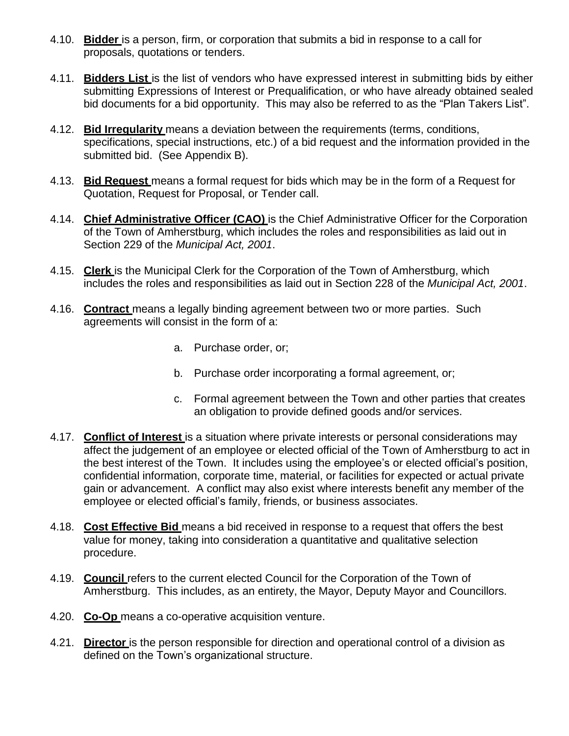4.10. **Bidder** is a person, firm, or corporation that submits a bid in response to a call for proposals, quotations or tenders.

4.11. **Bidders List** is the list of vendors who have expressed interest in submitting bids by either submitting Expressions of Interest or Prequalification, or who have already obtained sealed bid documents for a bid opportunity. This may also be referred to as the "Plan Takers List".

4.12. **Bid Irregularity** means a deviation between the requirements (terms, conditions, specifications, special instructions, etc.) of a bid request and the information provided in the submitted bid. (See Appendix B).

4.13. **Bid Request** means a formal request for bids which may be in the form of a Request for Quotation, Request for Proposal, or Tender call.

4.14. **Chief Administrative Officer (CAO)** is the Chief Administrative Officer for the Corporation of the Town of Amherstburg, which includes the roles and responsibilities as laid out in Section 229 of the *Municipal Act, 2001*.

4.15. **Clerk** is the Municipal Clerk for the Corporation of the Town of Amherstburg, which includes the roles and responsibilities as laid out in Section 228 of the *Municipal Act, 2001*.

4.16. **Contract** means a legally binding agreement between two or more parties. Such agreements will consist in the form of a:

   a. Purchase order, or;

   b. Purchase order incorporating a formal agreement, or;

   c. Formal agreement between the Town and other parties that creates an obligation to provide defined goods and/or services.

4.17. **Conflict of Interest** is a situation where private interests or personal considerations may affect the judgement of an employee or elected official of the Town of Amherstburg to act in the best interest of the Town. It includes using the employee's or elected official's position, confidential information, corporate time, material, or facilities for expected or actual private gain or advancement. A conflict may also exist where interests benefit any member of the employee or elected official's family, friends, or business associates.

4.18. **Cost Effective Bid** means a bid received in response to a request that offers the best value for money, taking into consideration a quantitative and qualitative selection procedure.

4.19. **Council** refers to the current elected Council for the Corporation of the Town of Amherstburg. This includes, as an entirety, the Mayor, Deputy Mayor and Councillors.

4.20. **Co-Op** means a co-operative acquisition venture.

4.21. **Director** is the person responsible for direction and operational control of a division as defined on the Town's organizational structure.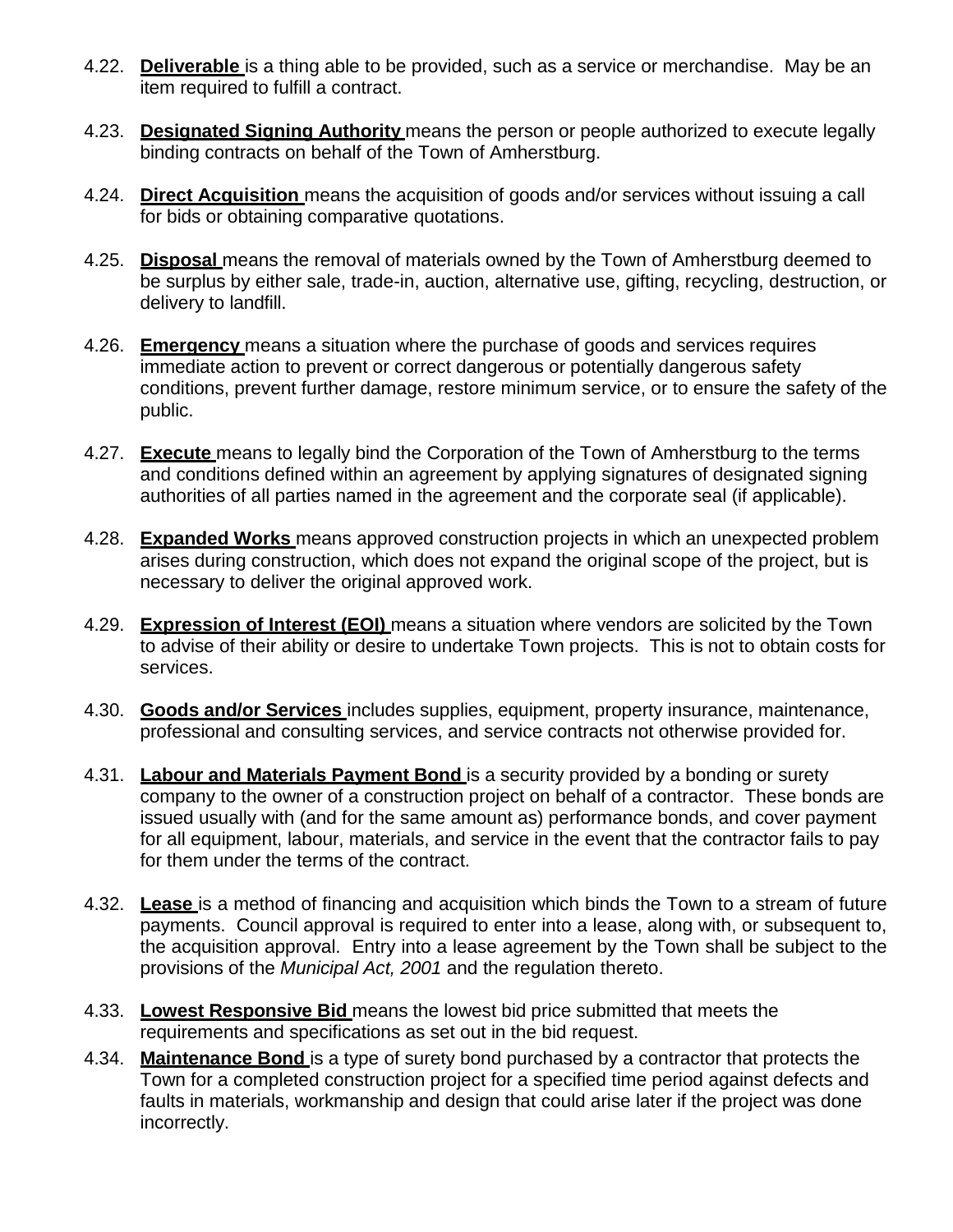4.22. **Deliverable** is a thing able to be provided, such as a service or merchandise. May be an item required to fulfill a contract.

4.23. **Designated Signing Authority** means the person or people authorized to execute legally binding contracts on behalf of the Town of Amherstburg.

4.24. **Direct Acquisition** means the acquisition of goods and/or services without issuing a call for bids or obtaining comparative quotations.

4.25. **Disposal** means the removal of materials owned by the Town of Amherstburg deemed to be surplus by either sale, trade-in, auction, alternative use, gifting, recycling, destruction, or delivery to landfill.

4.26. **Emergency** means a situation where the purchase of goods and services requires immediate action to prevent or correct dangerous or potentially dangerous safety conditions, prevent further damage, restore minimum service, or to ensure the safety of the public.

4.27. **Execute** means to legally bind the Corporation of the Town of Amherstburg to the terms and conditions defined within an agreement by applying signatures of designated signing authorities of all parties named in the agreement and the corporate seal (if applicable).

4.28. **Expanded Works** means approved construction projects in which an unexpected problem arises during construction, which does not expand the original scope of the project, but is necessary to deliver the original approved work.

4.29. **Expression of Interest (EOI)** means a situation where vendors are solicited by the Town to advise of their ability or desire to undertake Town projects. This is not to obtain costs for services.

4.30. **Goods and/or Services** includes supplies, equipment, property insurance, maintenance, professional and consulting services, and service contracts not otherwise provided for.

4.31. **Labour and Materials Payment Bond** is a security provided by a bonding or surety company to the owner of a construction project on behalf of a contractor. These bonds are issued usually with (and for the same amount as) performance bonds, and cover payment for all equipment, labour, materials, and service in the event that the contractor fails to pay for them under the terms of the contract.

4.32. **Lease** is a method of financing and acquisition which binds the Town to a stream of future payments. Council approval is required to enter into a lease, along with, or subsequent to, the acquisition approval. Entry into a lease agreement by the Town shall be subject to the provisions of the *Municipal Act, 2001* and the regulation thereto.

4.33. **Lowest Responsive Bid** means the lowest bid price submitted that meets the requirements and specifications as set out in the bid request.

4.34. **Maintenance Bond** is a type of surety bond purchased by a contractor that protects the Town for a completed construction project for a specified time period against defects and faults in materials, workmanship and design that could arise later if the project was done incorrectly.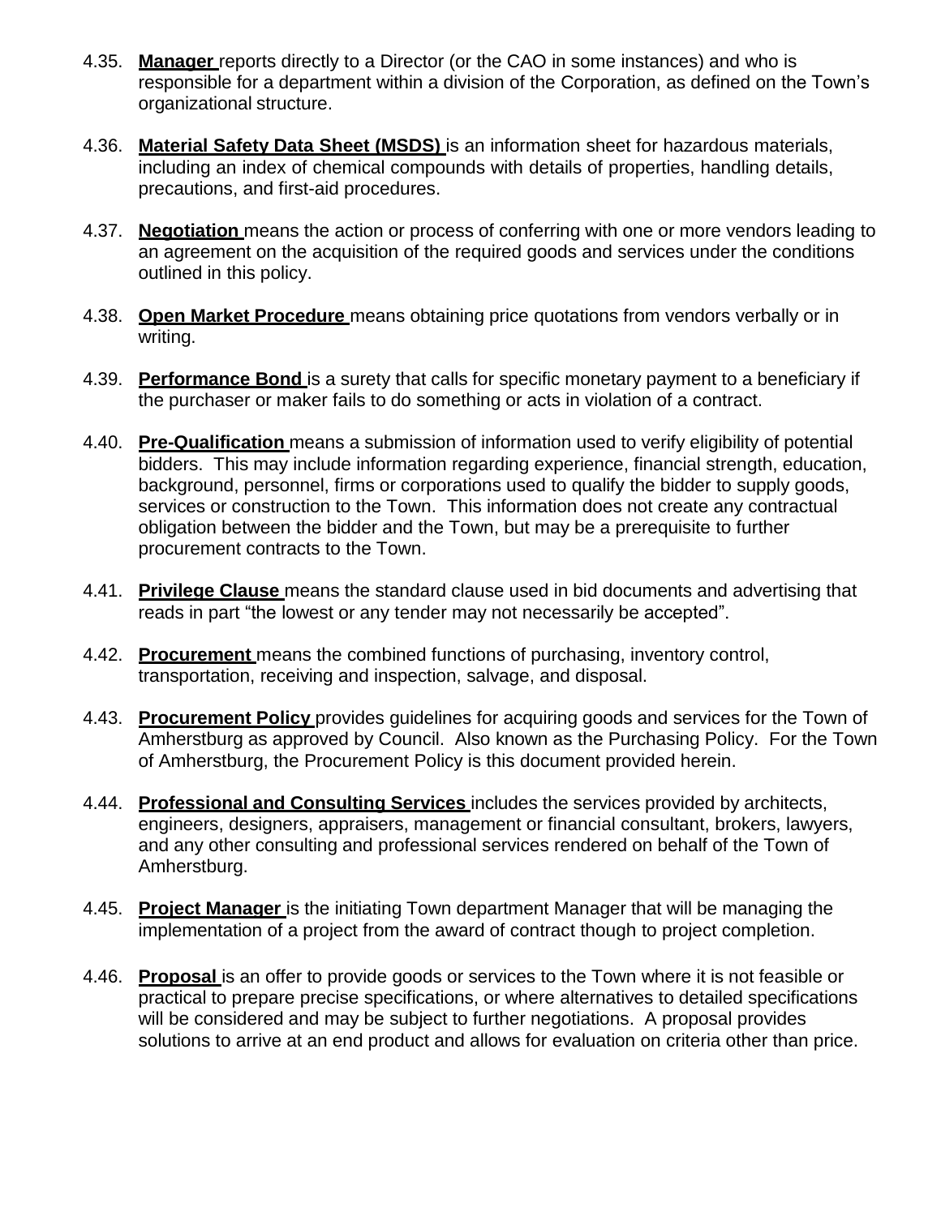4.35. **Manager** reports directly to a Director (or the CAO in some instances) and who is responsible for a department within a division of the Corporation, as defined on the Town's organizational structure.

4.36. **Material Safety Data Sheet (MSDS)** is an information sheet for hazardous materials, including an index of chemical compounds with details of properties, handling details, precautions, and first-aid procedures.

4.37. **Negotiation** means the action or process of conferring with one or more vendors leading to an agreement on the acquisition of the required goods and services under the conditions outlined in this policy.

4.38. **Open Market Procedure** means obtaining price quotations from vendors verbally or in writing.

4.39. **Performance Bond** is a surety that calls for specific monetary payment to a beneficiary if the purchaser or maker fails to do something or acts in violation of a contract.

4.40. **Pre-Qualification** means a submission of information used to verify eligibility of potential bidders. This may include information regarding experience, financial strength, education, background, personnel, firms or corporations used to qualify the bidder to supply goods, services or construction to the Town. This information does not create any contractual obligation between the bidder and the Town, but may be a prerequisite to further procurement contracts to the Town.

4.41. **Privilege Clause** means the standard clause used in bid documents and advertising that reads in part "the lowest or any tender may not necessarily be accepted".

4.42. **Procurement** means the combined functions of purchasing, inventory control, transportation, receiving and inspection, salvage, and disposal.

4.43. **Procurement Policy** provides guidelines for acquiring goods and services for the Town of Amherstburg as approved by Council. Also known as the Purchasing Policy. For the Town of Amherstburg, the Procurement Policy is this document provided herein.

4.44. **Professional and Consulting Services** includes the services provided by architects, engineers, designers, appraisers, management or financial consultant, brokers, lawyers, and any other consulting and professional services rendered on behalf of the Town of Amherstburg.

4.45. **Project Manager** is the initiating Town department Manager that will be managing the implementation of a project from the award of contract though to project completion.

4.46. **Proposal** is an offer to provide goods or services to the Town where it is not feasible or practical to prepare precise specifications, or where alternatives to detailed specifications will be considered and may be subject to further negotiations. A proposal provides solutions to arrive at an end product and allows for evaluation on criteria other than price.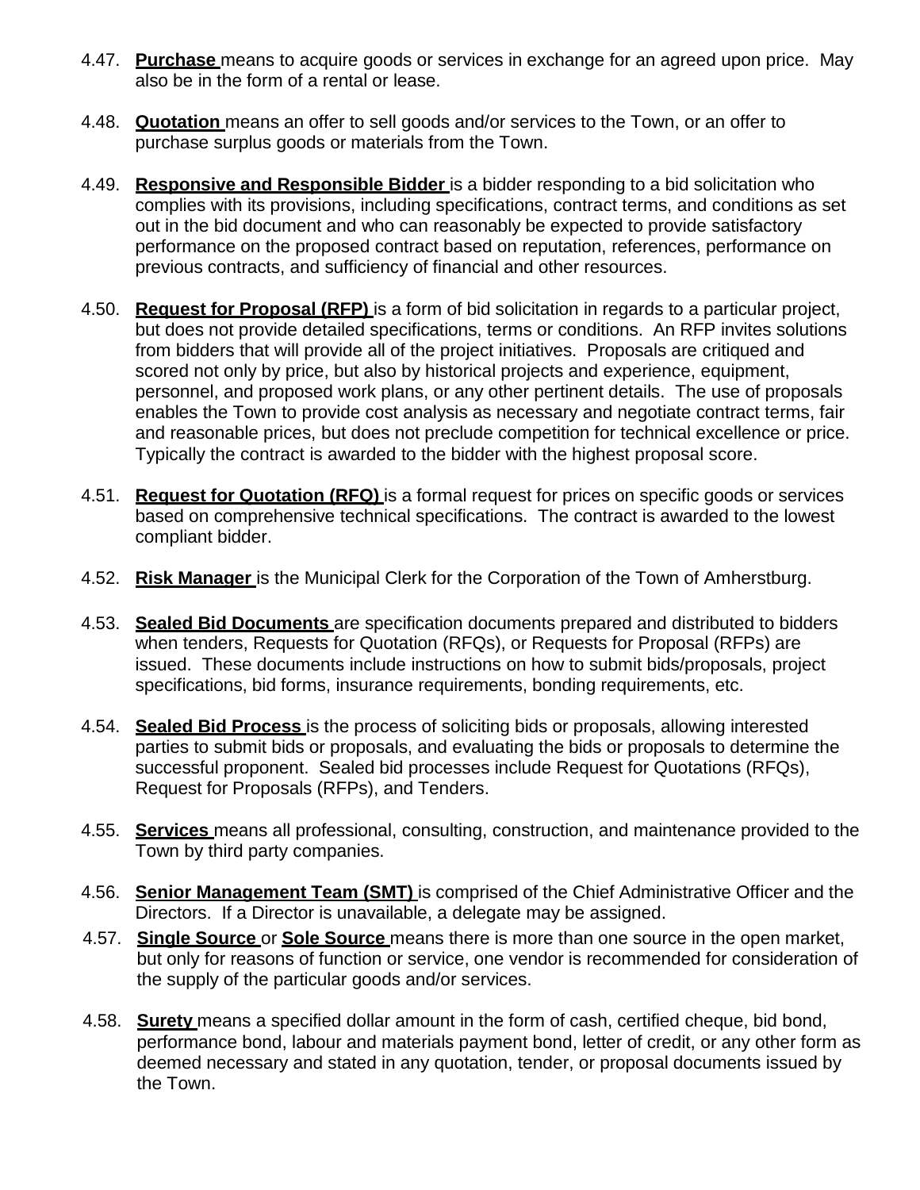4.47. **Purchase** means to acquire goods or services in exchange for an agreed upon price. May also be in the form of a rental or lease.

4.48. **Quotation** means an offer to sell goods and/or services to the Town, or an offer to purchase surplus goods or materials from the Town.

4.49. **Responsive and Responsible Bidder** is a bidder responding to a bid solicitation who complies with its provisions, including specifications, contract terms, and conditions as set out in the bid document and who can reasonably be expected to provide satisfactory performance on the proposed contract based on reputation, references, performance on previous contracts, and sufficiency of financial and other resources.

4.50. **Request for Proposal (RFP)** is a form of bid solicitation in regards to a particular project, but does not provide detailed specifications, terms or conditions. An RFP invites solutions from bidders that will provide all of the project initiatives. Proposals are critiqued and scored not only by price, but also by historical projects and experience, equipment, personnel, and proposed work plans, or any other pertinent details. The use of proposals enables the Town to provide cost analysis as necessary and negotiate contract terms, fair and reasonable prices, but does not preclude competition for technical excellence or price. Typically the contract is awarded to the bidder with the highest proposal score.

4.51. **Request for Quotation (RFQ)** is a formal request for prices on specific goods or services based on comprehensive technical specifications. The contract is awarded to the lowest compliant bidder.

4.52. **Risk Manager** is the Municipal Clerk for the Corporation of the Town of Amherstburg.

4.53. **Sealed Bid Documents** are specification documents prepared and distributed to bidders when tenders, Requests for Quotation (RFQs), or Requests for Proposal (RFPs) are issued. These documents include instructions on how to submit bids/proposals, project specifications, bid forms, insurance requirements, bonding requirements, etc.

4.54. **Sealed Bid Process** is the process of soliciting bids or proposals, allowing interested parties to submit bids or proposals, and evaluating the bids or proposals to determine the successful proponent. Sealed bid processes include Request for Quotations (RFQs), Request for Proposals (RFPs), and Tenders.

4.55. **Services** means all professional, consulting, construction, and maintenance provided to the Town by third party companies.

4.56. **Senior Management Team (SMT)** is comprised of the Chief Administrative Officer and the Directors. If a Director is unavailable, a delegate may be assigned.

4.57. **Single Source** or **Sole Source** means there is more than one source in the open market, but only for reasons of function or service, one vendor is recommended for consideration of the supply of the particular goods and/or services.

4.58. **Surety** means a specified dollar amount in the form of cash, certified cheque, bid bond, performance bond, labour and materials payment bond, letter of credit, or any other form as deemed necessary and stated in any quotation, tender, or proposal documents issued by the Town.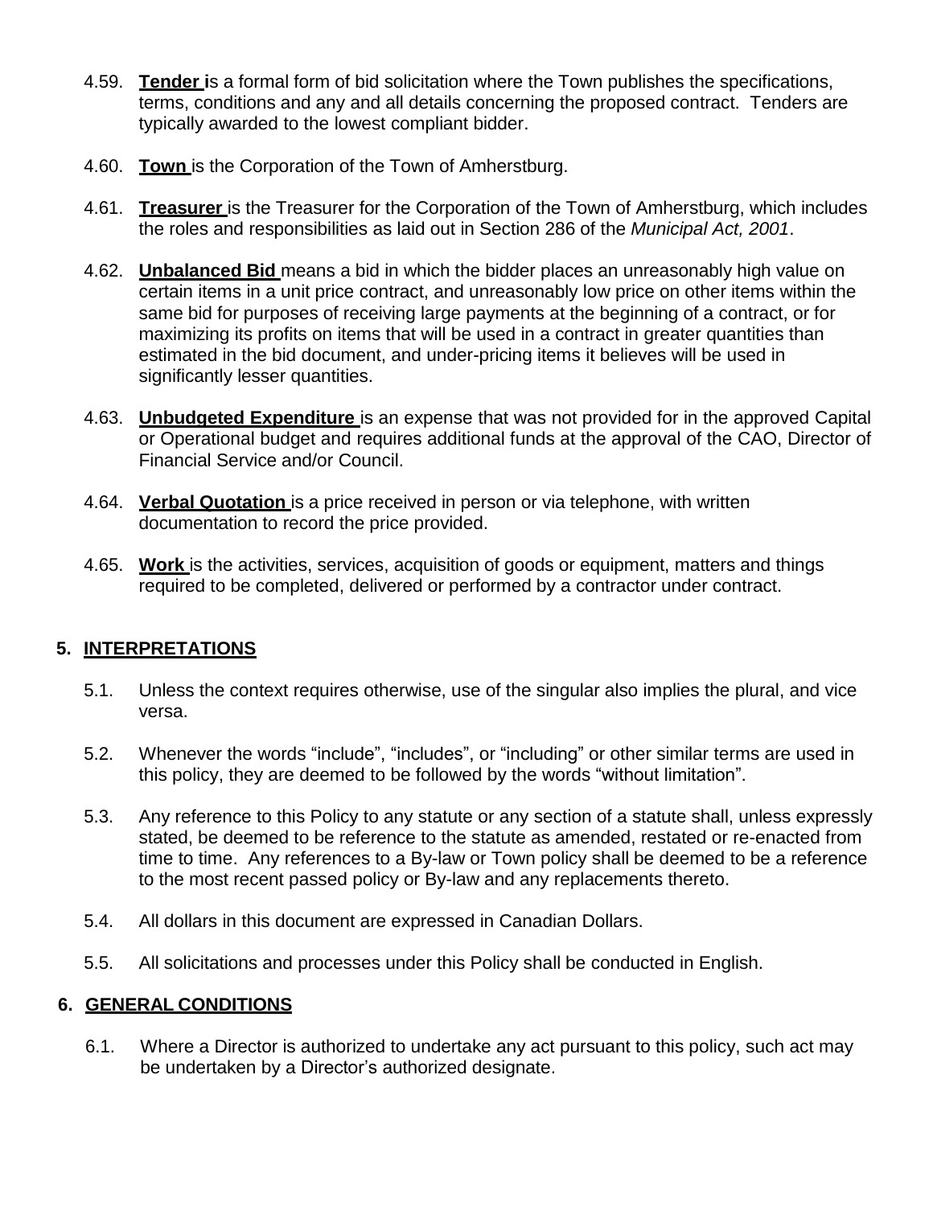4.59. **Tender i**s a formal form of bid solicitation where the Town publishes the specifications, terms, conditions and any and all details concerning the proposed contract. Tenders are typically awarded to the lowest compliant bidder.

4.60. **Town** is the Corporation of the Town of Amherstburg.

4.61. **Treasurer** is the Treasurer for the Corporation of the Town of Amherstburg, which includes the roles and responsibilities as laid out in Section 286 of the *Municipal Act, 2001*.

4.62. **Unbalanced Bid** means a bid in which the bidder places an unreasonably high value on certain items in a unit price contract, and unreasonably low price on other items within the same bid for purposes of receiving large payments at the beginning of a contract, or for maximizing its profits on items that will be used in a contract in greater quantities than estimated in the bid document, and under-pricing items it believes will be used in significantly lesser quantities.

4.63. **Unbudgeted Expenditure** is an expense that was not provided for in the approved Capital or Operational budget and requires additional funds at the approval of the CAO, Director of Financial Service and/or Council.

4.64. **Verbal Quotation** is a price received in person or via telephone, with written documentation to record the price provided.

4.65. **Work** is the activities, services, acquisition of goods or equipment, matters and things required to be completed, delivered or performed by a contractor under contract.

## 5. INTERPRETATIONS

5.1. Unless the context requires otherwise, use of the singular also implies the plural, and vice versa.

5.2. Whenever the words “include”, “includes”, or “including” or other similar terms are used in this policy, they are deemed to be followed by the words “without limitation”.

5.3. Any reference to this Policy to any statute or any section of a statute shall, unless expressly stated, be deemed to be reference to the statute as amended, restated or re-enacted from time to time. Any references to a By-law or Town policy shall be deemed to be a reference to the most recent passed policy or By-law and any replacements thereto.

5.4. All dollars in this document are expressed in Canadian Dollars.

5.5. All solicitations and processes under this Policy shall be conducted in English.

## 6. GENERAL CONDITIONS

6.1. Where a Director is authorized to undertake any act pursuant to this policy, such act may be undertaken by a Director’s authorized designate.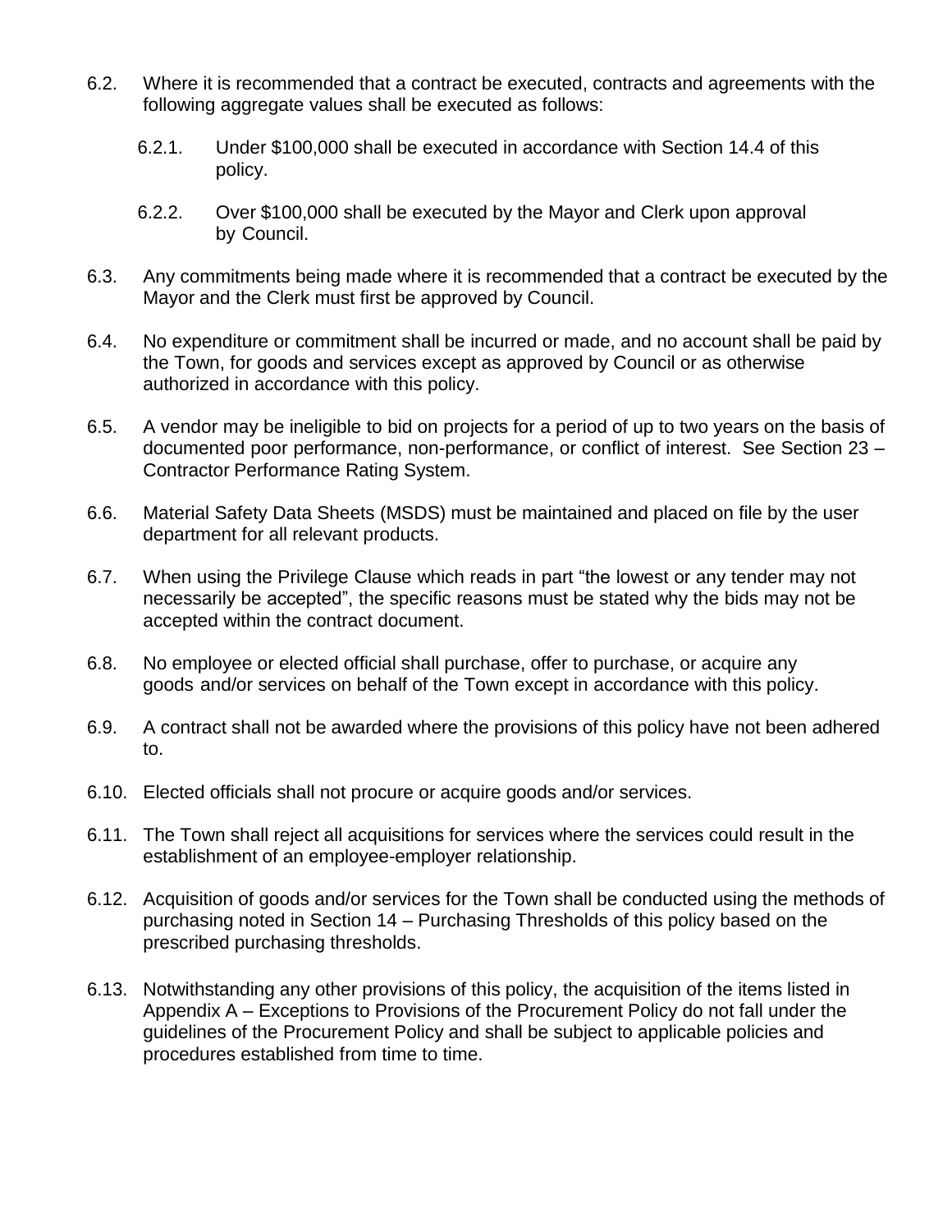6.2. Where it is recommended that a contract be executed, contracts and agreements with the following aggregate values shall be executed as follows:

   6.2.1. Under $100,000 shall be executed in accordance with Section 14.4 of this policy.

   6.2.2. Over $100,000 shall be executed by the Mayor and Clerk upon approval by Council.

6.3. Any commitments being made where it is recommended that a contract be executed by the Mayor and the Clerk must first be approved by Council.

6.4. No expenditure or commitment shall be incurred or made, and no account shall be paid by the Town, for goods and services except as approved by Council or as otherwise authorized in accordance with this policy.

6.5. A vendor may be ineligible to bid on projects for a period of up to two years on the basis of documented poor performance, non-performance, or conflict of interest. See Section 23 – Contractor Performance Rating System.

6.6. Material Safety Data Sheets (MSDS) must be maintained and placed on file by the user department for all relevant products.

6.7. When using the Privilege Clause which reads in part "the lowest or any tender may not necessarily be accepted", the specific reasons must be stated why the bids may not be accepted within the contract document.

6.8. No employee or elected official shall purchase, offer to purchase, or acquire any goods and/or services on behalf of the Town except in accordance with this policy.

6.9. A contract shall not be awarded where the provisions of this policy have not been adhered to.

6.10. Elected officials shall not procure or acquire goods and/or services.

6.11. The Town shall reject all acquisitions for services where the services could result in the establishment of an employee-employer relationship.

6.12. Acquisition of goods and/or services for the Town shall be conducted using the methods of purchasing noted in Section 14 – Purchasing Thresholds of this policy based on the prescribed purchasing thresholds.

6.13. Notwithstanding any other provisions of this policy, the acquisition of the items listed in Appendix A – Exceptions to Provisions of the Procurement Policy do not fall under the guidelines of the Procurement Policy and shall be subject to applicable policies and procedures established from time to time.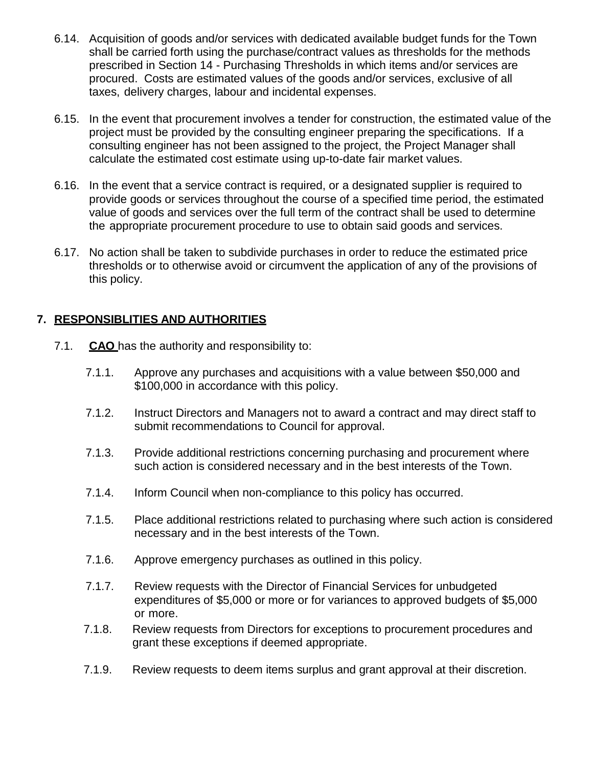6.14. Acquisition of goods and/or services with dedicated available budget funds for the Town shall be carried forth using the purchase/contract values as thresholds for the methods prescribed in Section 14 - Purchasing Thresholds in which items and/or services are procured. Costs are estimated values of the goods and/or services, exclusive of all taxes, delivery charges, labour and incidental expenses.

6.15. In the event that procurement involves a tender for construction, the estimated value of the project must be provided by the consulting engineer preparing the specifications. If a consulting engineer has not been assigned to the project, the Project Manager shall calculate the estimated cost estimate using up-to-date fair market values.

6.16. In the event that a service contract is required, or a designated supplier is required to provide goods or services throughout the course of a specified time period, the estimated value of goods and services over the full term of the contract shall be used to determine the appropriate procurement procedure to use to obtain said goods and services.

6.17. No action shall be taken to subdivide purchases in order to reduce the estimated price thresholds or to otherwise avoid or circumvent the application of any of the provisions of this policy.

## 7. RESPONSIBLITIES AND AUTHORITIES

7.1. **CAO** has the authority and responsibility to:

7.1.1. Approve any purchases and acquisitions with a value between $50,000 and $100,000 in accordance with this policy.

7.1.2. Instruct Directors and Managers not to award a contract and may direct staff to submit recommendations to Council for approval.

7.1.3. Provide additional restrictions concerning purchasing and procurement where such action is considered necessary and in the best interests of the Town.

7.1.4. Inform Council when non-compliance to this policy has occurred.

7.1.5. Place additional restrictions related to purchasing where such action is considered necessary and in the best interests of the Town.

7.1.6. Approve emergency purchases as outlined in this policy.

7.1.7. Review requests with the Director of Financial Services for unbudgeted expenditures of $5,000 or more or for variances to approved budgets of $5,000 or more.

7.1.8. Review requests from Directors for exceptions to procurement procedures and grant these exceptions if deemed appropriate.

7.1.9. Review requests to deem items surplus and grant approval at their discretion.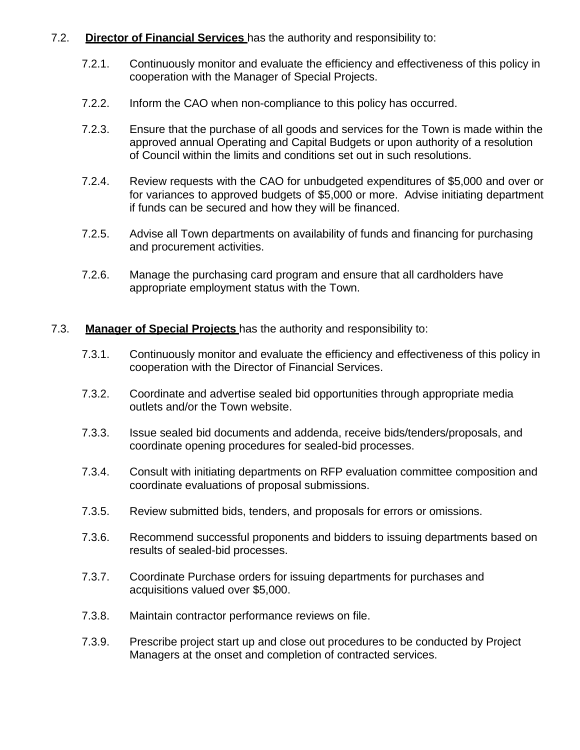7.2. **Director of Financial Services** has the authority and responsibility to:

7.2.1. Continuously monitor and evaluate the efficiency and effectiveness of this policy in cooperation with the Manager of Special Projects.

7.2.2. Inform the CAO when non-compliance to this policy has occurred.

7.2.3. Ensure that the purchase of all goods and services for the Town is made within the approved annual Operating and Capital Budgets or upon authority of a resolution of Council within the limits and conditions set out in such resolutions.

7.2.4. Review requests with the CAO for unbudgeted expenditures of $5,000 and over or for variances to approved budgets of $5,000 or more. Advise initiating department if funds can be secured and how they will be financed.

7.2.5. Advise all Town departments on availability of funds and financing for purchasing and procurement activities.

7.2.6. Manage the purchasing card program and ensure that all cardholders have appropriate employment status with the Town.

7.3. **Manager of Special Projects** has the authority and responsibility to:

7.3.1. Continuously monitor and evaluate the efficiency and effectiveness of this policy in cooperation with the Director of Financial Services.

7.3.2. Coordinate and advertise sealed bid opportunities through appropriate media outlets and/or the Town website.

7.3.3. Issue sealed bid documents and addenda, receive bids/tenders/proposals, and coordinate opening procedures for sealed-bid processes.

7.3.4. Consult with initiating departments on RFP evaluation committee composition and coordinate evaluations of proposal submissions.

7.3.5. Review submitted bids, tenders, and proposals for errors or omissions.

7.3.6. Recommend successful proponents and bidders to issuing departments based on results of sealed-bid processes.

7.3.7. Coordinate Purchase orders for issuing departments for purchases and acquisitions valued over $5,000.

7.3.8. Maintain contractor performance reviews on file.

7.3.9. Prescribe project start up and close out procedures to be conducted by Project Managers at the onset and completion of contracted services.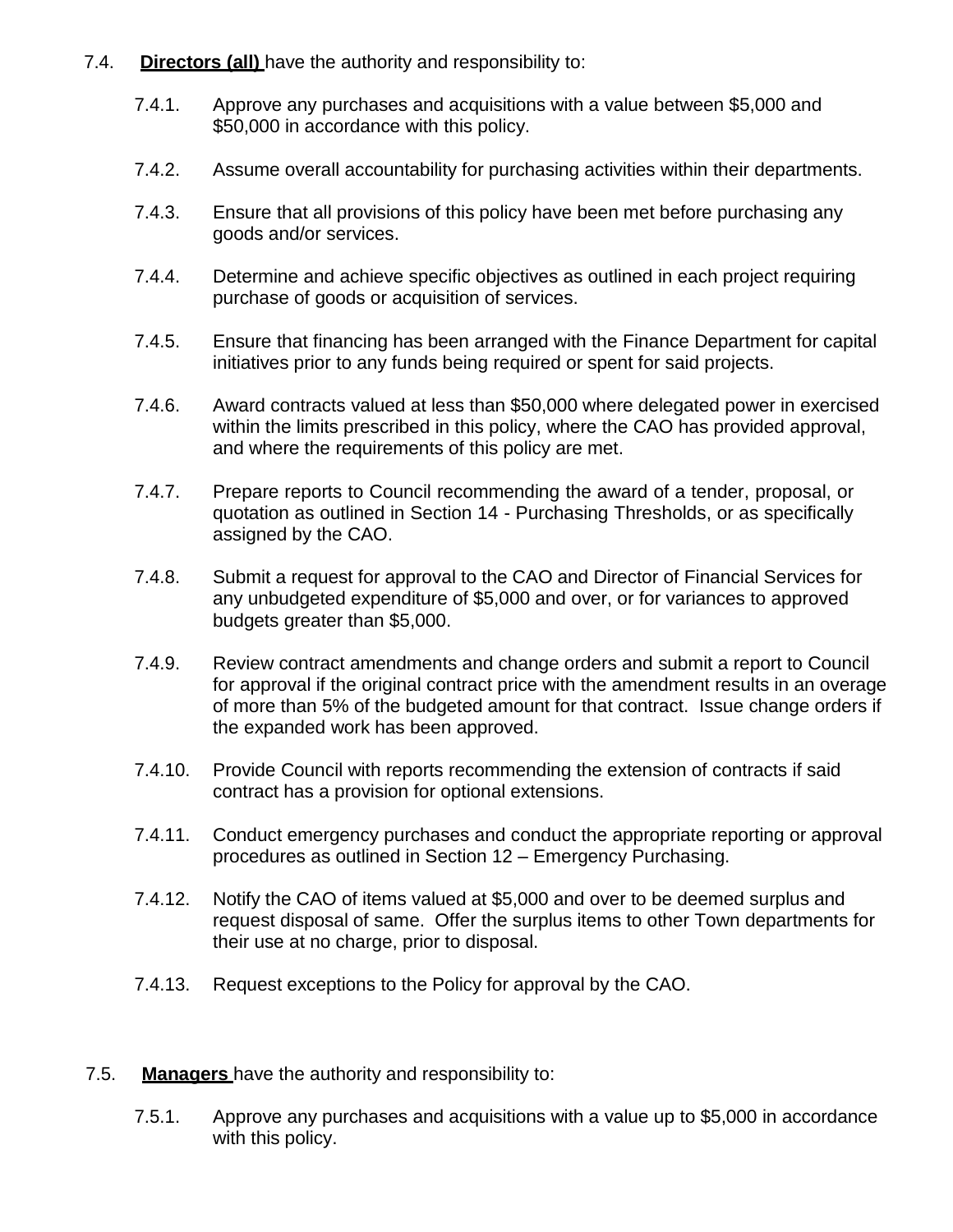7.4. **Directors (all)** have the authority and responsibility to:

7.4.1. Approve any purchases and acquisitions with a value between $5,000 and $50,000 in accordance with this policy.

7.4.2. Assume overall accountability for purchasing activities within their departments.

7.4.3. Ensure that all provisions of this policy have been met before purchasing any goods and/or services.

7.4.4. Determine and achieve specific objectives as outlined in each project requiring purchase of goods or acquisition of services.

7.4.5. Ensure that financing has been arranged with the Finance Department for capital initiatives prior to any funds being required or spent for said projects.

7.4.6. Award contracts valued at less than $50,000 where delegated power in exercised within the limits prescribed in this policy, where the CAO has provided approval, and where the requirements of this policy are met.

7.4.7. Prepare reports to Council recommending the award of a tender, proposal, or quotation as outlined in Section 14 - Purchasing Thresholds, or as specifically assigned by the CAO.

7.4.8. Submit a request for approval to the CAO and Director of Financial Services for any unbudgeted expenditure of $5,000 and over, or for variances to approved budgets greater than $5,000.

7.4.9. Review contract amendments and change orders and submit a report to Council for approval if the original contract price with the amendment results in an overage of more than 5% of the budgeted amount for that contract. Issue change orders if the expanded work has been approved.

7.4.10. Provide Council with reports recommending the extension of contracts if said contract has a provision for optional extensions.

7.4.11. Conduct emergency purchases and conduct the appropriate reporting or approval procedures as outlined in Section 12 – Emergency Purchasing.

7.4.12. Notify the CAO of items valued at $5,000 and over to be deemed surplus and request disposal of same. Offer the surplus items to other Town departments for their use at no charge, prior to disposal.

7.4.13. Request exceptions to the Policy for approval by the CAO.

7.5. **Managers** have the authority and responsibility to:

7.5.1. Approve any purchases and acquisitions with a value up to $5,000 in accordance with this policy.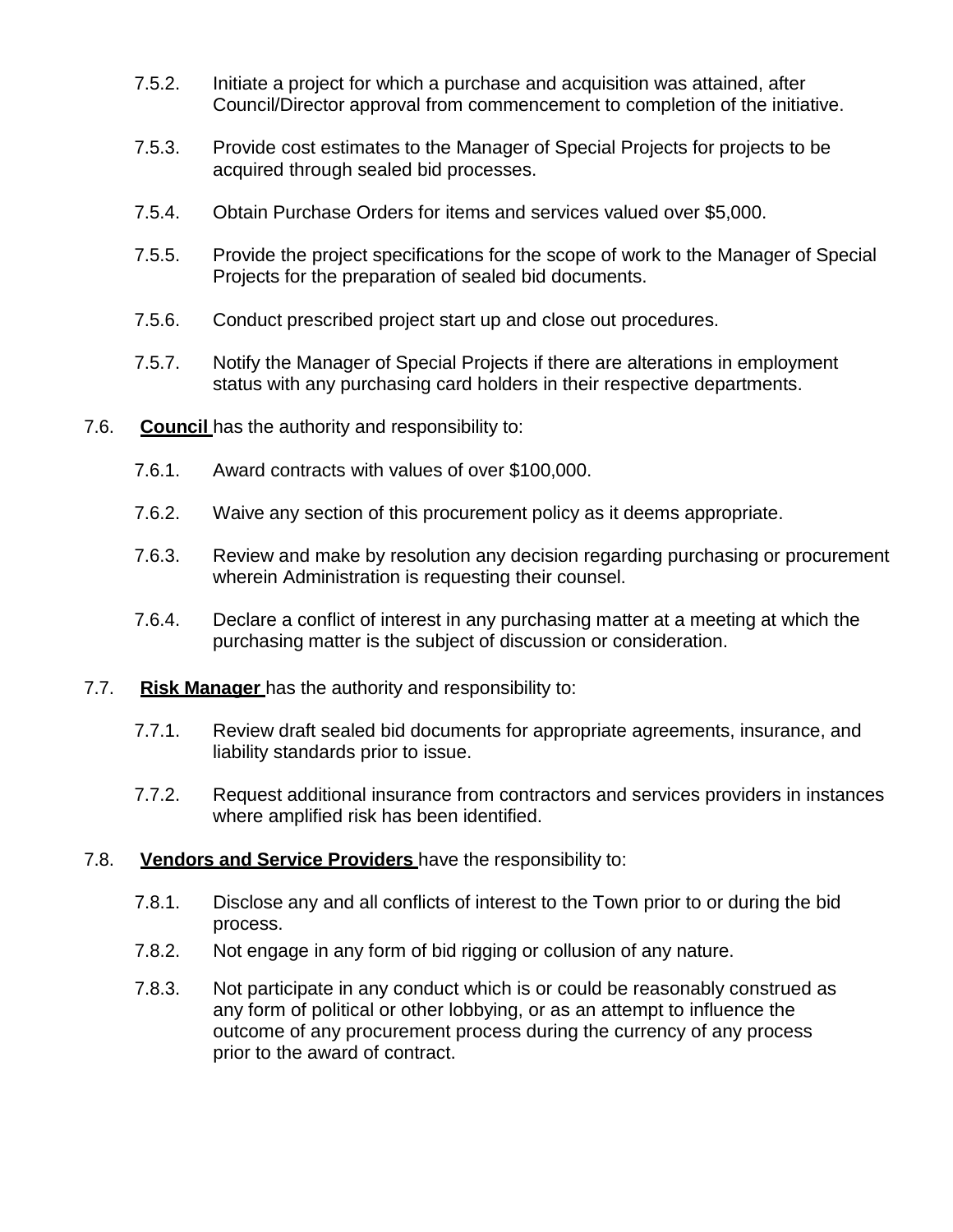7.5.2. Initiate a project for which a purchase and acquisition was attained, after Council/Director approval from commencement to completion of the initiative.

7.5.3. Provide cost estimates to the Manager of Special Projects for projects to be acquired through sealed bid processes.

7.5.4. Obtain Purchase Orders for items and services valued over $5,000.

7.5.5. Provide the project specifications for the scope of work to the Manager of Special Projects for the preparation of sealed bid documents.

7.5.6. Conduct prescribed project start up and close out procedures.

7.5.7. Notify the Manager of Special Projects if there are alterations in employment status with any purchasing card holders in their respective departments.

7.6. **Council** has the authority and responsibility to:

7.6.1. Award contracts with values of over $100,000.

7.6.2. Waive any section of this procurement policy as it deems appropriate.

7.6.3. Review and make by resolution any decision regarding purchasing or procurement wherein Administration is requesting their counsel.

7.6.4. Declare a conflict of interest in any purchasing matter at a meeting at which the purchasing matter is the subject of discussion or consideration.

7.7. **Risk Manager** has the authority and responsibility to:

7.7.1. Review draft sealed bid documents for appropriate agreements, insurance, and liability standards prior to issue.

7.7.2. Request additional insurance from contractors and services providers in instances where amplified risk has been identified.

7.8. **Vendors and Service Providers** have the responsibility to:

7.8.1. Disclose any and all conflicts of interest to the Town prior to or during the bid process.

7.8.2. Not engage in any form of bid rigging or collusion of any nature.

7.8.3. Not participate in any conduct which is or could be reasonably construed as any form of political or other lobbying, or as an attempt to influence the outcome of any procurement process during the currency of any process prior to the award of contract.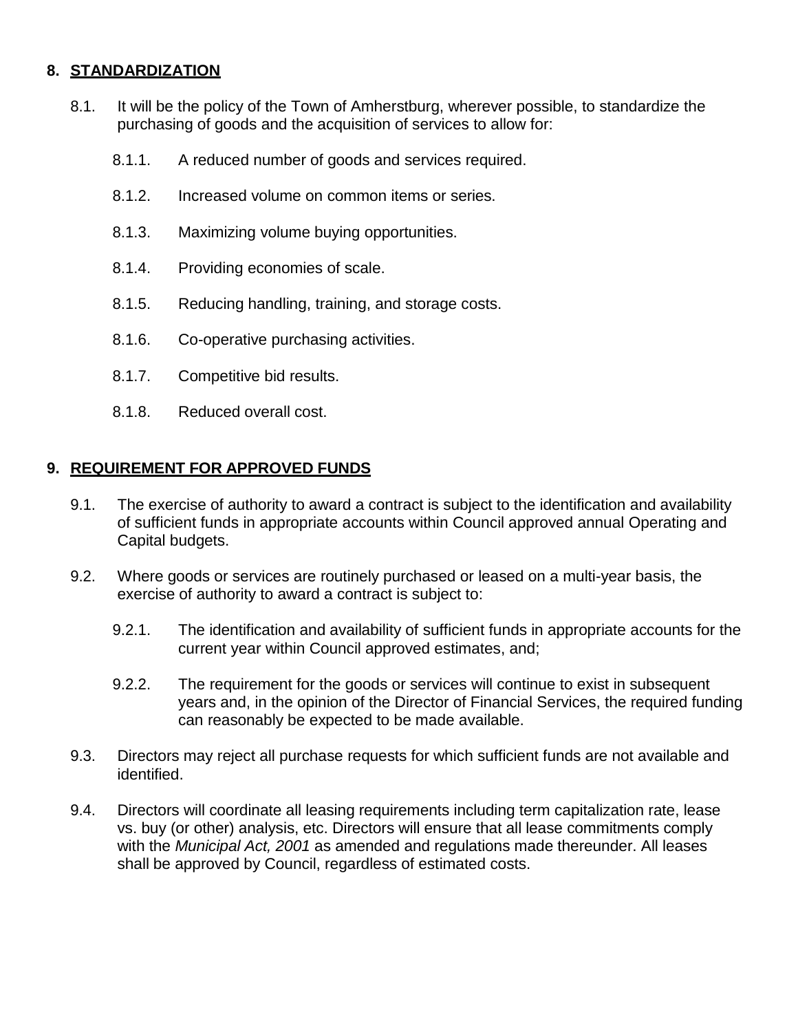## 8. STANDARDIZATION

8.1. It will be the policy of the Town of Amherstburg, wherever possible, to standardize the purchasing of goods and the acquisition of services to allow for:

- 8.1.1. A reduced number of goods and services required.
- 8.1.2. Increased volume on common items or series.
- 8.1.3. Maximizing volume buying opportunities.
- 8.1.4. Providing economies of scale.
- 8.1.5. Reducing handling, training, and storage costs.
- 8.1.6. Co-operative purchasing activities.
- 8.1.7. Competitive bid results.
- 8.1.8. Reduced overall cost.

## 9. REQUIREMENT FOR APPROVED FUNDS

9.1. The exercise of authority to award a contract is subject to the identification and availability of sufficient funds in appropriate accounts within Council approved annual Operating and Capital budgets.

9.2. Where goods or services are routinely purchased or leased on a multi-year basis, the exercise of authority to award a contract is subject to:

- 9.2.1. The identification and availability of sufficient funds in appropriate accounts for the current year within Council approved estimates, and;
- 9.2.2. The requirement for the goods or services will continue to exist in subsequent years and, in the opinion of the Director of Financial Services, the required funding can reasonably be expected to be made available.

9.3. Directors may reject all purchase requests for which sufficient funds are not available and identified.

9.4. Directors will coordinate all leasing requirements including term capitalization rate, lease vs. buy (or other) analysis, etc. Directors will ensure that all lease commitments comply with the *Municipal Act, 2001* as amended and regulations made thereunder. All leases shall be approved by Council, regardless of estimated costs.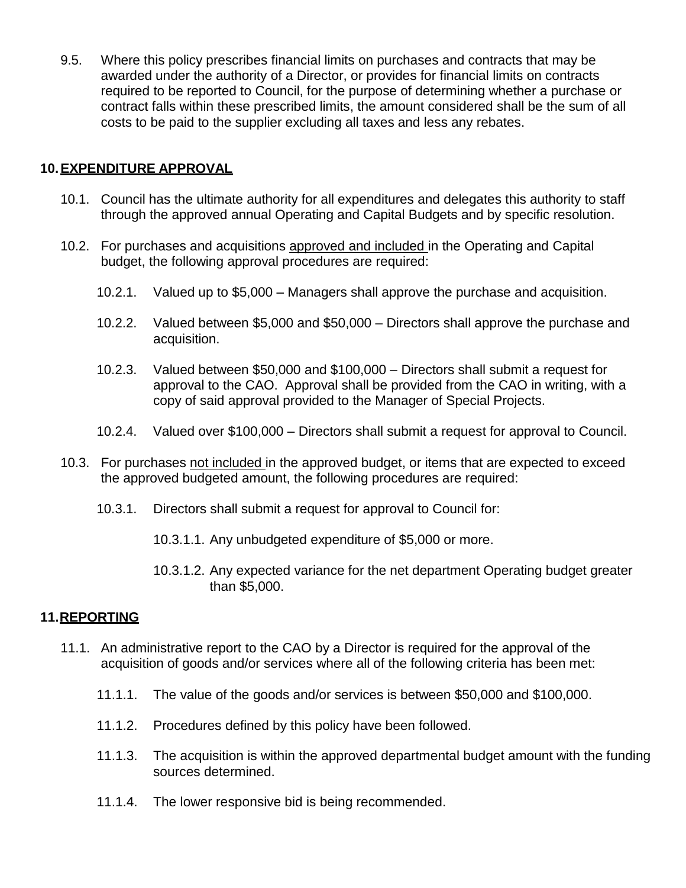9.5. Where this policy prescribes financial limits on purchases and contracts that may be awarded under the authority of a Director, or provides for financial limits on contracts required to be reported to Council, for the purpose of determining whether a purchase or contract falls within these prescribed limits, the amount considered shall be the sum of all costs to be paid to the supplier excluding all taxes and less any rebates.

## 10. EXPENDITURE APPROVAL

10.1. Council has the ultimate authority for all expenditures and delegates this authority to staff through the approved annual Operating and Capital Budgets and by specific resolution.

10.2. For purchases and acquisitions approved and included in the Operating and Capital budget, the following approval procedures are required:

10.2.1. Valued up to $5,000 – Managers shall approve the purchase and acquisition.

10.2.2. Valued between $5,000 and $50,000 – Directors shall approve the purchase and acquisition.

10.2.3. Valued between $50,000 and $100,000 – Directors shall submit a request for approval to the CAO. Approval shall be provided from the CAO in writing, with a copy of said approval provided to the Manager of Special Projects.

10.2.4. Valued over $100,000 – Directors shall submit a request for approval to Council.

10.3. For purchases not included in the approved budget, or items that are expected to exceed the approved budgeted amount, the following procedures are required:

10.3.1. Directors shall submit a request for approval to Council for:

10.3.1.1. Any unbudgeted expenditure of $5,000 or more.

10.3.1.2. Any expected variance for the net department Operating budget greater than $5,000.

## 11. REPORTING

11.1. An administrative report to the CAO by a Director is required for the approval of the acquisition of goods and/or services where all of the following criteria has been met:

11.1.1. The value of the goods and/or services is between $50,000 and $100,000.

11.1.2. Procedures defined by this policy have been followed.

11.1.3. The acquisition is within the approved departmental budget amount with the funding sources determined.

11.1.4. The lower responsive bid is being recommended.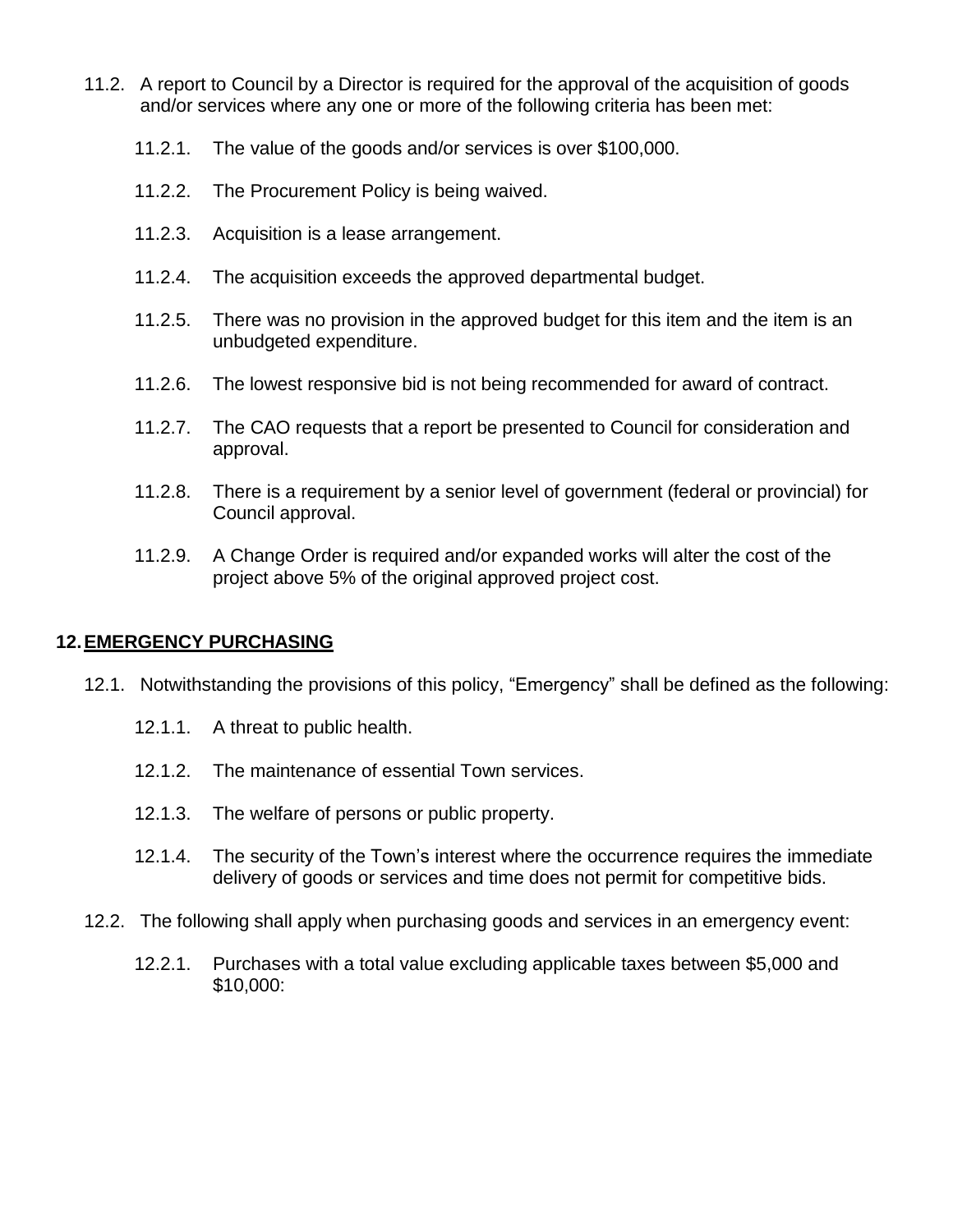11.2. A report to Council by a Director is required for the approval of the acquisition of goods and/or services where any one or more of the following criteria has been met:

11.2.1. The value of the goods and/or services is over $100,000.

11.2.2. The Procurement Policy is being waived.

11.2.3. Acquisition is a lease arrangement.

11.2.4. The acquisition exceeds the approved departmental budget.

11.2.5. There was no provision in the approved budget for this item and the item is an unbudgeted expenditure.

11.2.6. The lowest responsive bid is not being recommended for award of contract.

11.2.7. The CAO requests that a report be presented to Council for consideration and approval.

11.2.8. There is a requirement by a senior level of government (federal or provincial) for Council approval.

11.2.9. A Change Order is required and/or expanded works will alter the cost of the project above 5% of the original approved project cost.

## 12. EMERGENCY PURCHASING

12.1. Notwithstanding the provisions of this policy, "Emergency" shall be defined as the following:

12.1.1. A threat to public health.

12.1.2. The maintenance of essential Town services.

12.1.3. The welfare of persons or public property.

12.1.4. The security of the Town's interest where the occurrence requires the immediate delivery of goods or services and time does not permit for competitive bids.

12.2. The following shall apply when purchasing goods and services in an emergency event:

12.2.1. Purchases with a total value excluding applicable taxes between $5,000 and $10,000: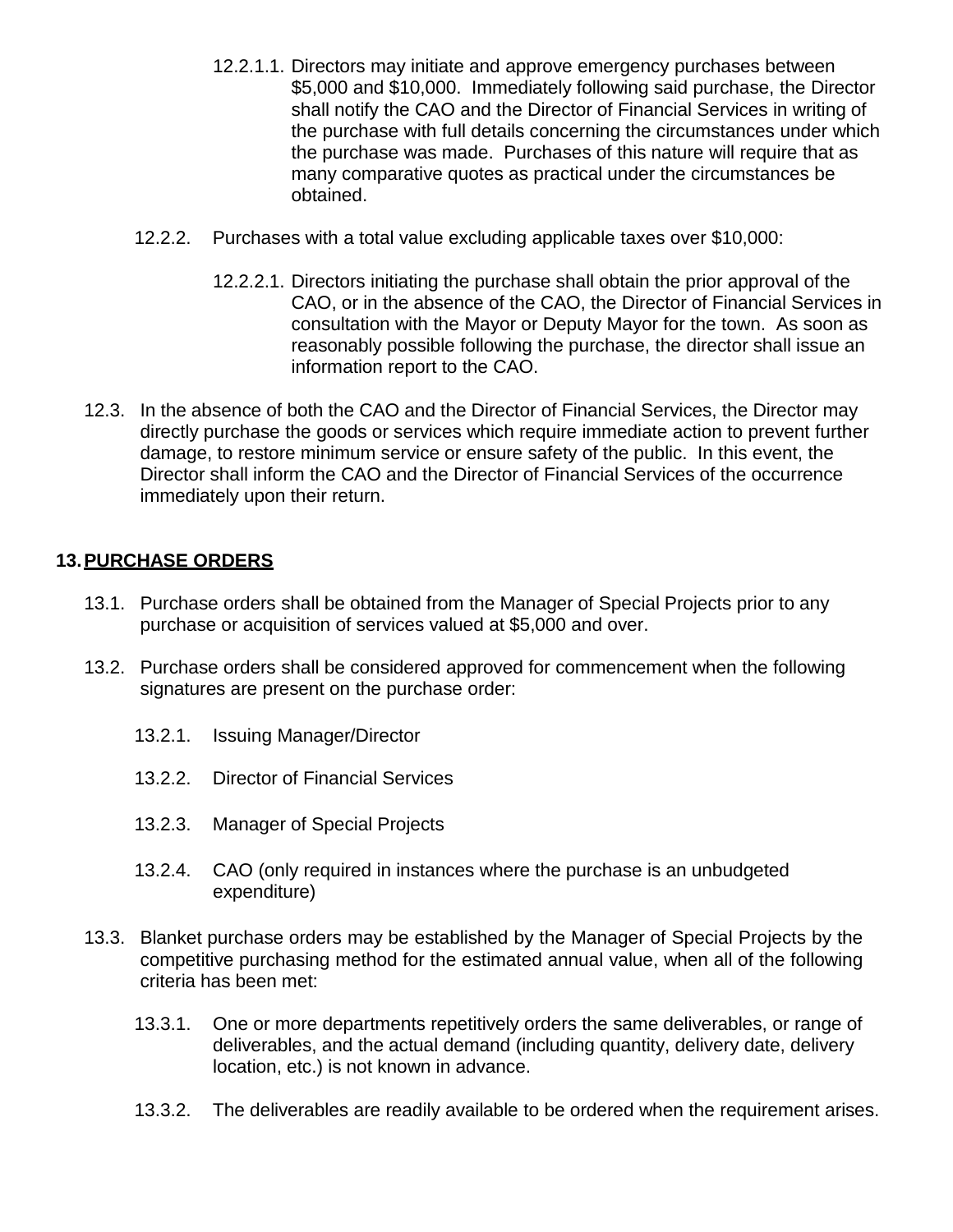12.2.1.1. Directors may initiate and approve emergency purchases between $5,000 and $10,000. Immediately following said purchase, the Director shall notify the CAO and the Director of Financial Services in writing of the purchase with full details concerning the circumstances under which the purchase was made. Purchases of this nature will require that as many comparative quotes as practical under the circumstances be obtained.

12.2.2. Purchases with a total value excluding applicable taxes over $10,000:

12.2.2.1. Directors initiating the purchase shall obtain the prior approval of the CAO, or in the absence of the CAO, the Director of Financial Services in consultation with the Mayor or Deputy Mayor for the town. As soon as reasonably possible following the purchase, the director shall issue an information report to the CAO.

12.3. In the absence of both the CAO and the Director of Financial Services, the Director may directly purchase the goods or services which require immediate action to prevent further damage, to restore minimum service or ensure safety of the public. In this event, the Director shall inform the CAO and the Director of Financial Services of the occurrence immediately upon their return.

## 13. PURCHASE ORDERS

13.1. Purchase orders shall be obtained from the Manager of Special Projects prior to any purchase or acquisition of services valued at $5,000 and over.

13.2. Purchase orders shall be considered approved for commencement when the following signatures are present on the purchase order:

13.2.1. Issuing Manager/Director

13.2.2. Director of Financial Services

13.2.3. Manager of Special Projects

13.2.4. CAO (only required in instances where the purchase is an unbudgeted expenditure)

13.3. Blanket purchase orders may be established by the Manager of Special Projects by the competitive purchasing method for the estimated annual value, when all of the following criteria has been met:

13.3.1. One or more departments repetitively orders the same deliverables, or range of deliverables, and the actual demand (including quantity, delivery date, delivery location, etc.) is not known in advance.

13.3.2. The deliverables are readily available to be ordered when the requirement arises.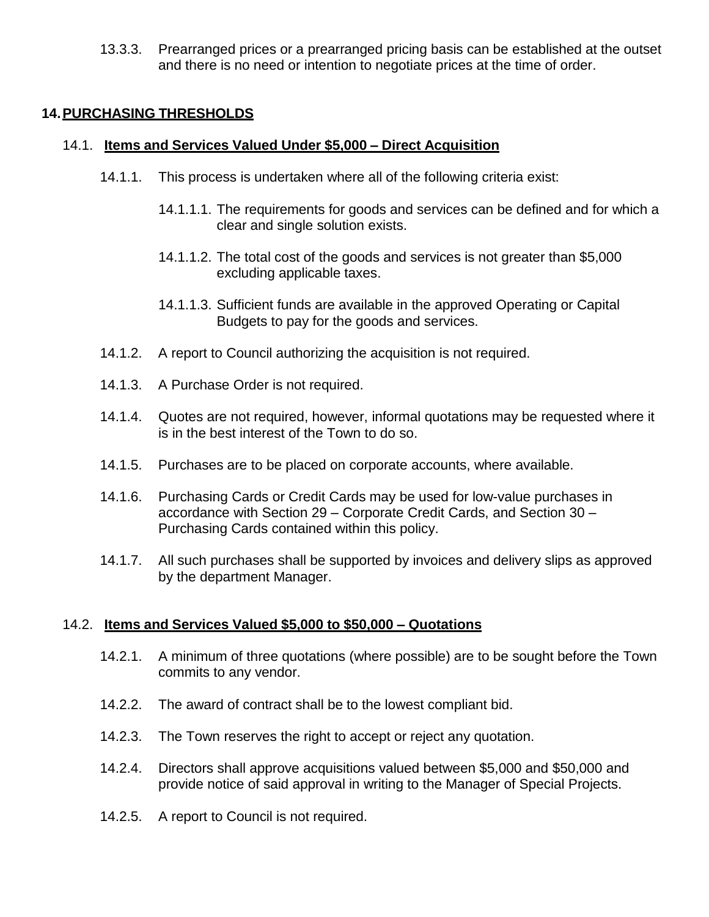13.3.3. Prearranged prices or a prearranged pricing basis can be established at the outset and there is no need or intention to negotiate prices at the time of order.

## 14. PURCHASING THRESHOLDS

### 14.1. Items and Services Valued Under $5,000 – Direct Acquisition

14.1.1. This process is undertaken where all of the following criteria exist:

14.1.1.1. The requirements for goods and services can be defined and for which a clear and single solution exists.

14.1.1.2. The total cost of the goods and services is not greater than $5,000 excluding applicable taxes.

14.1.1.3. Sufficient funds are available in the approved Operating or Capital Budgets to pay for the goods and services.

14.1.2. A report to Council authorizing the acquisition is not required.

14.1.3. A Purchase Order is not required.

14.1.4. Quotes are not required, however, informal quotations may be requested where it is in the best interest of the Town to do so.

14.1.5. Purchases are to be placed on corporate accounts, where available.

14.1.6. Purchasing Cards or Credit Cards may be used for low-value purchases in accordance with Section 29 – Corporate Credit Cards, and Section 30 – Purchasing Cards contained within this policy.

14.1.7. All such purchases shall be supported by invoices and delivery slips as approved by the department Manager.

### 14.2. Items and Services Valued $5,000 to $50,000 – Quotations

14.2.1. A minimum of three quotations (where possible) are to be sought before the Town commits to any vendor.

14.2.2. The award of contract shall be to the lowest compliant bid.

14.2.3. The Town reserves the right to accept or reject any quotation.

14.2.4. Directors shall approve acquisitions valued between $5,000 and $50,000 and provide notice of said approval in writing to the Manager of Special Projects.

14.2.5. A report to Council is not required.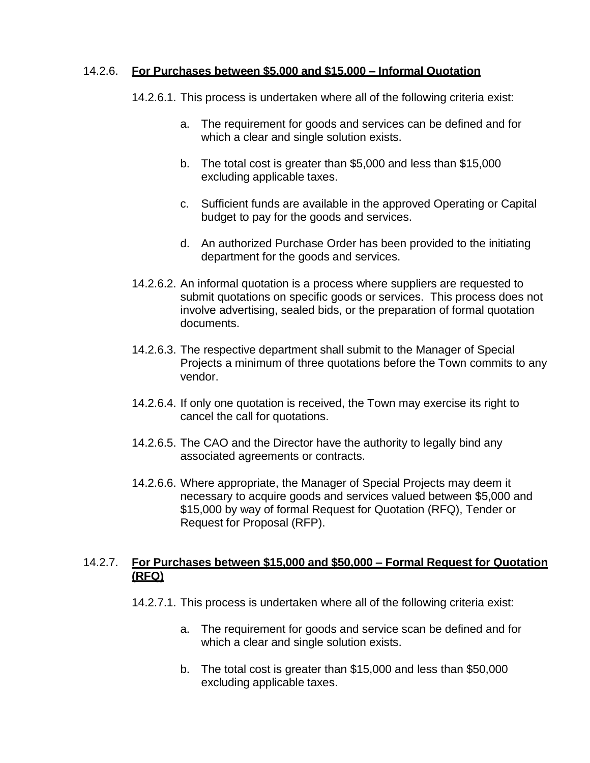### 14.2.6. **For Purchases between $5,000 and $15,000 – Informal Quotation**

14.2.6.1. This process is undertaken where all of the following criteria exist:

a. The requirement for goods and services can be defined and for which a clear and single solution exists.

b. The total cost is greater than $5,000 and less than $15,000 excluding applicable taxes.

c. Sufficient funds are available in the approved Operating or Capital budget to pay for the goods and services.

d. An authorized Purchase Order has been provided to the initiating department for the goods and services.

14.2.6.2. An informal quotation is a process where suppliers are requested to submit quotations on specific goods or services. This process does not involve advertising, sealed bids, or the preparation of formal quotation documents.

14.2.6.3. The respective department shall submit to the Manager of Special Projects a minimum of three quotations before the Town commits to any vendor.

14.2.6.4. If only one quotation is received, the Town may exercise its right to cancel the call for quotations.

14.2.6.5. The CAO and the Director have the authority to legally bind any associated agreements or contracts.

14.2.6.6. Where appropriate, the Manager of Special Projects may deem it necessary to acquire goods and services valued between $5,000 and $15,000 by way of formal Request for Quotation (RFQ), Tender or Request for Proposal (RFP).

### 14.2.7. **For Purchases between $15,000 and $50,000 – Formal Request for Quotation (RFQ)**

14.2.7.1. This process is undertaken where all of the following criteria exist:

a. The requirement for goods and service scan be defined and for which a clear and single solution exists.

b. The total cost is greater than $15,000 and less than $50,000 excluding applicable taxes.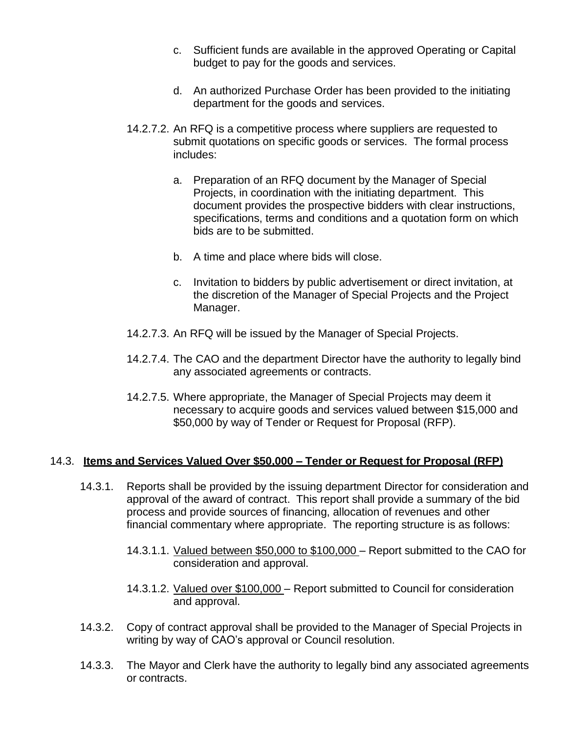c. Sufficient funds are available in the approved Operating or Capital budget to pay for the goods and services.

d. An authorized Purchase Order has been provided to the initiating department for the goods and services.

14.2.7.2. An RFQ is a competitive process where suppliers are requested to submit quotations on specific goods or services. The formal process includes:

a. Preparation of an RFQ document by the Manager of Special Projects, in coordination with the initiating department. This document provides the prospective bidders with clear instructions, specifications, terms and conditions and a quotation form on which bids are to be submitted.

b. A time and place where bids will close.

c. Invitation to bidders by public advertisement or direct invitation, at the discretion of the Manager of Special Projects and the Project Manager.

14.2.7.3. An RFQ will be issued by the Manager of Special Projects.

14.2.7.4. The CAO and the department Director have the authority to legally bind any associated agreements or contracts.

14.2.7.5. Where appropriate, the Manager of Special Projects may deem it necessary to acquire goods and services valued between $15,000 and $50,000 by way of Tender or Request for Proposal (RFP).

## 14.3. <u>**Items and Services Valued Over $50,000 – Tender or Request for Proposal (RFP)**</u>

14.3.1. Reports shall be provided by the issuing department Director for consideration and approval of the award of contract. This report shall provide a summary of the bid process and provide sources of financing, allocation of revenues and other financial commentary where appropriate. The reporting structure is as follows:

14.3.1.1. <u>Valued between $50,000 to $100,000</u> – Report submitted to the CAO for consideration and approval.

14.3.1.2. <u>Valued over $100,000</u> – Report submitted to Council for consideration and approval.

14.3.2. Copy of contract approval shall be provided to the Manager of Special Projects in writing by way of CAO's approval or Council resolution.

14.3.3. The Mayor and Clerk have the authority to legally bind any associated agreements or contracts.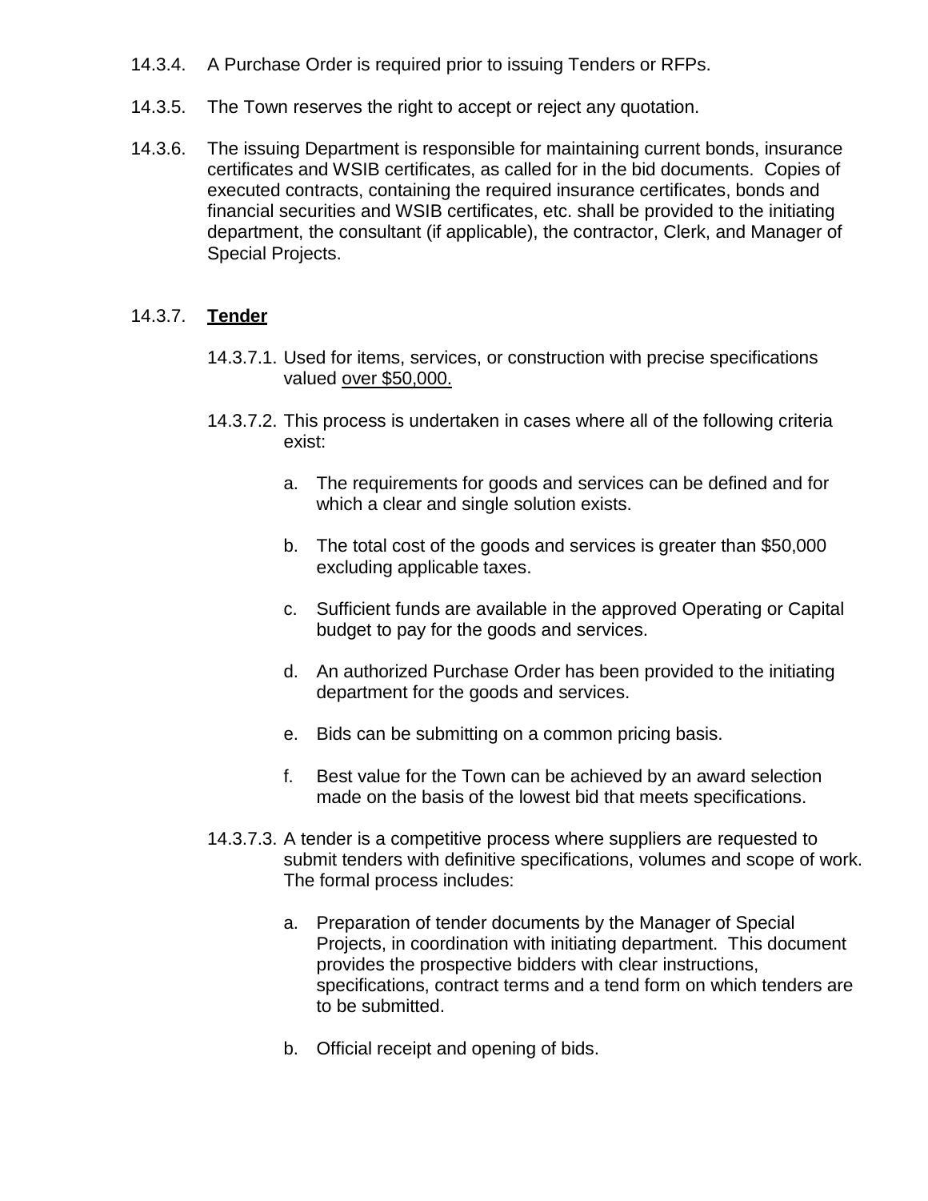14.3.4. A Purchase Order is required prior to issuing Tenders or RFPs.

14.3.5. The Town reserves the right to accept or reject any quotation.

14.3.6. The issuing Department is responsible for maintaining current bonds, insurance certificates and WSIB certificates, as called for in the bid documents. Copies of executed contracts, containing the required insurance certificates, bonds and financial securities and WSIB certificates, etc. shall be provided to the initiating department, the consultant (if applicable), the contractor, Clerk, and Manager of Special Projects.

14.3.7. **Tender**

14.3.7.1. Used for items, services, or construction with precise specifications valued over $50,000.

14.3.7.2. This process is undertaken in cases where all of the following criteria exist:

a. The requirements for goods and services can be defined and for which a clear and single solution exists.

b. The total cost of the goods and services is greater than $50,000 excluding applicable taxes.

c. Sufficient funds are available in the approved Operating or Capital budget to pay for the goods and services.

d. An authorized Purchase Order has been provided to the initiating department for the goods and services.

e. Bids can be submitting on a common pricing basis.

f. Best value for the Town can be achieved by an award selection made on the basis of the lowest bid that meets specifications.

14.3.7.3. A tender is a competitive process where suppliers are requested to submit tenders with definitive specifications, volumes and scope of work. The formal process includes:

a. Preparation of tender documents by the Manager of Special Projects, in coordination with initiating department. This document provides the prospective bidders with clear instructions, specifications, contract terms and a tend form on which tenders are to be submitted.

b. Official receipt and opening of bids.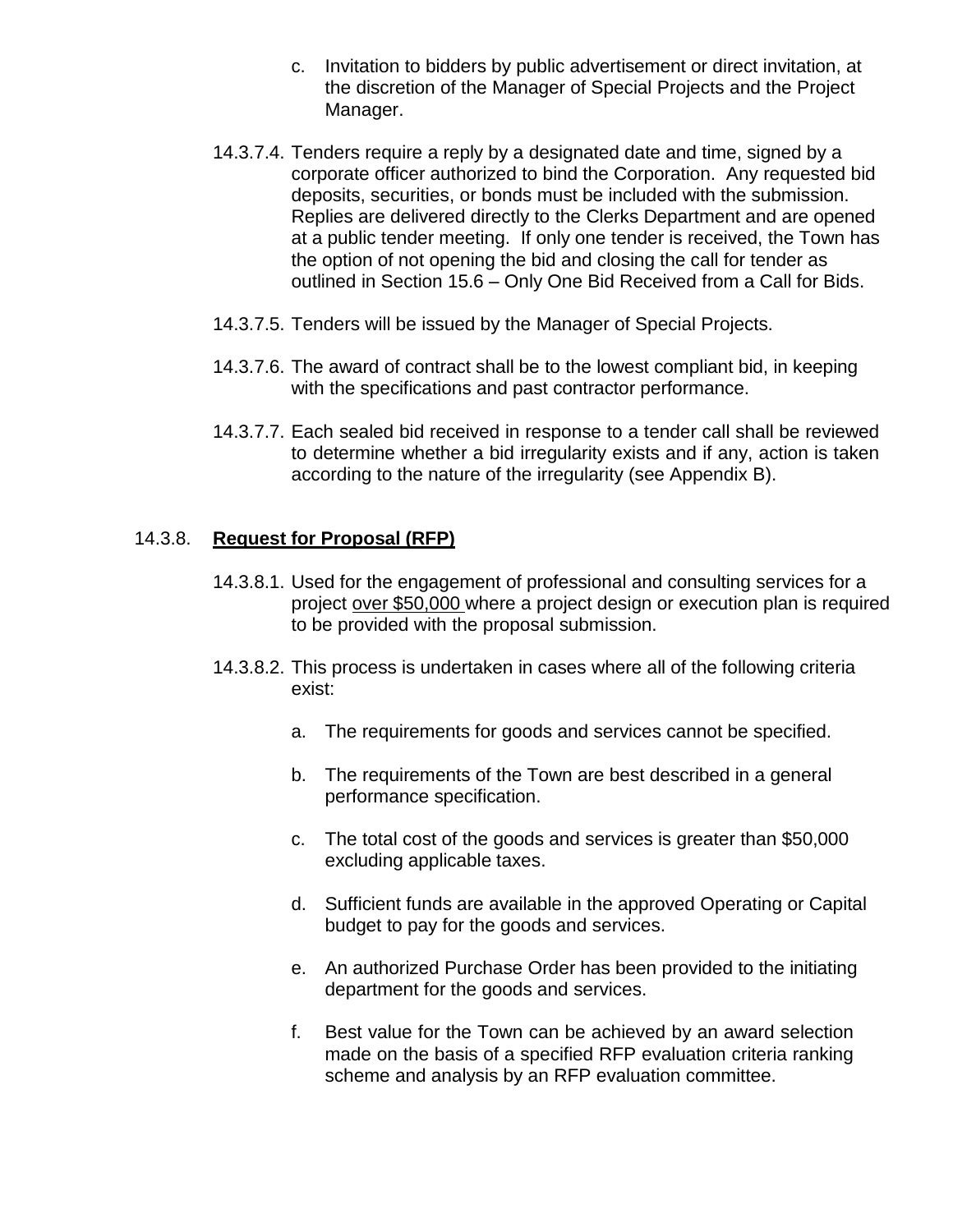c. Invitation to bidders by public advertisement or direct invitation, at the discretion of the Manager of Special Projects and the Project Manager.

14.3.7.4. Tenders require a reply by a designated date and time, signed by a corporate officer authorized to bind the Corporation. Any requested bid deposits, securities, or bonds must be included with the submission. Replies are delivered directly to the Clerks Department and are opened at a public tender meeting. If only one tender is received, the Town has the option of not opening the bid and closing the call for tender as outlined in Section 15.6 – Only One Bid Received from a Call for Bids.

14.3.7.5. Tenders will be issued by the Manager of Special Projects.

14.3.7.6. The award of contract shall be to the lowest compliant bid, in keeping with the specifications and past contractor performance.

14.3.7.7. Each sealed bid received in response to a tender call shall be reviewed to determine whether a bid irregularity exists and if any, action is taken according to the nature of the irregularity (see Appendix B).

### 14.3.8. **Request for Proposal (RFP)**

14.3.8.1. Used for the engagement of professional and consulting services for a project over $50,000 where a project design or execution plan is required to be provided with the proposal submission.

14.3.8.2. This process is undertaken in cases where all of the following criteria exist:

a. The requirements for goods and services cannot be specified.

b. The requirements of the Town are best described in a general performance specification.

c. The total cost of the goods and services is greater than $50,000 excluding applicable taxes.

d. Sufficient funds are available in the approved Operating or Capital budget to pay for the goods and services.

e. An authorized Purchase Order has been provided to the initiating department for the goods and services.

f. Best value for the Town can be achieved by an award selection made on the basis of a specified RFP evaluation criteria ranking scheme and analysis by an RFP evaluation committee.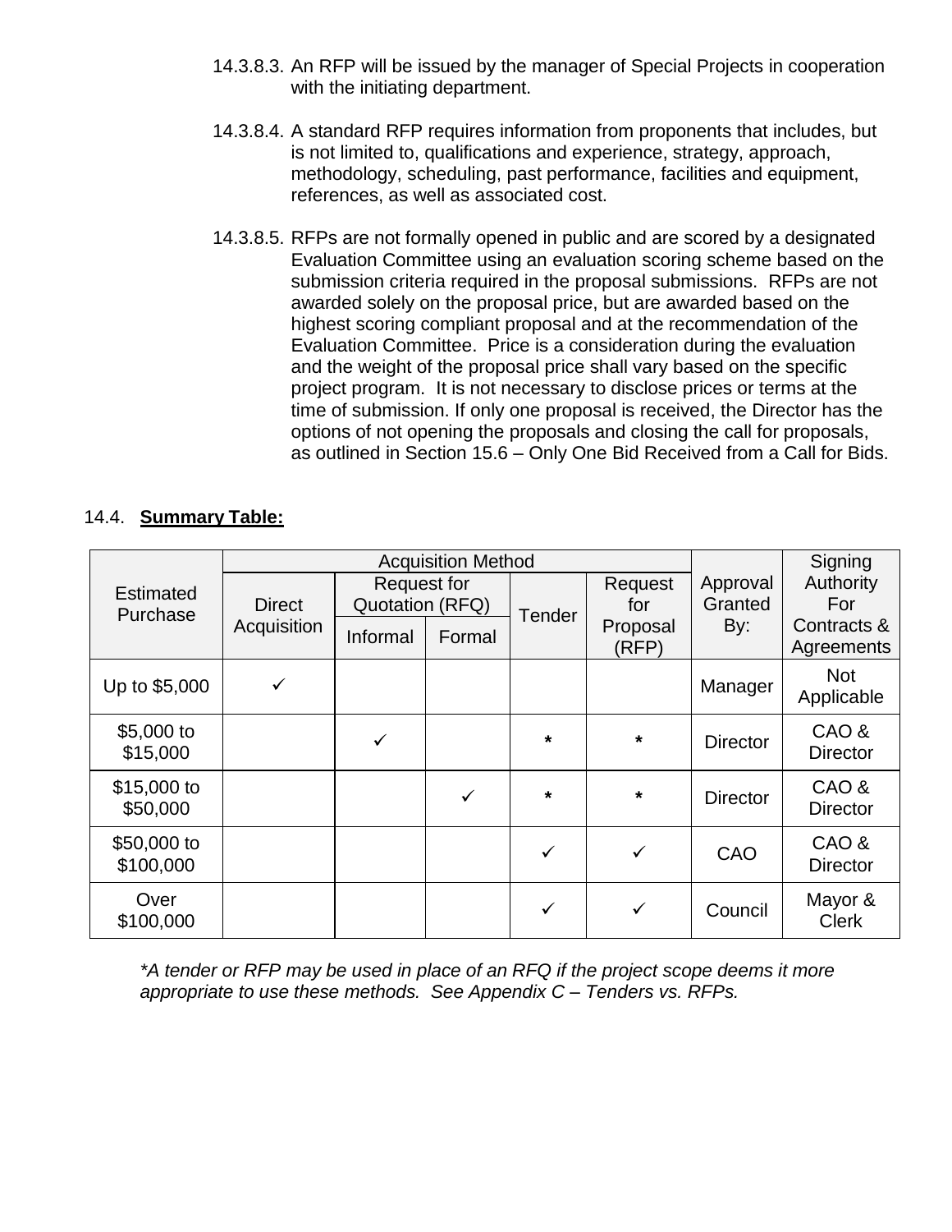14.3.8.3. An RFP will be issued by the manager of Special Projects in cooperation with the initiating department.

14.3.8.4. A standard RFP requires information from proponents that includes, but is not limited to, qualifications and experience, strategy, approach, methodology, scheduling, past performance, facilities and equipment, references, as well as associated cost.

14.3.8.5. RFPs are not formally opened in public and are scored by a designated Evaluation Committee using an evaluation scoring scheme based on the submission criteria required in the proposal submissions. RFPs are not awarded solely on the proposal price, but are awarded based on the highest scoring compliant proposal and at the recommendation of the Evaluation Committee. Price is a consideration during the evaluation and the weight of the proposal price shall vary based on the specific project program. It is not necessary to disclose prices or terms at the time of submission. If only one proposal is received, the Director has the options of not opening the proposals and closing the call for proposals, as outlined in Section 15.6 – Only One Bid Received from a Call for Bids.

## 14.4. **Summary Table:**

| Estimated Purchase | Acquisition Method | | | | | Approval Granted By: | Signing Authority For Contracts & Agreements |
|---|---|---|---|---|---|---|---|
| | Direct Acquisition | Request for Quotation (RFQ) | | Tender | Request for Proposal (RFP) | | |
| | | Informal | Formal | | | | |
| Up to $5,000 | ✓ | | | | | Manager | Not Applicable |
| $5,000 to $15,000 | | ✓ | | * | * | Director | CAO & Director |
| $15,000 to $50,000 | | | ✓ | * | * | Director | CAO & Director |
| $50,000 to $100,000 | | | | ✓ | ✓ | CAO | CAO & Director |
| Over $100,000 | | | | ✓ | ✓ | Council | Mayor & Clerk |

*\*A tender or RFP may be used in place of an RFQ if the project scope deems it more appropriate to use these methods. See Appendix C – Tenders vs. RFPs.*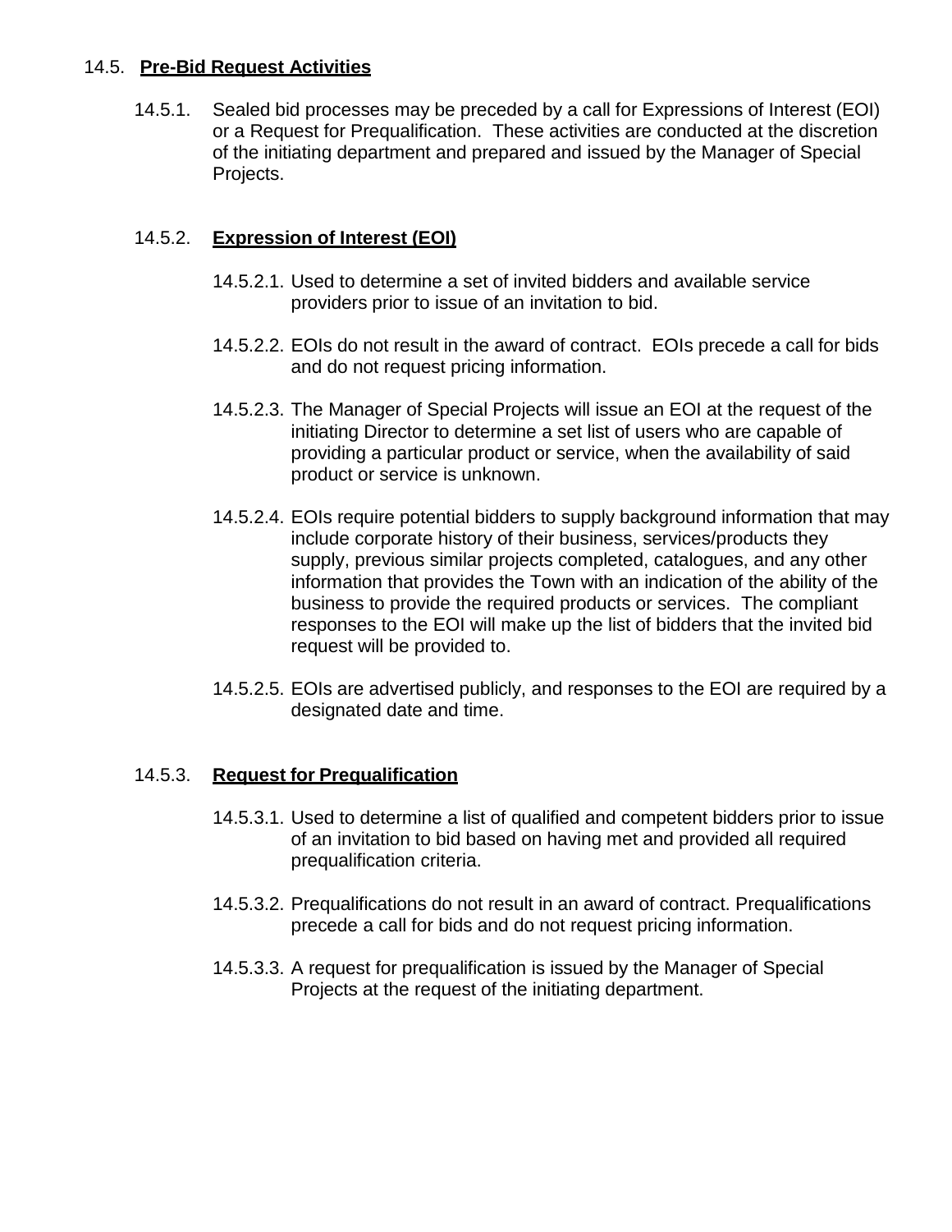## 14.5. **Pre-Bid Request Activities**

14.5.1. Sealed bid processes may be preceded by a call for Expressions of Interest (EOI) or a Request for Prequalification. These activities are conducted at the discretion of the initiating department and prepared and issued by the Manager of Special Projects.

### 14.5.2. **Expression of Interest (EOI)**

14.5.2.1. Used to determine a set of invited bidders and available service providers prior to issue of an invitation to bid.

14.5.2.2. EOIs do not result in the award of contract. EOIs precede a call for bids and do not request pricing information.

14.5.2.3. The Manager of Special Projects will issue an EOI at the request of the initiating Director to determine a set list of users who are capable of providing a particular product or service, when the availability of said product or service is unknown.

14.5.2.4. EOIs require potential bidders to supply background information that may include corporate history of their business, services/products they supply, previous similar projects completed, catalogues, and any other information that provides the Town with an indication of the ability of the business to provide the required products or services. The compliant responses to the EOI will make up the list of bidders that the invited bid request will be provided to.

14.5.2.5. EOIs are advertised publicly, and responses to the EOI are required by a designated date and time.

### 14.5.3. **Request for Prequalification**

14.5.3.1. Used to determine a list of qualified and competent bidders prior to issue of an invitation to bid based on having met and provided all required prequalification criteria.

14.5.3.2. Prequalifications do not result in an award of contract. Prequalifications precede a call for bids and do not request pricing information.

14.5.3.3. A request for prequalification is issued by the Manager of Special Projects at the request of the initiating department.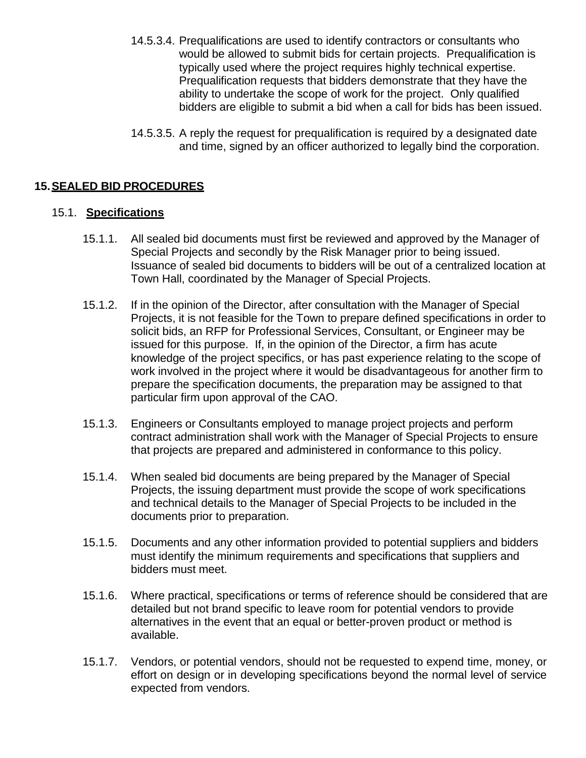14.5.3.4. Prequalifications are used to identify contractors or consultants who would be allowed to submit bids for certain projects. Prequalification is typically used where the project requires highly technical expertise. Prequalification requests that bidders demonstrate that they have the ability to undertake the scope of work for the project. Only qualified bidders are eligible to submit a bid when a call for bids has been issued.

14.5.3.5. A reply the request for prequalification is required by a designated date and time, signed by an officer authorized to legally bind the corporation.

## 15. SEALED BID PROCEDURES

### 15.1. Specifications

15.1.1. All sealed bid documents must first be reviewed and approved by the Manager of Special Projects and secondly by the Risk Manager prior to being issued. Issuance of sealed bid documents to bidders will be out of a centralized location at Town Hall, coordinated by the Manager of Special Projects.

15.1.2. If in the opinion of the Director, after consultation with the Manager of Special Projects, it is not feasible for the Town to prepare defined specifications in order to solicit bids, an RFP for Professional Services, Consultant, or Engineer may be issued for this purpose. If, in the opinion of the Director, a firm has acute knowledge of the project specifics, or has past experience relating to the scope of work involved in the project where it would be disadvantageous for another firm to prepare the specification documents, the preparation may be assigned to that particular firm upon approval of the CAO.

15.1.3. Engineers or Consultants employed to manage project projects and perform contract administration shall work with the Manager of Special Projects to ensure that projects are prepared and administered in conformance to this policy.

15.1.4. When sealed bid documents are being prepared by the Manager of Special Projects, the issuing department must provide the scope of work specifications and technical details to the Manager of Special Projects to be included in the documents prior to preparation.

15.1.5. Documents and any other information provided to potential suppliers and bidders must identify the minimum requirements and specifications that suppliers and bidders must meet.

15.1.6. Where practical, specifications or terms of reference should be considered that are detailed but not brand specific to leave room for potential vendors to provide alternatives in the event that an equal or better-proven product or method is available.

15.1.7. Vendors, or potential vendors, should not be requested to expend time, money, or effort on design or in developing specifications beyond the normal level of service expected from vendors.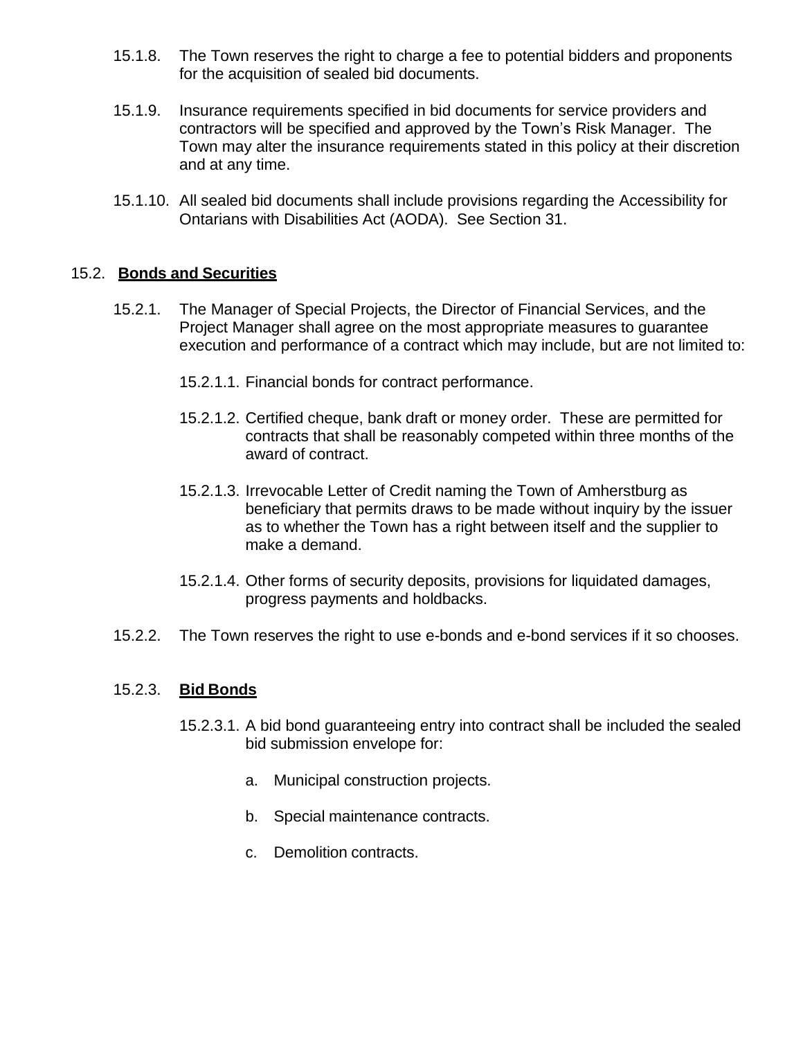15.1.8. The Town reserves the right to charge a fee to potential bidders and proponents for the acquisition of sealed bid documents.

15.1.9. Insurance requirements specified in bid documents for service providers and contractors will be specified and approved by the Town's Risk Manager. The Town may alter the insurance requirements stated in this policy at their discretion and at any time.

15.1.10. All sealed bid documents shall include provisions regarding the Accessibility for Ontarians with Disabilities Act (AODA). See Section 31.

15.2. **Bonds and Securities**

15.2.1. The Manager of Special Projects, the Director of Financial Services, and the Project Manager shall agree on the most appropriate measures to guarantee execution and performance of a contract which may include, but are not limited to:

15.2.1.1. Financial bonds for contract performance.

15.2.1.2. Certified cheque, bank draft or money order. These are permitted for contracts that shall be reasonably competed within three months of the award of contract.

15.2.1.3. Irrevocable Letter of Credit naming the Town of Amherstburg as beneficiary that permits draws to be made without inquiry by the issuer as to whether the Town has a right between itself and the supplier to make a demand.

15.2.1.4. Other forms of security deposits, provisions for liquidated damages, progress payments and holdbacks.

15.2.2. The Town reserves the right to use e-bonds and e-bond services if it so chooses.

15.2.3. **Bid Bonds**

15.2.3.1. A bid bond guaranteeing entry into contract shall be included the sealed bid submission envelope for:

a. Municipal construction projects.

b. Special maintenance contracts.

c. Demolition contracts.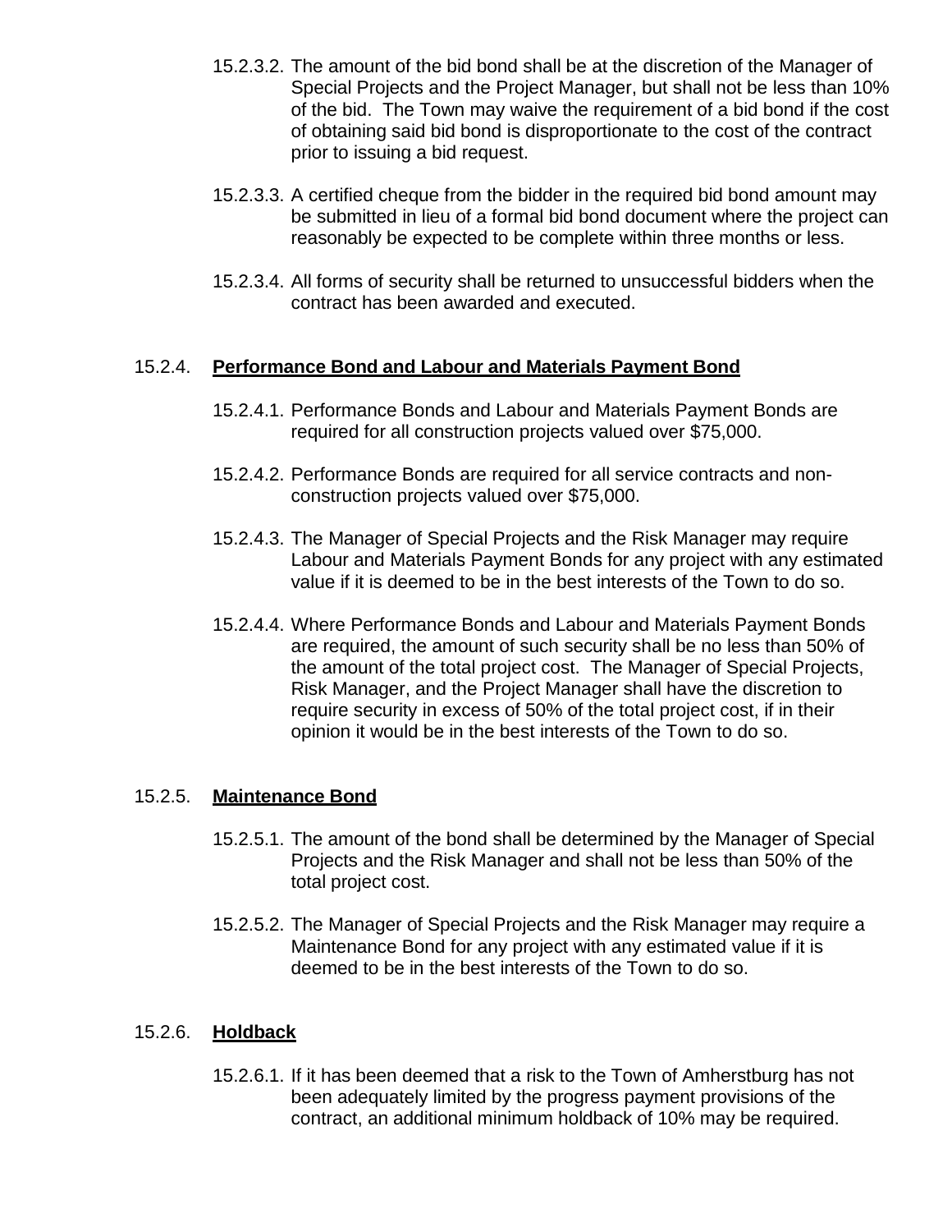15.2.3.2. The amount of the bid bond shall be at the discretion of the Manager of Special Projects and the Project Manager, but shall not be less than 10% of the bid. The Town may waive the requirement of a bid bond if the cost of obtaining said bid bond is disproportionate to the cost of the contract prior to issuing a bid request.

15.2.3.3. A certified cheque from the bidder in the required bid bond amount may be submitted in lieu of a formal bid bond document where the project can reasonably be expected to be complete within three months or less.

15.2.3.4. All forms of security shall be returned to unsuccessful bidders when the contract has been awarded and executed.

15.2.4. **Performance Bond and Labour and Materials Payment Bond**

15.2.4.1. Performance Bonds and Labour and Materials Payment Bonds are required for all construction projects valued over $75,000.

15.2.4.2. Performance Bonds are required for all service contracts and non-construction projects valued over $75,000.

15.2.4.3. The Manager of Special Projects and the Risk Manager may require Labour and Materials Payment Bonds for any project with any estimated value if it is deemed to be in the best interests of the Town to do so.

15.2.4.4. Where Performance Bonds and Labour and Materials Payment Bonds are required, the amount of such security shall be no less than 50% of the amount of the total project cost. The Manager of Special Projects, Risk Manager, and the Project Manager shall have the discretion to require security in excess of 50% of the total project cost, if in their opinion it would be in the best interests of the Town to do so.

15.2.5. **Maintenance Bond**

15.2.5.1. The amount of the bond shall be determined by the Manager of Special Projects and the Risk Manager and shall not be less than 50% of the total project cost.

15.2.5.2. The Manager of Special Projects and the Risk Manager may require a Maintenance Bond for any project with any estimated value if it is deemed to be in the best interests of the Town to do so.

15.2.6. **Holdback**

15.2.6.1. If it has been deemed that a risk to the Town of Amherstburg has not been adequately limited by the progress payment provisions of the contract, an additional minimum holdback of 10% may be required.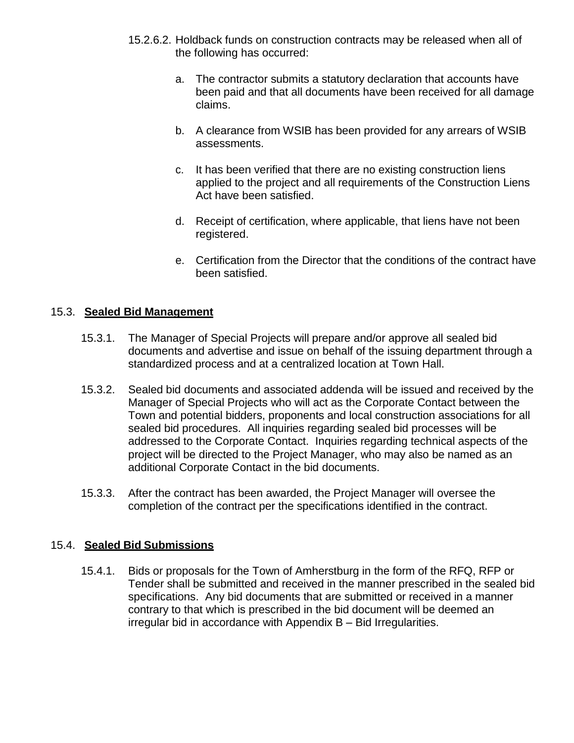15.2.6.2. Holdback funds on construction contracts may be released when all of the following has occurred:

a. The contractor submits a statutory declaration that accounts have been paid and that all documents have been received for all damage claims.

b. A clearance from WSIB has been provided for any arrears of WSIB assessments.

c. It has been verified that there are no existing construction liens applied to the project and all requirements of the Construction Liens Act have been satisfied.

d. Receipt of certification, where applicable, that liens have not been registered.

e. Certification from the Director that the conditions of the contract have been satisfied.

## 15.3. **Sealed Bid Management**

15.3.1. The Manager of Special Projects will prepare and/or approve all sealed bid documents and advertise and issue on behalf of the issuing department through a standardized process and at a centralized location at Town Hall.

15.3.2. Sealed bid documents and associated addenda will be issued and received by the Manager of Special Projects who will act as the Corporate Contact between the Town and potential bidders, proponents and local construction associations for all sealed bid procedures. All inquiries regarding sealed bid processes will be addressed to the Corporate Contact. Inquiries regarding technical aspects of the project will be directed to the Project Manager, who may also be named as an additional Corporate Contact in the bid documents.

15.3.3. After the contract has been awarded, the Project Manager will oversee the completion of the contract per the specifications identified in the contract.

## 15.4. **Sealed Bid Submissions**

15.4.1. Bids or proposals for the Town of Amherstburg in the form of the RFQ, RFP or Tender shall be submitted and received in the manner prescribed in the sealed bid specifications. Any bid documents that are submitted or received in a manner contrary to that which is prescribed in the bid document will be deemed an irregular bid in accordance with Appendix B – Bid Irregularities.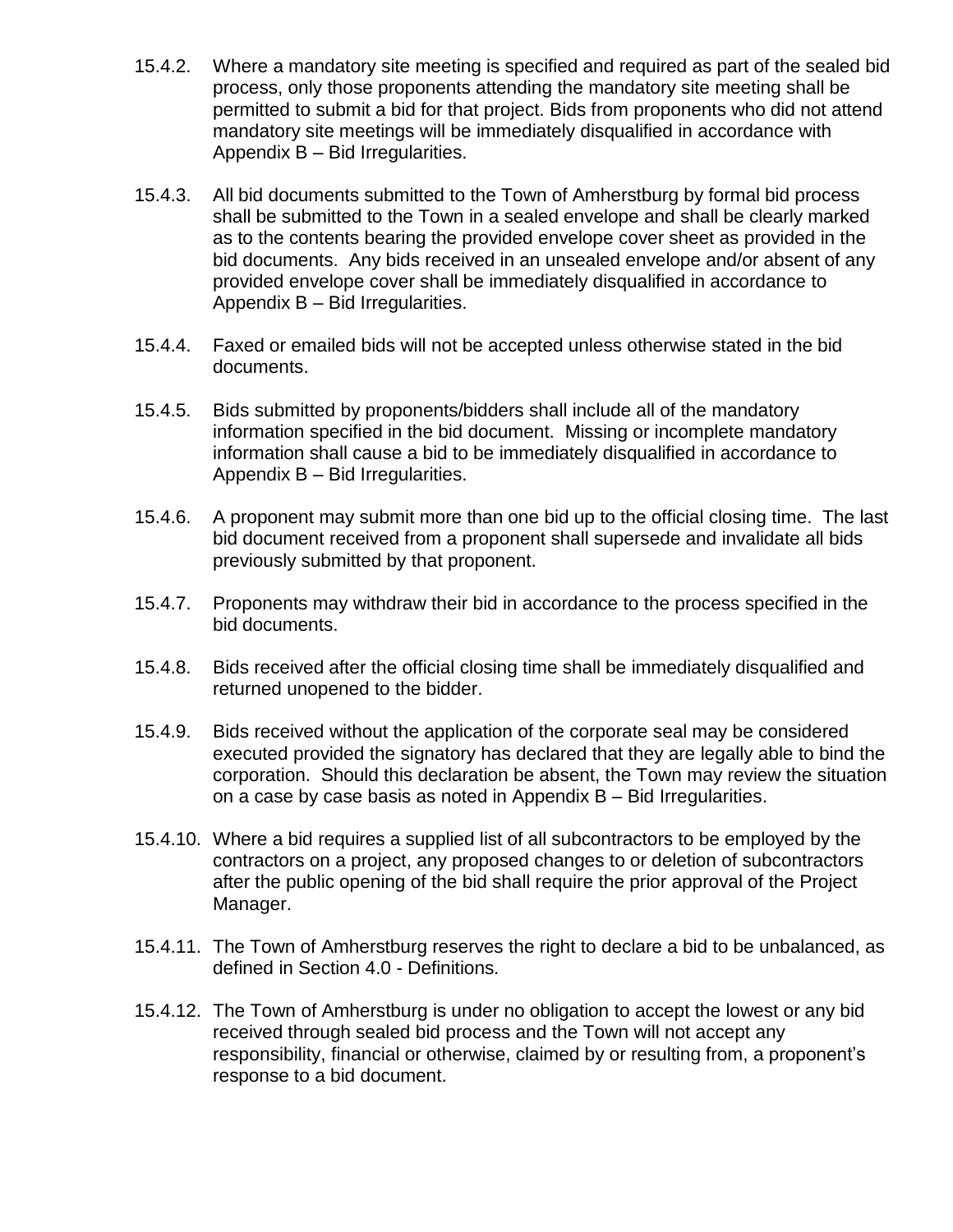15.4.2. Where a mandatory site meeting is specified and required as part of the sealed bid process, only those proponents attending the mandatory site meeting shall be permitted to submit a bid for that project. Bids from proponents who did not attend mandatory site meetings will be immediately disqualified in accordance with Appendix B – Bid Irregularities.

15.4.3. All bid documents submitted to the Town of Amherstburg by formal bid process shall be submitted to the Town in a sealed envelope and shall be clearly marked as to the contents bearing the provided envelope cover sheet as provided in the bid documents. Any bids received in an unsealed envelope and/or absent of any provided envelope cover shall be immediately disqualified in accordance to Appendix B – Bid Irregularities.

15.4.4. Faxed or emailed bids will not be accepted unless otherwise stated in the bid documents.

15.4.5. Bids submitted by proponents/bidders shall include all of the mandatory information specified in the bid document. Missing or incomplete mandatory information shall cause a bid to be immediately disqualified in accordance to Appendix B – Bid Irregularities.

15.4.6. A proponent may submit more than one bid up to the official closing time. The last bid document received from a proponent shall supersede and invalidate all bids previously submitted by that proponent.

15.4.7. Proponents may withdraw their bid in accordance to the process specified in the bid documents.

15.4.8. Bids received after the official closing time shall be immediately disqualified and returned unopened to the bidder.

15.4.9. Bids received without the application of the corporate seal may be considered executed provided the signatory has declared that they are legally able to bind the corporation. Should this declaration be absent, the Town may review the situation on a case by case basis as noted in Appendix B – Bid Irregularities.

15.4.10. Where a bid requires a supplied list of all subcontractors to be employed by the contractors on a project, any proposed changes to or deletion of subcontractors after the public opening of the bid shall require the prior approval of the Project Manager.

15.4.11. The Town of Amherstburg reserves the right to declare a bid to be unbalanced, as defined in Section 4.0 - Definitions.

15.4.12. The Town of Amherstburg is under no obligation to accept the lowest or any bid received through sealed bid process and the Town will not accept any responsibility, financial or otherwise, claimed by or resulting from, a proponent's response to a bid document.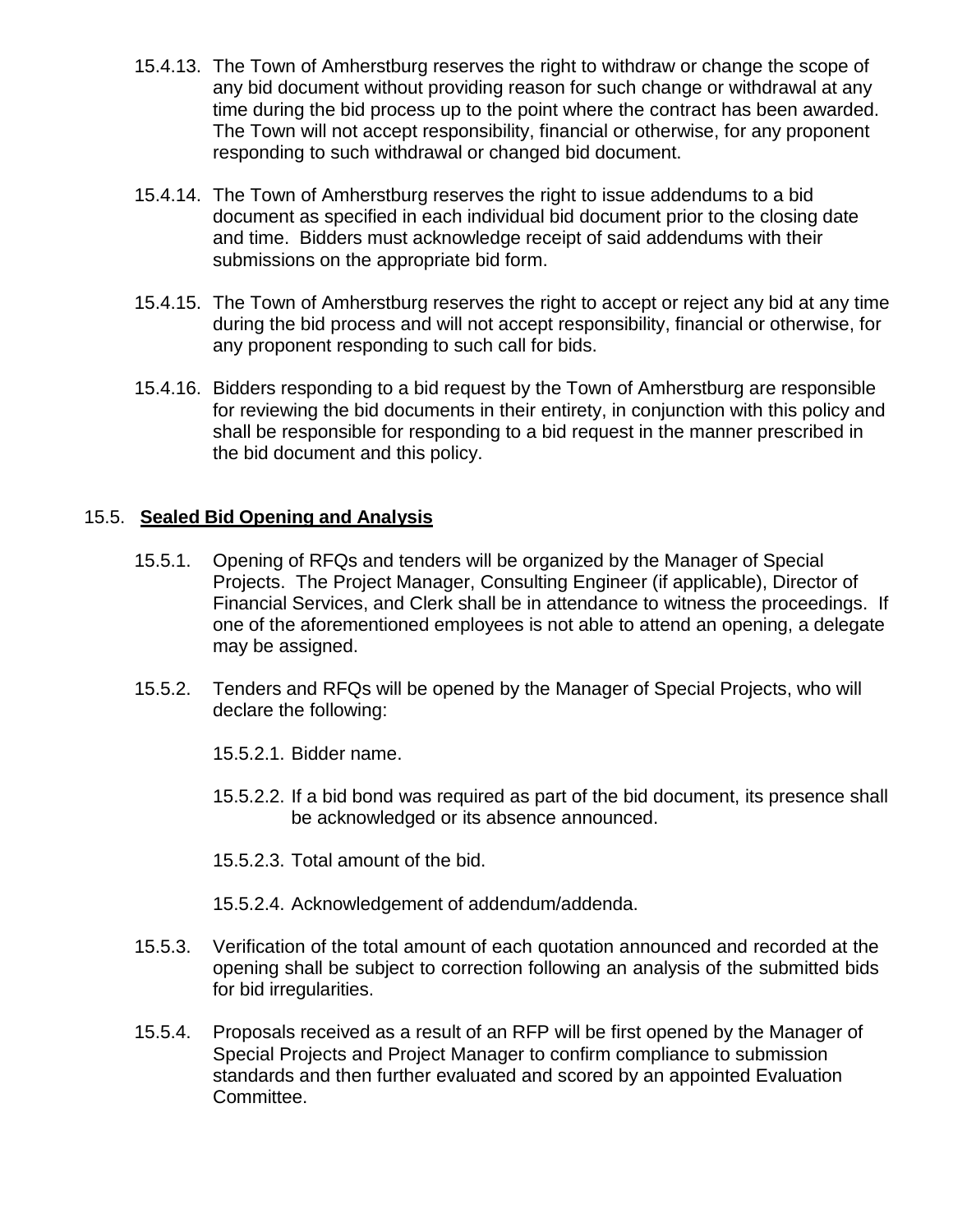15.4.13. The Town of Amherstburg reserves the right to withdraw or change the scope of any bid document without providing reason for such change or withdrawal at any time during the bid process up to the point where the contract has been awarded. The Town will not accept responsibility, financial or otherwise, for any proponent responding to such withdrawal or changed bid document.

15.4.14. The Town of Amherstburg reserves the right to issue addendums to a bid document as specified in each individual bid document prior to the closing date and time. Bidders must acknowledge receipt of said addendums with their submissions on the appropriate bid form.

15.4.15. The Town of Amherstburg reserves the right to accept or reject any bid at any time during the bid process and will not accept responsibility, financial or otherwise, for any proponent responding to such call for bids.

15.4.16. Bidders responding to a bid request by the Town of Amherstburg are responsible for reviewing the bid documents in their entirety, in conjunction with this policy and shall be responsible for responding to a bid request in the manner prescribed in the bid document and this policy.

## 15.5. **Sealed Bid Opening and Analysis**

15.5.1. Opening of RFQs and tenders will be organized by the Manager of Special Projects. The Project Manager, Consulting Engineer (if applicable), Director of Financial Services, and Clerk shall be in attendance to witness the proceedings. If one of the aforementioned employees is not able to attend an opening, a delegate may be assigned.

15.5.2. Tenders and RFQs will be opened by the Manager of Special Projects, who will declare the following:

15.5.2.1. Bidder name.

15.5.2.2. If a bid bond was required as part of the bid document, its presence shall be acknowledged or its absence announced.

15.5.2.3. Total amount of the bid.

15.5.2.4. Acknowledgement of addendum/addenda.

15.5.3. Verification of the total amount of each quotation announced and recorded at the opening shall be subject to correction following an analysis of the submitted bids for bid irregularities.

15.5.4. Proposals received as a result of an RFP will be first opened by the Manager of Special Projects and Project Manager to confirm compliance to submission standards and then further evaluated and scored by an appointed Evaluation Committee.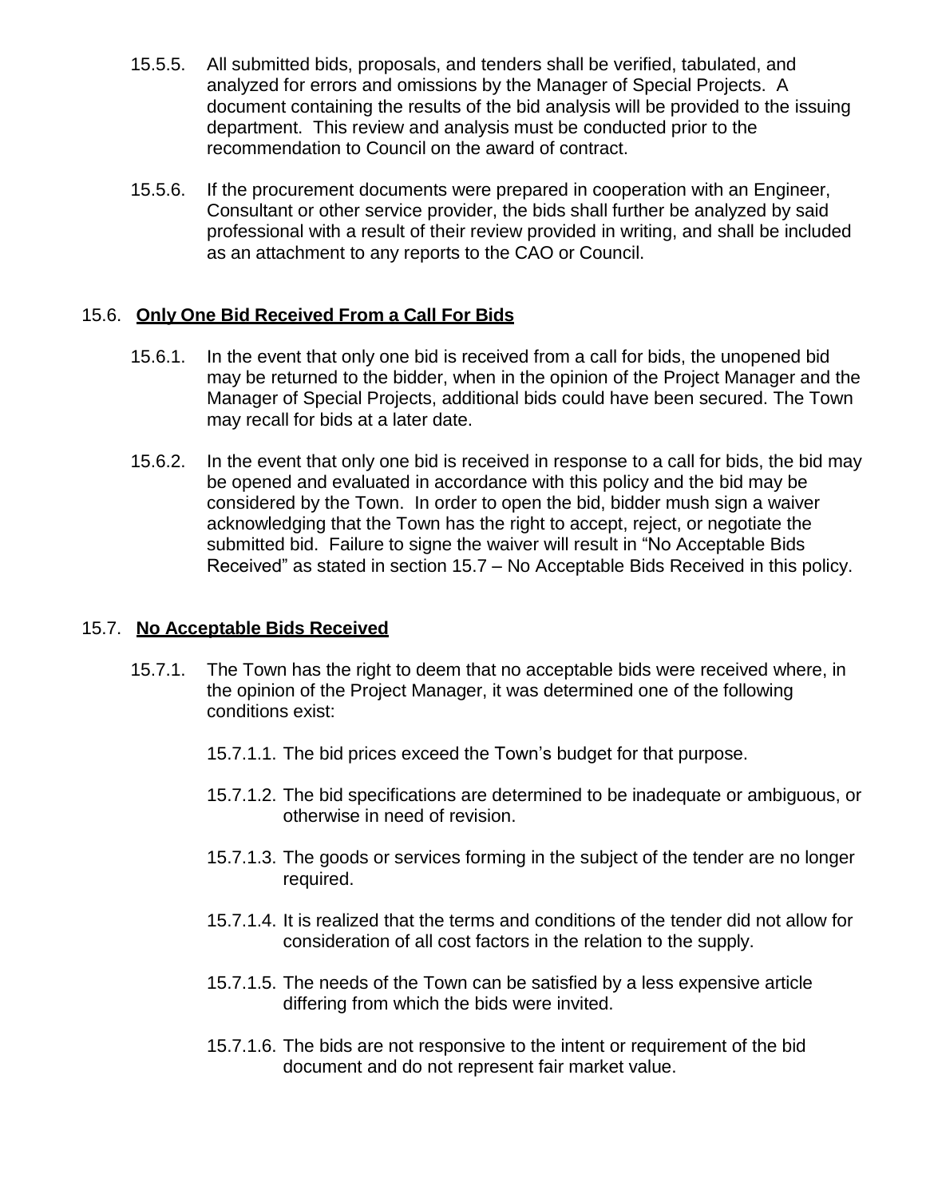15.5.5. All submitted bids, proposals, and tenders shall be verified, tabulated, and analyzed for errors and omissions by the Manager of Special Projects. A document containing the results of the bid analysis will be provided to the issuing department. This review and analysis must be conducted prior to the recommendation to Council on the award of contract.

15.5.6. If the procurement documents were prepared in cooperation with an Engineer, Consultant or other service provider, the bids shall further be analyzed by said professional with a result of their review provided in writing, and shall be included as an attachment to any reports to the CAO or Council.

## 15.6. **Only One Bid Received From a Call For Bids**

15.6.1. In the event that only one bid is received from a call for bids, the unopened bid may be returned to the bidder, when in the opinion of the Project Manager and the Manager of Special Projects, additional bids could have been secured. The Town may recall for bids at a later date.

15.6.2. In the event that only one bid is received in response to a call for bids, the bid may be opened and evaluated in accordance with this policy and the bid may be considered by the Town. In order to open the bid, bidder mush sign a waiver acknowledging that the Town has the right to accept, reject, or negotiate the submitted bid. Failure to signe the waiver will result in "No Acceptable Bids Received" as stated in section 15.7 – No Acceptable Bids Received in this policy.

## 15.7. **No Acceptable Bids Received**

15.7.1. The Town has the right to deem that no acceptable bids were received where, in the opinion of the Project Manager, it was determined one of the following conditions exist:

15.7.1.1. The bid prices exceed the Town's budget for that purpose.

15.7.1.2. The bid specifications are determined to be inadequate or ambiguous, or otherwise in need of revision.

15.7.1.3. The goods or services forming in the subject of the tender are no longer required.

15.7.1.4. It is realized that the terms and conditions of the tender did not allow for consideration of all cost factors in the relation to the supply.

15.7.1.5. The needs of the Town can be satisfied by a less expensive article differing from which the bids were invited.

15.7.1.6. The bids are not responsive to the intent or requirement of the bid document and do not represent fair market value.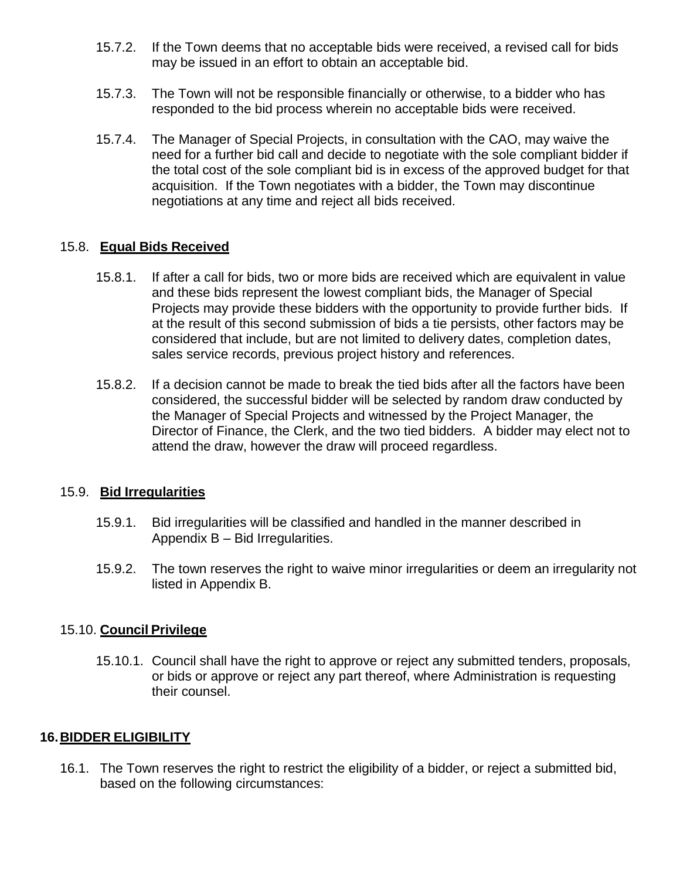15.7.2. If the Town deems that no acceptable bids were received, a revised call for bids may be issued in an effort to obtain an acceptable bid.

15.7.3. The Town will not be responsible financially or otherwise, to a bidder who has responded to the bid process wherein no acceptable bids were received.

15.7.4. The Manager of Special Projects, in consultation with the CAO, may waive the need for a further bid call and decide to negotiate with the sole compliant bidder if the total cost of the sole compliant bid is in excess of the approved budget for that acquisition. If the Town negotiates with a bidder, the Town may discontinue negotiations at any time and reject all bids received.

### 15.8. **Equal Bids Received**

15.8.1. If after a call for bids, two or more bids are received which are equivalent in value and these bids represent the lowest compliant bids, the Manager of Special Projects may provide these bidders with the opportunity to provide further bids. If at the result of this second submission of bids a tie persists, other factors may be considered that include, but are not limited to delivery dates, completion dates, sales service records, previous project history and references.

15.8.2. If a decision cannot be made to break the tied bids after all the factors have been considered, the successful bidder will be selected by random draw conducted by the Manager of Special Projects and witnessed by the Project Manager, the Director of Finance, the Clerk, and the two tied bidders. A bidder may elect not to attend the draw, however the draw will proceed regardless.

### 15.9. **Bid Irregularities**

15.9.1. Bid irregularities will be classified and handled in the manner described in Appendix B – Bid Irregularities.

15.9.2. The town reserves the right to waive minor irregularities or deem an irregularity not listed in Appendix B.

### 15.10. **Council Privilege**

15.10.1. Council shall have the right to approve or reject any submitted tenders, proposals, or bids or approve or reject any part thereof, where Administration is requesting their counsel.

## 16. **BIDDER ELIGIBILITY**

16.1. The Town reserves the right to restrict the eligibility of a bidder, or reject a submitted bid, based on the following circumstances: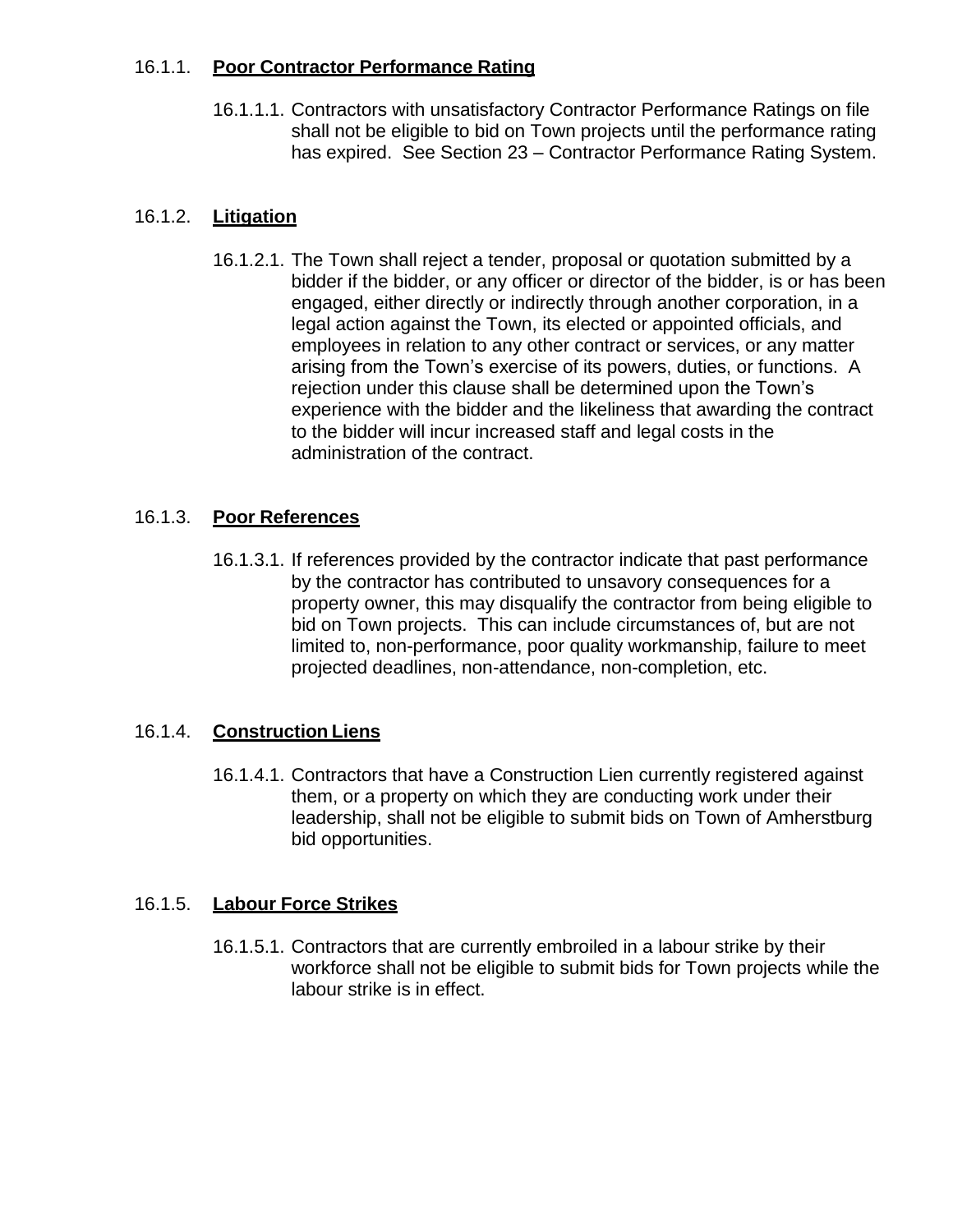#### 16.1.1. **Poor Contractor Performance Rating**

16.1.1.1. Contractors with unsatisfactory Contractor Performance Ratings on file shall not be eligible to bid on Town projects until the performance rating has expired. See Section 23 – Contractor Performance Rating System.

#### 16.1.2. **Litigation**

16.1.2.1. The Town shall reject a tender, proposal or quotation submitted by a bidder if the bidder, or any officer or director of the bidder, is or has been engaged, either directly or indirectly through another corporation, in a legal action against the Town, its elected or appointed officials, and employees in relation to any other contract or services, or any matter arising from the Town's exercise of its powers, duties, or functions. A rejection under this clause shall be determined upon the Town's experience with the bidder and the likeliness that awarding the contract to the bidder will incur increased staff and legal costs in the administration of the contract.

#### 16.1.3. **Poor References**

16.1.3.1. If references provided by the contractor indicate that past performance by the contractor has contributed to unsavory consequences for a property owner, this may disqualify the contractor from being eligible to bid on Town projects. This can include circumstances of, but are not limited to, non-performance, poor quality workmanship, failure to meet projected deadlines, non-attendance, non-completion, etc.

#### 16.1.4. **Construction Liens**

16.1.4.1. Contractors that have a Construction Lien currently registered against them, or a property on which they are conducting work under their leadership, shall not be eligible to submit bids on Town of Amherstburg bid opportunities.

#### 16.1.5. **Labour Force Strikes**

16.1.5.1. Contractors that are currently embroiled in a labour strike by their workforce shall not be eligible to submit bids for Town projects while the labour strike is in effect.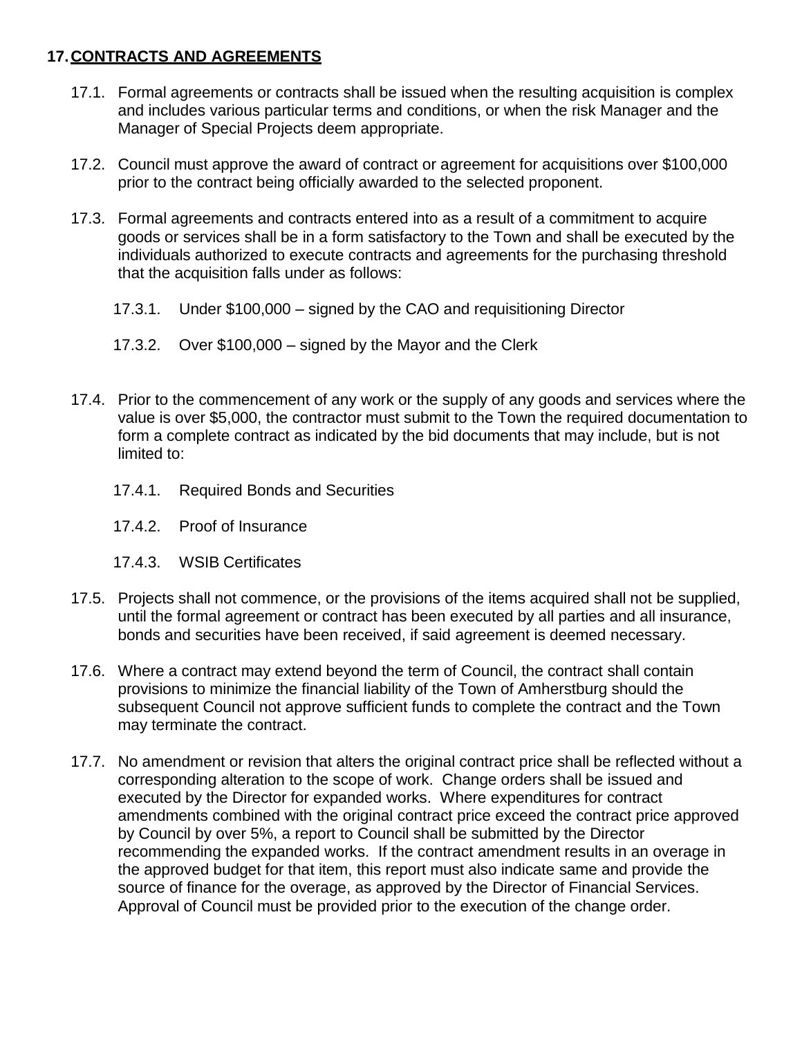## 17. CONTRACTS AND AGREEMENTS

17.1. Formal agreements or contracts shall be issued when the resulting acquisition is complex and includes various particular terms and conditions, or when the risk Manager and the Manager of Special Projects deem appropriate.

17.2. Council must approve the award of contract or agreement for acquisitions over $100,000 prior to the contract being officially awarded to the selected proponent.

17.3. Formal agreements and contracts entered into as a result of a commitment to acquire goods or services shall be in a form satisfactory to the Town and shall be executed by the individuals authorized to execute contracts and agreements for the purchasing threshold that the acquisition falls under as follows:

- 17.3.1. Under $100,000 – signed by the CAO and requisitioning Director
- 17.3.2. Over $100,000 – signed by the Mayor and the Clerk

17.4. Prior to the commencement of any work or the supply of any goods and services where the value is over $5,000, the contractor must submit to the Town the required documentation to form a complete contract as indicated by the bid documents that may include, but is not limited to:

- 17.4.1. Required Bonds and Securities
- 17.4.2. Proof of Insurance
- 17.4.3. WSIB Certificates

17.5. Projects shall not commence, or the provisions of the items acquired shall not be supplied, until the formal agreement or contract has been executed by all parties and all insurance, bonds and securities have been received, if said agreement is deemed necessary.

17.6. Where a contract may extend beyond the term of Council, the contract shall contain provisions to minimize the financial liability of the Town of Amherstburg should the subsequent Council not approve sufficient funds to complete the contract and the Town may terminate the contract.

17.7. No amendment or revision that alters the original contract price shall be reflected without a corresponding alteration to the scope of work. Change orders shall be issued and executed by the Director for expanded works. Where expenditures for contract amendments combined with the original contract price exceed the contract price approved by Council by over 5%, a report to Council shall be submitted by the Director recommending the expanded works. If the contract amendment results in an overage in the approved budget for that item, this report must also indicate same and provide the source of finance for the overage, as approved by the Director of Financial Services. Approval of Council must be provided prior to the execution of the change order.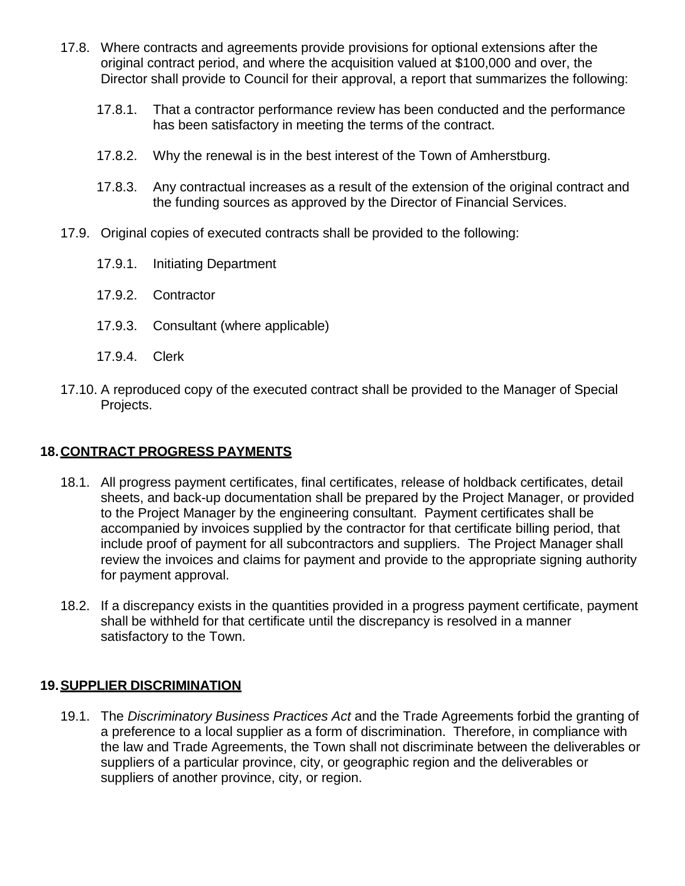17.8. Where contracts and agreements provide provisions for optional extensions after the original contract period, and where the acquisition valued at $100,000 and over, the Director shall provide to Council for their approval, a report that summarizes the following:

17.8.1. That a contractor performance review has been conducted and the performance has been satisfactory in meeting the terms of the contract.

17.8.2. Why the renewal is in the best interest of the Town of Amherstburg.

17.8.3. Any contractual increases as a result of the extension of the original contract and the funding sources as approved by the Director of Financial Services.

17.9. Original copies of executed contracts shall be provided to the following:

17.9.1. Initiating Department

17.9.2. Contractor

17.9.3. Consultant (where applicable)

17.9.4. Clerk

17.10. A reproduced copy of the executed contract shall be provided to the Manager of Special Projects.

## 18. CONTRACT PROGRESS PAYMENTS

18.1. All progress payment certificates, final certificates, release of holdback certificates, detail sheets, and back-up documentation shall be prepared by the Project Manager, or provided to the Project Manager by the engineering consultant. Payment certificates shall be accompanied by invoices supplied by the contractor for that certificate billing period, that include proof of payment for all subcontractors and suppliers. The Project Manager shall review the invoices and claims for payment and provide to the appropriate signing authority for payment approval.

18.2. If a discrepancy exists in the quantities provided in a progress payment certificate, payment shall be withheld for that certificate until the discrepancy is resolved in a manner satisfactory to the Town.

## 19. SUPPLIER DISCRIMINATION

19.1. The *Discriminatory Business Practices Act* and the Trade Agreements forbid the granting of a preference to a local supplier as a form of discrimination. Therefore, in compliance with the law and Trade Agreements, the Town shall not discriminate between the deliverables or suppliers of a particular province, city, or geographic region and the deliverables or suppliers of another province, city, or region.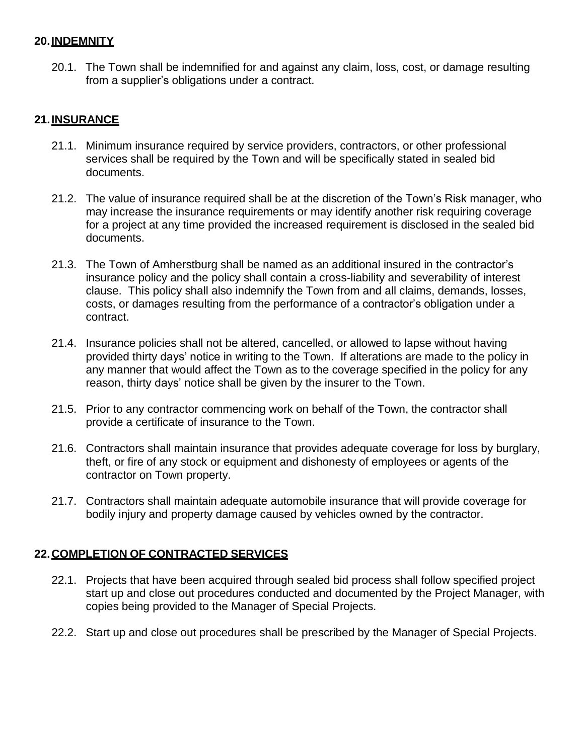## 20. INDEMNITY

20.1. The Town shall be indemnified for and against any claim, loss, cost, or damage resulting from a supplier's obligations under a contract.

## 21. INSURANCE

21.1. Minimum insurance required by service providers, contractors, or other professional services shall be required by the Town and will be specifically stated in sealed bid documents.

21.2. The value of insurance required shall be at the discretion of the Town's Risk manager, who may increase the insurance requirements or may identify another risk requiring coverage for a project at any time provided the increased requirement is disclosed in the sealed bid documents.

21.3. The Town of Amherstburg shall be named as an additional insured in the contractor's insurance policy and the policy shall contain a cross-liability and severability of interest clause. This policy shall also indemnify the Town from and all claims, demands, losses, costs, or damages resulting from the performance of a contractor's obligation under a contract.

21.4. Insurance policies shall not be altered, cancelled, or allowed to lapse without having provided thirty days' notice in writing to the Town. If alterations are made to the policy in any manner that would affect the Town as to the coverage specified in the policy for any reason, thirty days' notice shall be given by the insurer to the Town.

21.5. Prior to any contractor commencing work on behalf of the Town, the contractor shall provide a certificate of insurance to the Town.

21.6. Contractors shall maintain insurance that provides adequate coverage for loss by burglary, theft, or fire of any stock or equipment and dishonesty of employees or agents of the contractor on Town property.

21.7. Contractors shall maintain adequate automobile insurance that will provide coverage for bodily injury and property damage caused by vehicles owned by the contractor.

## 22. COMPLETION OF CONTRACTED SERVICES

22.1. Projects that have been acquired through sealed bid process shall follow specified project start up and close out procedures conducted and documented by the Project Manager, with copies being provided to the Manager of Special Projects.

22.2. Start up and close out procedures shall be prescribed by the Manager of Special Projects.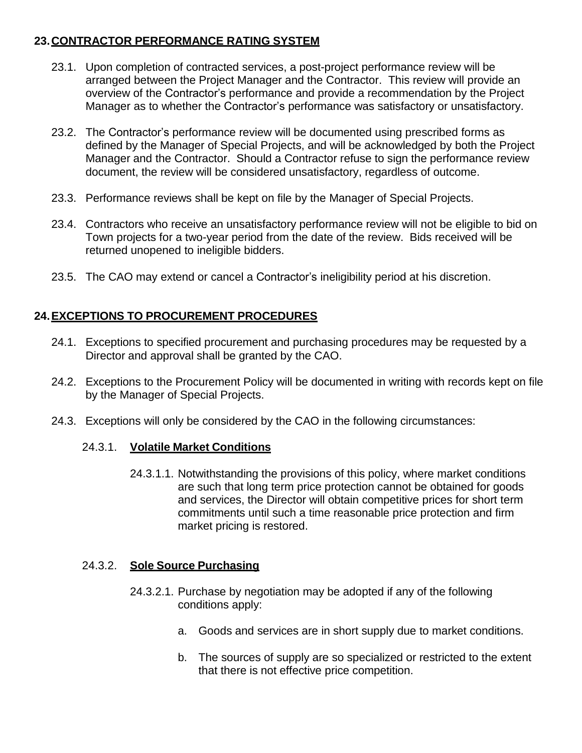## 23. CONTRACTOR PERFORMANCE RATING SYSTEM

23.1. Upon completion of contracted services, a post-project performance review will be arranged between the Project Manager and the Contractor. This review will provide an overview of the Contractor's performance and provide a recommendation by the Project Manager as to whether the Contractor's performance was satisfactory or unsatisfactory.

23.2. The Contractor's performance review will be documented using prescribed forms as defined by the Manager of Special Projects, and will be acknowledged by both the Project Manager and the Contractor. Should a Contractor refuse to sign the performance review document, the review will be considered unsatisfactory, regardless of outcome.

23.3. Performance reviews shall be kept on file by the Manager of Special Projects.

23.4. Contractors who receive an unsatisfactory performance review will not be eligible to bid on Town projects for a two-year period from the date of the review. Bids received will be returned unopened to ineligible bidders.

23.5. The CAO may extend or cancel a Contractor's ineligibility period at his discretion.

## 24. EXCEPTIONS TO PROCUREMENT PROCEDURES

24.1. Exceptions to specified procurement and purchasing procedures may be requested by a Director and approval shall be granted by the CAO.

24.2. Exceptions to the Procurement Policy will be documented in writing with records kept on file by the Manager of Special Projects.

24.3. Exceptions will only be considered by the CAO in the following circumstances:

### 24.3.1. Volatile Market Conditions

24.3.1.1. Notwithstanding the provisions of this policy, where market conditions are such that long term price protection cannot be obtained for goods and services, the Director will obtain competitive prices for short term commitments until such a time reasonable price protection and firm market pricing is restored.

### 24.3.2. Sole Source Purchasing

24.3.2.1. Purchase by negotiation may be adopted if any of the following conditions apply:

a. Goods and services are in short supply due to market conditions.

b. The sources of supply are so specialized or restricted to the extent that there is not effective price competition.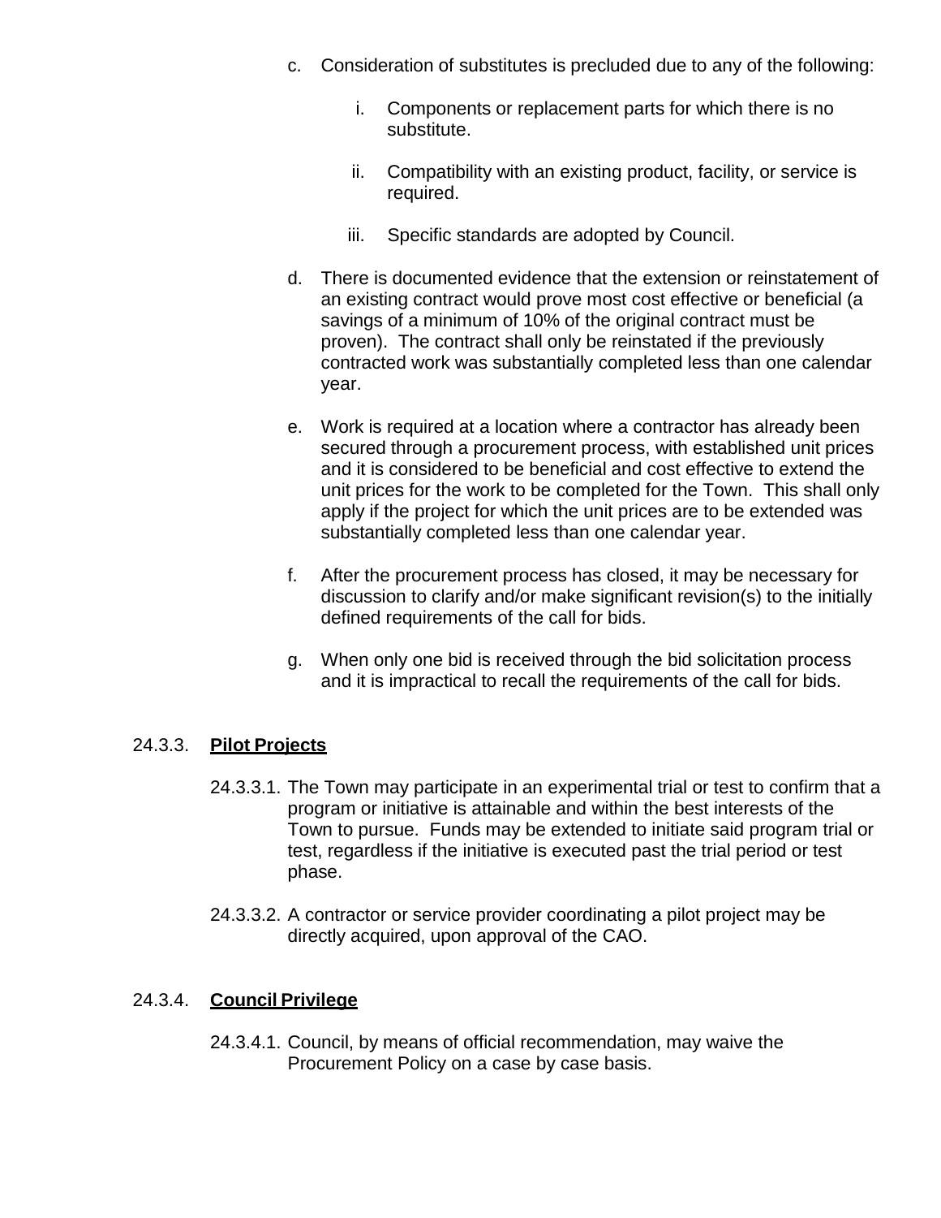c. Consideration of substitutes is precluded due to any of the following:

   i. Components or replacement parts for which there is no substitute.

   ii. Compatibility with an existing product, facility, or service is required.

   iii. Specific standards are adopted by Council.

d. There is documented evidence that the extension or reinstatement of an existing contract would prove most cost effective or beneficial (a savings of a minimum of 10% of the original contract must be proven). The contract shall only be reinstated if the previously contracted work was substantially completed less than one calendar year.

e. Work is required at a location where a contractor has already been secured through a procurement process, with established unit prices and it is considered to be beneficial and cost effective to extend the unit prices for the work to be completed for the Town. This shall only apply if the project for which the unit prices are to be extended was substantially completed less than one calendar year.

f. After the procurement process has closed, it may be necessary for discussion to clarify and/or make significant revision(s) to the initially defined requirements of the call for bids.

g. When only one bid is received through the bid solicitation process and it is impractical to recall the requirements of the call for bids.

24.3.3. **Pilot Projects**

24.3.3.1. The Town may participate in an experimental trial or test to confirm that a program or initiative is attainable and within the best interests of the Town to pursue. Funds may be extended to initiate said program trial or test, regardless if the initiative is executed past the trial period or test phase.

24.3.3.2. A contractor or service provider coordinating a pilot project may be directly acquired, upon approval of the CAO.

24.3.4. **Council Privilege**

24.3.4.1. Council, by means of official recommendation, may waive the Procurement Policy on a case by case basis.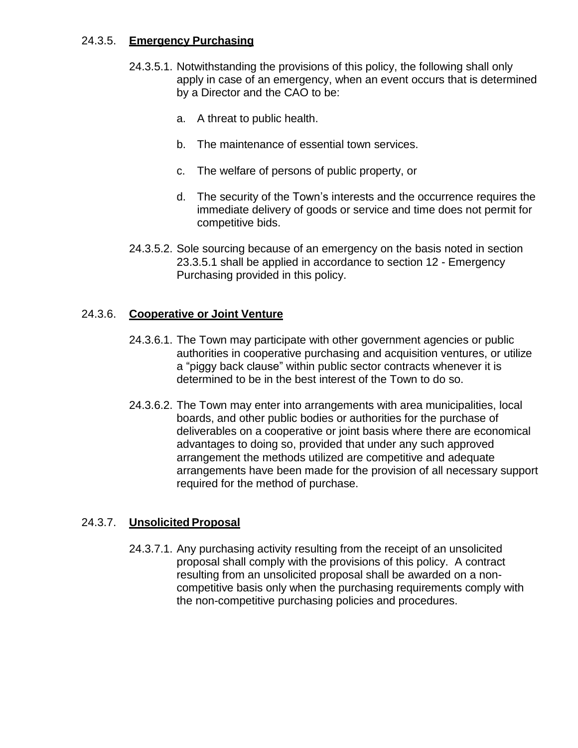### 24.3.5. **Emergency Purchasing**

24.3.5.1. Notwithstanding the provisions of this policy, the following shall only apply in case of an emergency, when an event occurs that is determined by a Director and the CAO to be:

a. A threat to public health.

b. The maintenance of essential town services.

c. The welfare of persons of public property, or

d. The security of the Town's interests and the occurrence requires the immediate delivery of goods or service and time does not permit for competitive bids.

24.3.5.2. Sole sourcing because of an emergency on the basis noted in section 23.3.5.1 shall be applied in accordance to section 12 - Emergency Purchasing provided in this policy.

### 24.3.6. **Cooperative or Joint Venture**

24.3.6.1. The Town may participate with other government agencies or public authorities in cooperative purchasing and acquisition ventures, or utilize a "piggy back clause" within public sector contracts whenever it is determined to be in the best interest of the Town to do so.

24.3.6.2. The Town may enter into arrangements with area municipalities, local boards, and other public bodies or authorities for the purchase of deliverables on a cooperative or joint basis where there are economical advantages to doing so, provided that under any such approved arrangement the methods utilized are competitive and adequate arrangements have been made for the provision of all necessary support required for the method of purchase.

### 24.3.7. **Unsolicited Proposal**

24.3.7.1. Any purchasing activity resulting from the receipt of an unsolicited proposal shall comply with the provisions of this policy. A contract resulting from an unsolicited proposal shall be awarded on a non-competitive basis only when the purchasing requirements comply with the non-competitive purchasing policies and procedures.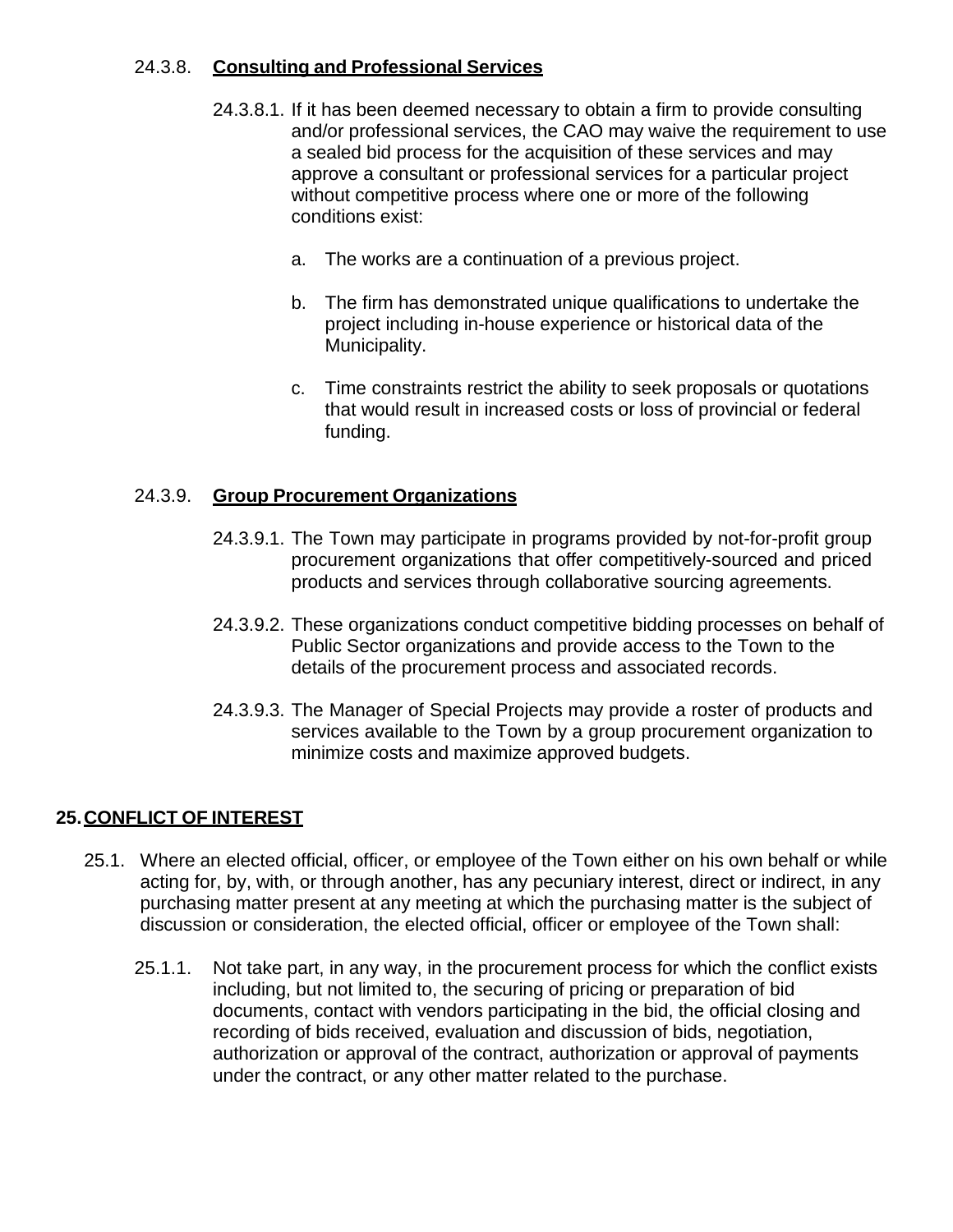### 24.3.8. **Consulting and Professional Services**

24.3.8.1. If it has been deemed necessary to obtain a firm to provide consulting and/or professional services, the CAO may waive the requirement to use a sealed bid process for the acquisition of these services and may approve a consultant or professional services for a particular project without competitive process where one or more of the following conditions exist:

a. The works are a continuation of a previous project.

b. The firm has demonstrated unique qualifications to undertake the project including in-house experience or historical data of the Municipality.

c. Time constraints restrict the ability to seek proposals or quotations that would result in increased costs or loss of provincial or federal funding.

### 24.3.9. **Group Procurement Organizations**

24.3.9.1. The Town may participate in programs provided by not-for-profit group procurement organizations that offer competitively-sourced and priced products and services through collaborative sourcing agreements.

24.3.9.2. These organizations conduct competitive bidding processes on behalf of Public Sector organizations and provide access to the Town to the details of the procurement process and associated records.

24.3.9.3. The Manager of Special Projects may provide a roster of products and services available to the Town by a group procurement organization to minimize costs and maximize approved budgets.

## 25. CONFLICT OF INTEREST

25.1. Where an elected official, officer, or employee of the Town either on his own behalf or while acting for, by, with, or through another, has any pecuniary interest, direct or indirect, in any purchasing matter present at any meeting at which the purchasing matter is the subject of discussion or consideration, the elected official, officer or employee of the Town shall:

25.1.1. Not take part, in any way, in the procurement process for which the conflict exists including, but not limited to, the securing of pricing or preparation of bid documents, contact with vendors participating in the bid, the official closing and recording of bids received, evaluation and discussion of bids, negotiation, authorization or approval of the contract, authorization or approval of payments under the contract, or any other matter related to the purchase.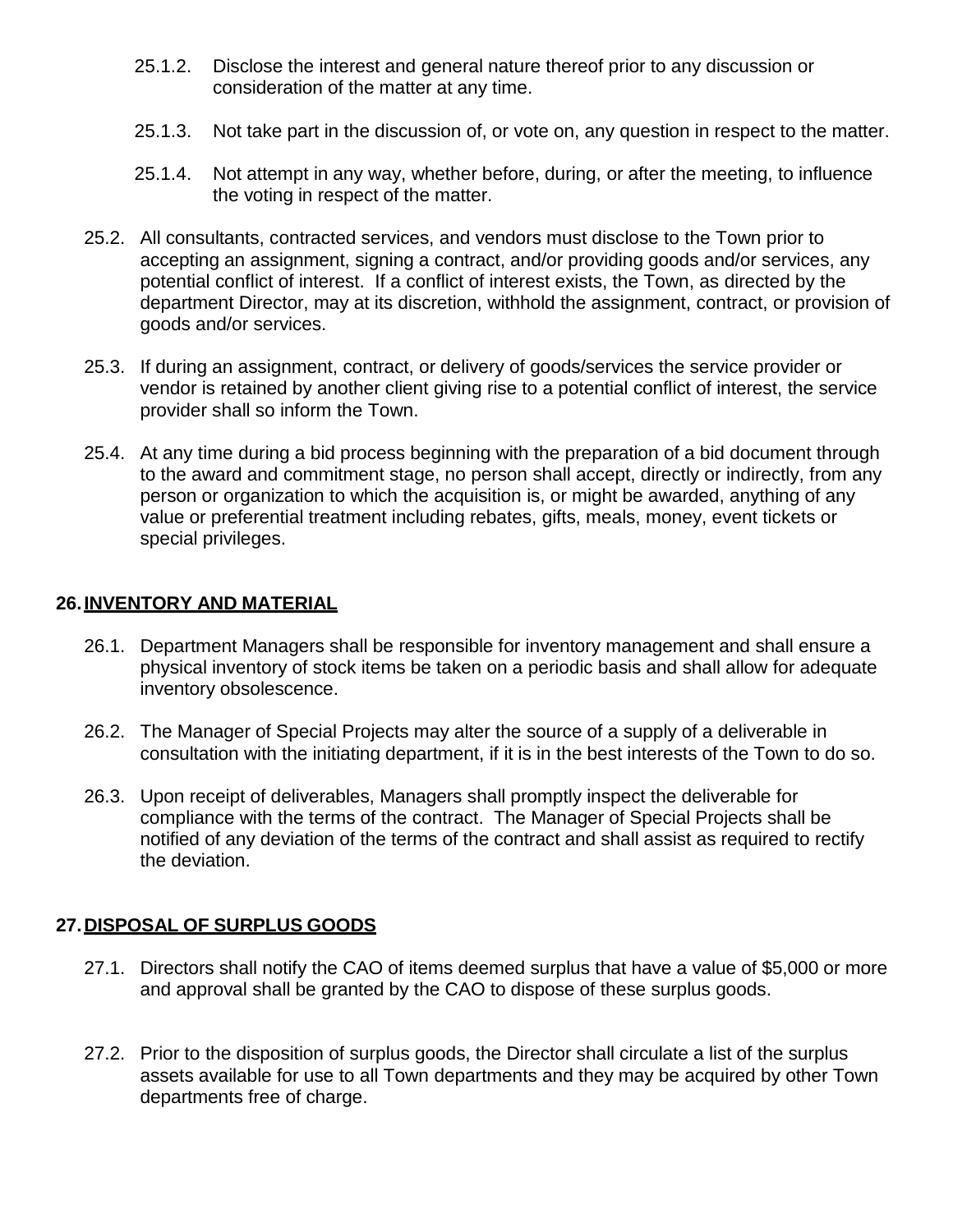25.1.2. Disclose the interest and general nature thereof prior to any discussion or consideration of the matter at any time.

25.1.3. Not take part in the discussion of, or vote on, any question in respect to the matter.

25.1.4. Not attempt in any way, whether before, during, or after the meeting, to influence the voting in respect of the matter.

25.2. All consultants, contracted services, and vendors must disclose to the Town prior to accepting an assignment, signing a contract, and/or providing goods and/or services, any potential conflict of interest. If a conflict of interest exists, the Town, as directed by the department Director, may at its discretion, withhold the assignment, contract, or provision of goods and/or services.

25.3. If during an assignment, contract, or delivery of goods/services the service provider or vendor is retained by another client giving rise to a potential conflict of interest, the service provider shall so inform the Town.

25.4. At any time during a bid process beginning with the preparation of a bid document through to the award and commitment stage, no person shall accept, directly or indirectly, from any person or organization to which the acquisition is, or might be awarded, anything of any value or preferential treatment including rebates, gifts, meals, money, event tickets or special privileges.

## 26. INVENTORY AND MATERIAL

26.1. Department Managers shall be responsible for inventory management and shall ensure a physical inventory of stock items be taken on a periodic basis and shall allow for adequate inventory obsolescence.

26.2. The Manager of Special Projects may alter the source of a supply of a deliverable in consultation with the initiating department, if it is in the best interests of the Town to do so.

26.3. Upon receipt of deliverables, Managers shall promptly inspect the deliverable for compliance with the terms of the contract. The Manager of Special Projects shall be notified of any deviation of the terms of the contract and shall assist as required to rectify the deviation.

## 27. DISPOSAL OF SURPLUS GOODS

27.1. Directors shall notify the CAO of items deemed surplus that have a value of $5,000 or more and approval shall be granted by the CAO to dispose of these surplus goods.

27.2. Prior to the disposition of surplus goods, the Director shall circulate a list of the surplus assets available for use to all Town departments and they may be acquired by other Town departments free of charge.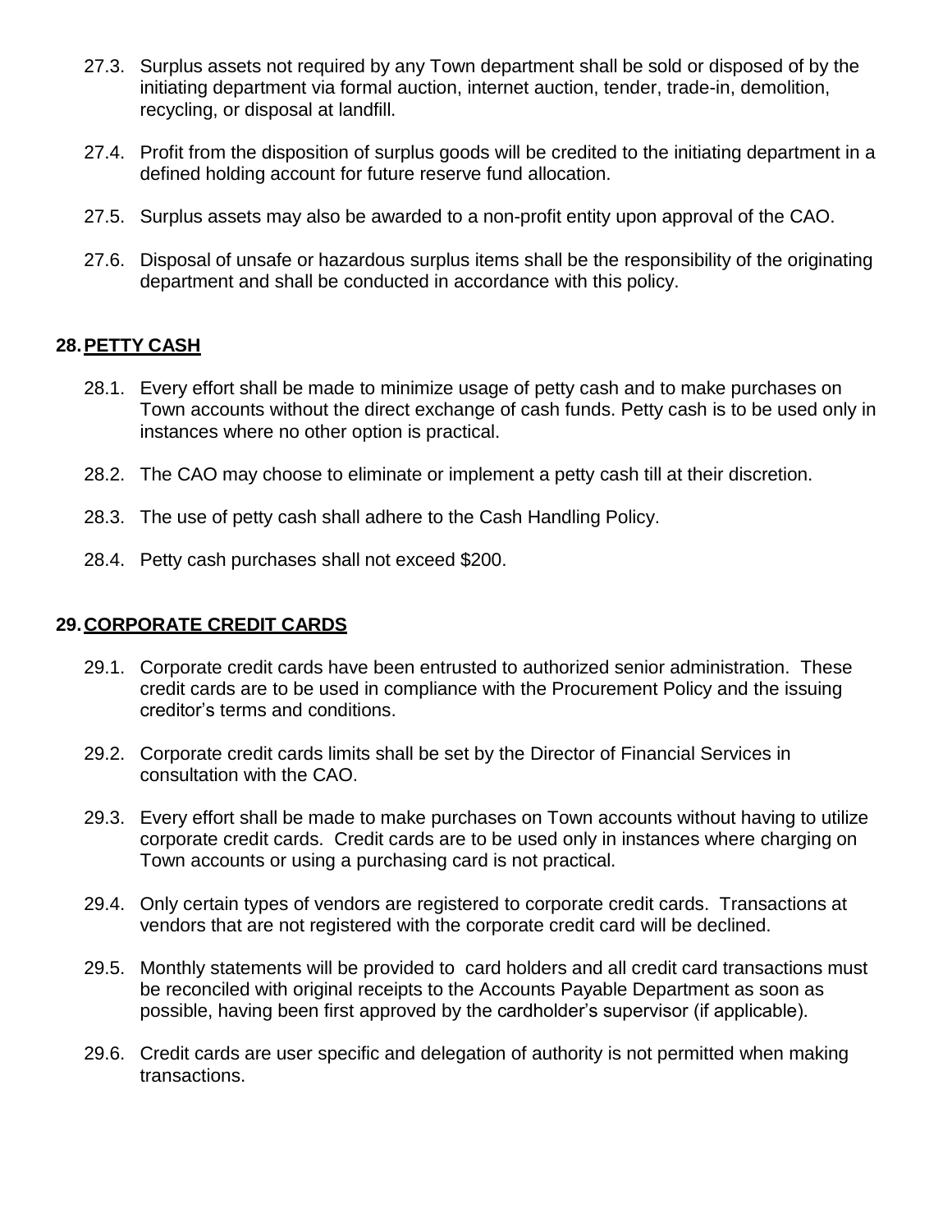27.3. Surplus assets not required by any Town department shall be sold or disposed of by the initiating department via formal auction, internet auction, tender, trade-in, demolition, recycling, or disposal at landfill.

27.4. Profit from the disposition of surplus goods will be credited to the initiating department in a defined holding account for future reserve fund allocation.

27.5. Surplus assets may also be awarded to a non-profit entity upon approval of the CAO.

27.6. Disposal of unsafe or hazardous surplus items shall be the responsibility of the originating department and shall be conducted in accordance with this policy.

## 28. PETTY CASH

28.1. Every effort shall be made to minimize usage of petty cash and to make purchases on Town accounts without the direct exchange of cash funds. Petty cash is to be used only in instances where no other option is practical.

28.2. The CAO may choose to eliminate or implement a petty cash till at their discretion.

28.3. The use of petty cash shall adhere to the Cash Handling Policy.

28.4. Petty cash purchases shall not exceed $200.

## 29. CORPORATE CREDIT CARDS

29.1. Corporate credit cards have been entrusted to authorized senior administration. These credit cards are to be used in compliance with the Procurement Policy and the issuing creditor's terms and conditions.

29.2. Corporate credit cards limits shall be set by the Director of Financial Services in consultation with the CAO.

29.3. Every effort shall be made to make purchases on Town accounts without having to utilize corporate credit cards. Credit cards are to be used only in instances where charging on Town accounts or using a purchasing card is not practical.

29.4. Only certain types of vendors are registered to corporate credit cards. Transactions at vendors that are not registered with the corporate credit card will be declined.

29.5. Monthly statements will be provided to card holders and all credit card transactions must be reconciled with original receipts to the Accounts Payable Department as soon as possible, having been first approved by the cardholder's supervisor (if applicable).

29.6. Credit cards are user specific and delegation of authority is not permitted when making transactions.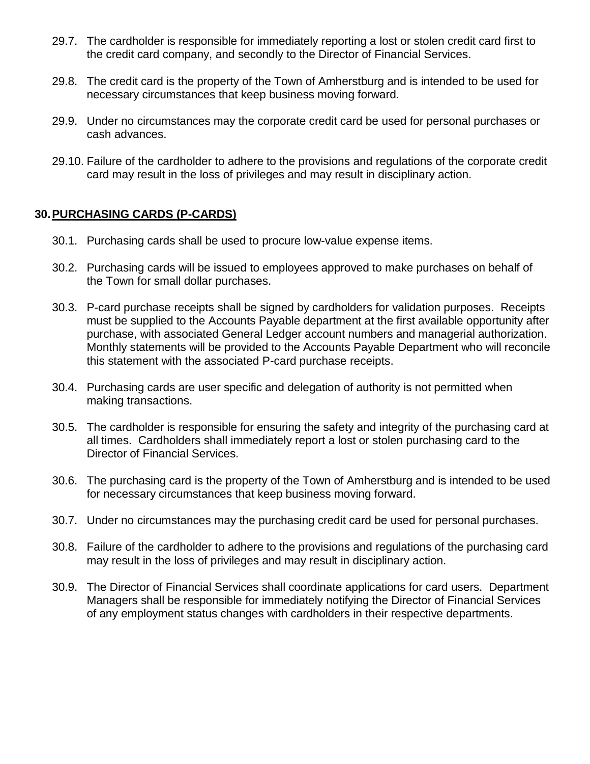29.7. The cardholder is responsible for immediately reporting a lost or stolen credit card first to the credit card company, and secondly to the Director of Financial Services.

29.8. The credit card is the property of the Town of Amherstburg and is intended to be used for necessary circumstances that keep business moving forward.

29.9. Under no circumstances may the corporate credit card be used for personal purchases or cash advances.

29.10. Failure of the cardholder to adhere to the provisions and regulations of the corporate credit card may result in the loss of privileges and may result in disciplinary action.

## 30. PURCHASING CARDS (P-CARDS)

30.1. Purchasing cards shall be used to procure low-value expense items.

30.2. Purchasing cards will be issued to employees approved to make purchases on behalf of the Town for small dollar purchases.

30.3. P-card purchase receipts shall be signed by cardholders for validation purposes. Receipts must be supplied to the Accounts Payable department at the first available opportunity after purchase, with associated General Ledger account numbers and managerial authorization. Monthly statements will be provided to the Accounts Payable Department who will reconcile this statement with the associated P-card purchase receipts.

30.4. Purchasing cards are user specific and delegation of authority is not permitted when making transactions.

30.5. The cardholder is responsible for ensuring the safety and integrity of the purchasing card at all times. Cardholders shall immediately report a lost or stolen purchasing card to the Director of Financial Services.

30.6. The purchasing card is the property of the Town of Amherstburg and is intended to be used for necessary circumstances that keep business moving forward.

30.7. Under no circumstances may the purchasing credit card be used for personal purchases.

30.8. Failure of the cardholder to adhere to the provisions and regulations of the purchasing card may result in the loss of privileges and may result in disciplinary action.

30.9. The Director of Financial Services shall coordinate applications for card users. Department Managers shall be responsible for immediately notifying the Director of Financial Services of any employment status changes with cardholders in their respective departments.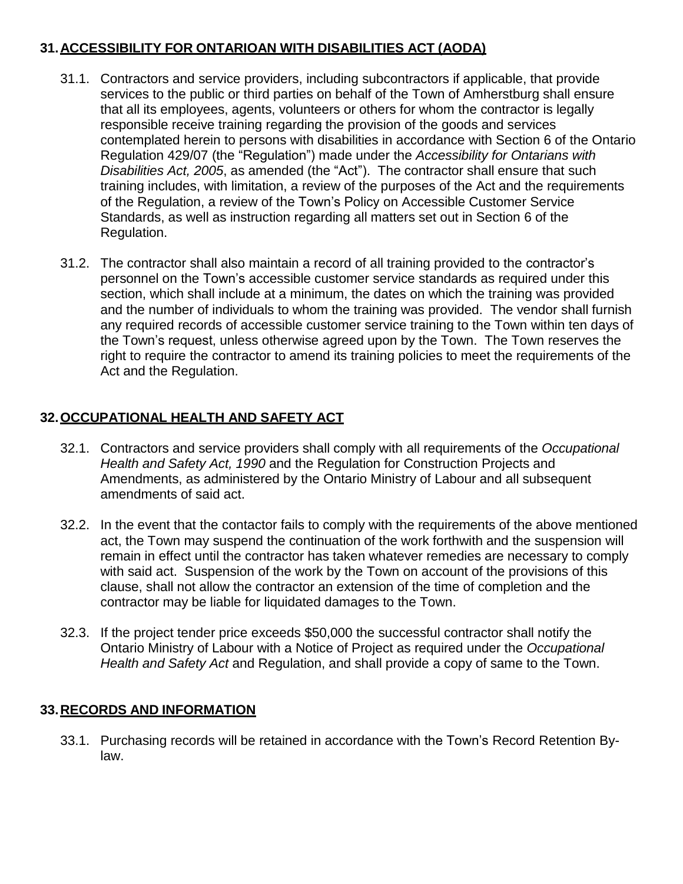## 31. ACCESSIBILITY FOR ONTARIOAN WITH DISABILITIES ACT (AODA)

31.1. Contractors and service providers, including subcontractors if applicable, that provide services to the public or third parties on behalf of the Town of Amherstburg shall ensure that all its employees, agents, volunteers or others for whom the contractor is legally responsible receive training regarding the provision of the goods and services contemplated herein to persons with disabilities in accordance with Section 6 of the Ontario Regulation 429/07 (the "Regulation") made under the *Accessibility for Ontarians with Disabilities Act, 2005*, as amended (the "Act"). The contractor shall ensure that such training includes, with limitation, a review of the purposes of the Act and the requirements of the Regulation, a review of the Town's Policy on Accessible Customer Service Standards, as well as instruction regarding all matters set out in Section 6 of the Regulation.

31.2. The contractor shall also maintain a record of all training provided to the contractor's personnel on the Town's accessible customer service standards as required under this section, which shall include at a minimum, the dates on which the training was provided and the number of individuals to whom the training was provided. The vendor shall furnish any required records of accessible customer service training to the Town within ten days of the Town's request, unless otherwise agreed upon by the Town. The Town reserves the right to require the contractor to amend its training policies to meet the requirements of the Act and the Regulation.

## 32. OCCUPATIONAL HEALTH AND SAFETY ACT

32.1. Contractors and service providers shall comply with all requirements of the *Occupational Health and Safety Act, 1990* and the Regulation for Construction Projects and Amendments, as administered by the Ontario Ministry of Labour and all subsequent amendments of said act.

32.2. In the event that the contactor fails to comply with the requirements of the above mentioned act, the Town may suspend the continuation of the work forthwith and the suspension will remain in effect until the contractor has taken whatever remedies are necessary to comply with said act. Suspension of the work by the Town on account of the provisions of this clause, shall not allow the contractor an extension of the time of completion and the contractor may be liable for liquidated damages to the Town.

32.3. If the project tender price exceeds $50,000 the successful contractor shall notify the Ontario Ministry of Labour with a Notice of Project as required under the *Occupational Health and Safety Act* and Regulation, and shall provide a copy of same to the Town.

## 33. RECORDS AND INFORMATION

33.1. Purchasing records will be retained in accordance with the Town's Record Retention By-law.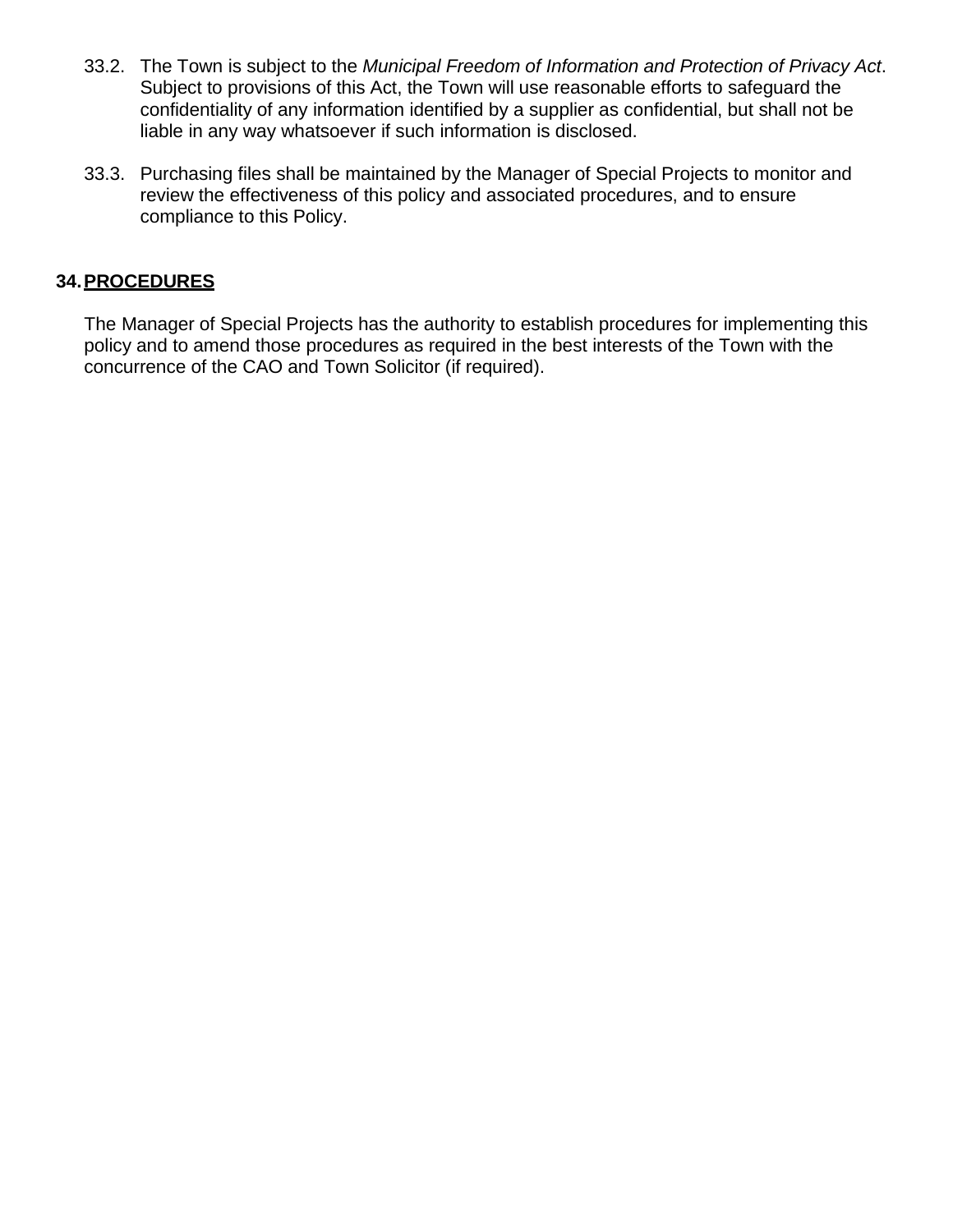33.2. The Town is subject to the *Municipal Freedom of Information and Protection of Privacy Act*. Subject to provisions of this Act, the Town will use reasonable efforts to safeguard the confidentiality of any information identified by a supplier as confidential, but shall not be liable in any way whatsoever if such information is disclosed.

33.3. Purchasing files shall be maintained by the Manager of Special Projects to monitor and review the effectiveness of this policy and associated procedures, and to ensure compliance to this Policy.

## 34. PROCEDURES

The Manager of Special Projects has the authority to establish procedures for implementing this policy and to amend those procedures as required in the best interests of the Town with the concurrence of the CAO and Town Solicitor (if required).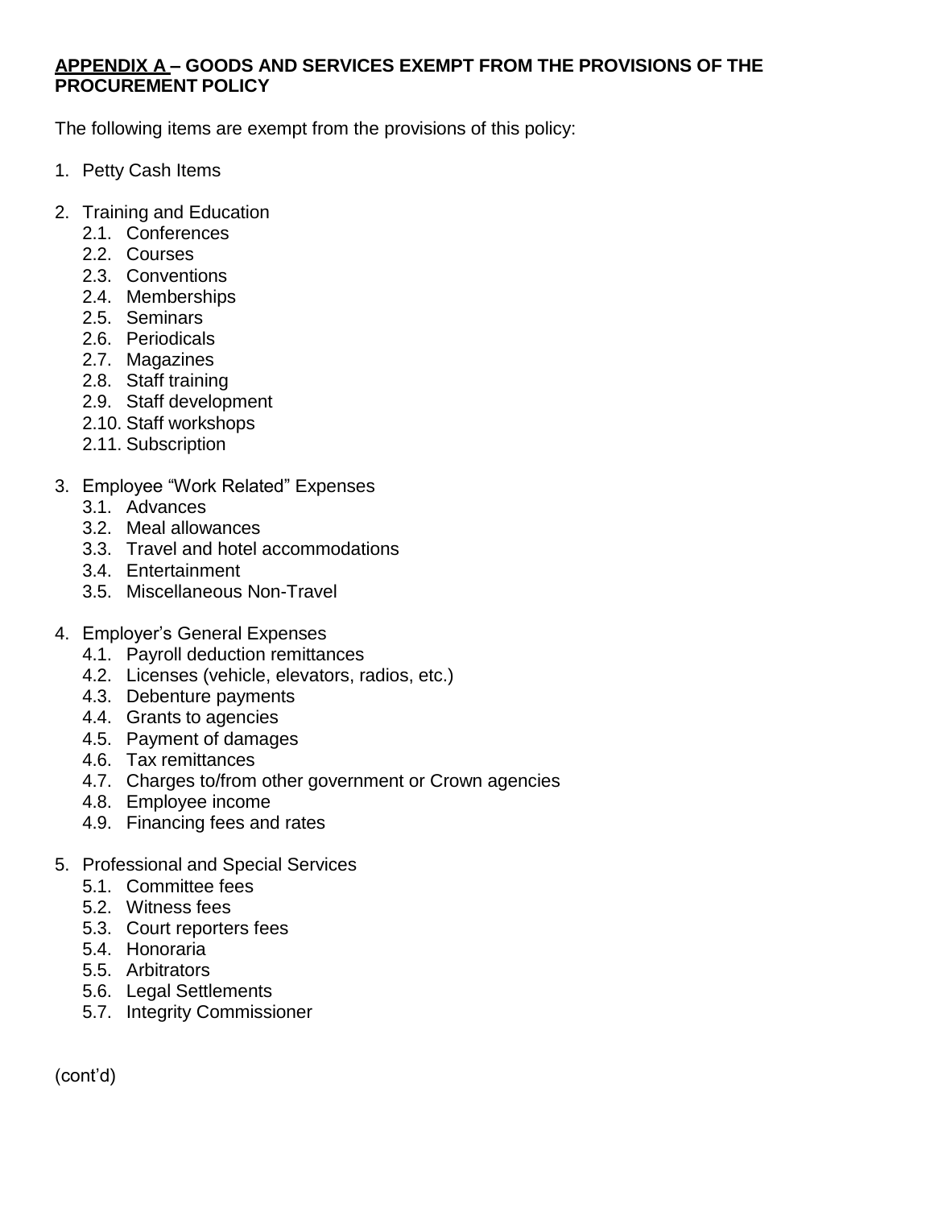**APPENDIX A – GOODS AND SERVICES EXEMPT FROM THE PROVISIONS OF THE PROCUREMENT POLICY**

The following items are exempt from the provisions of this policy:

1. Petty Cash Items

2. Training and Education
   - 2.1. Conferences
   - 2.2. Courses
   - 2.3. Conventions
   - 2.4. Memberships
   - 2.5. Seminars
   - 2.6. Periodicals
   - 2.7. Magazines
   - 2.8. Staff training
   - 2.9. Staff development
   - 2.10. Staff workshops
   - 2.11. Subscription

3. Employee "Work Related" Expenses
   - 3.1. Advances
   - 3.2. Meal allowances
   - 3.3. Travel and hotel accommodations
   - 3.4. Entertainment
   - 3.5. Miscellaneous Non-Travel

4. Employer's General Expenses
   - 4.1. Payroll deduction remittances
   - 4.2. Licenses (vehicle, elevators, radios, etc.)
   - 4.3. Debenture payments
   - 4.4. Grants to agencies
   - 4.5. Payment of damages
   - 4.6. Tax remittances
   - 4.7. Charges to/from other government or Crown agencies
   - 4.8. Employee income
   - 4.9. Financing fees and rates

5. Professional and Special Services
   - 5.1. Committee fees
   - 5.2. Witness fees
   - 5.3. Court reporters fees
   - 5.4. Honoraria
   - 5.5. Arbitrators
   - 5.6. Legal Settlements
   - 5.7. Integrity Commissioner

(cont'd)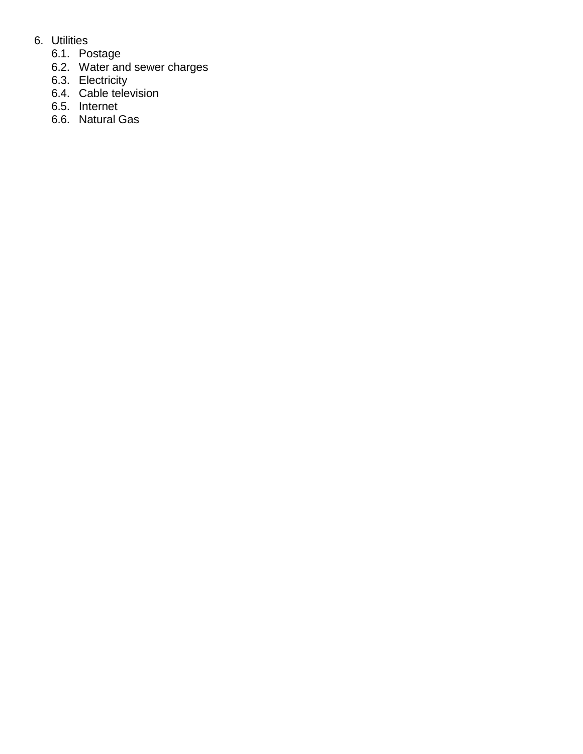6. Utilities
    6.1. Postage
    6.2. Water and sewer charges
    6.3. Electricity
    6.4. Cable television
    6.5. Internet
    6.6. Natural Gas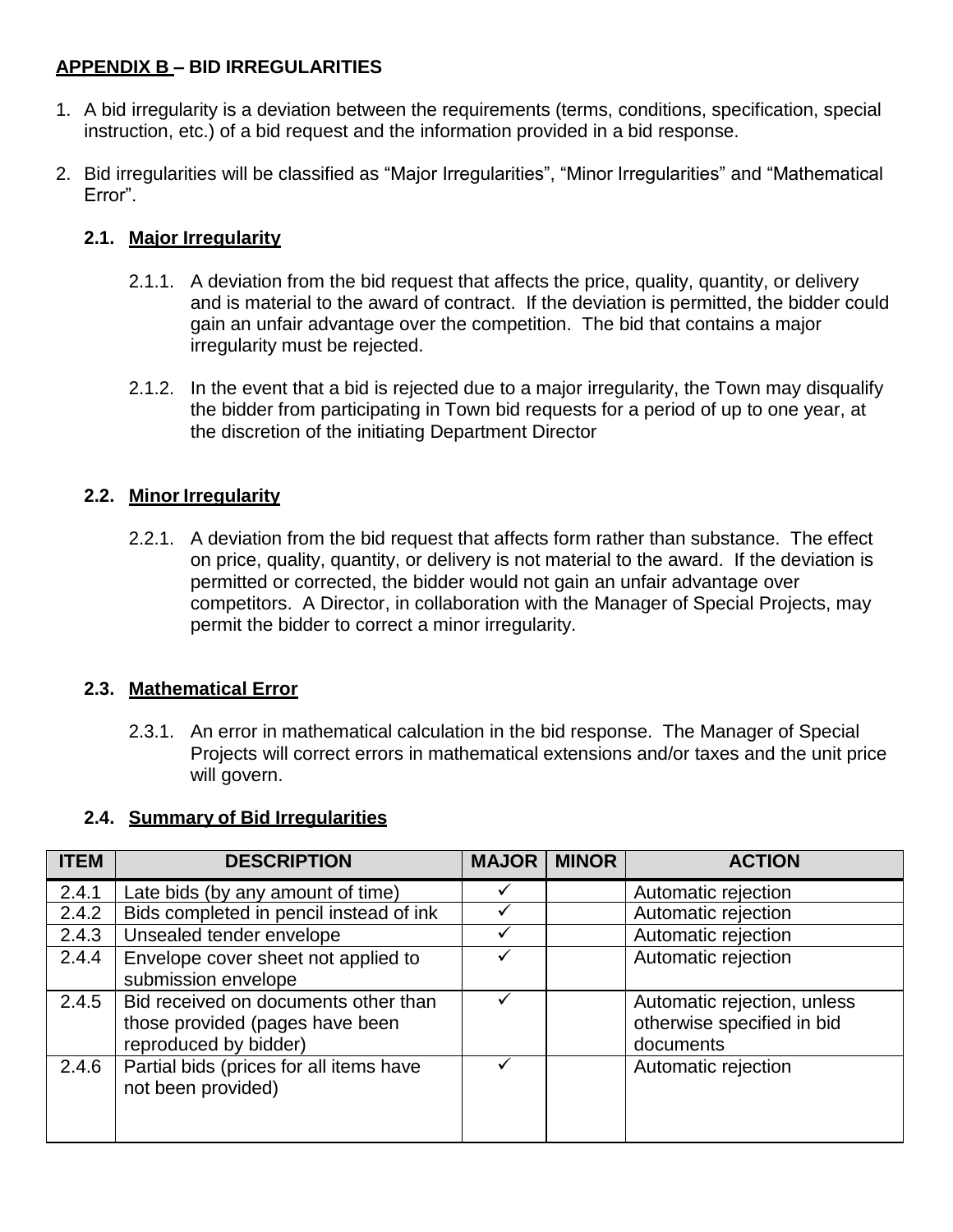## APPENDIX B – BID IRREGULARITIES

1. A bid irregularity is a deviation between the requirements (terms, conditions, specification, special instruction, etc.) of a bid request and the information provided in a bid response.

2. Bid irregularities will be classified as "Major Irregularities", "Minor Irregularities" and "Mathematical Error".

### 2.1. Major Irregularity

2.1.1. A deviation from the bid request that affects the price, quality, quantity, or delivery and is material to the award of contract. If the deviation is permitted, the bidder could gain an unfair advantage over the competition. The bid that contains a major irregularity must be rejected.

2.1.2. In the event that a bid is rejected due to a major irregularity, the Town may disqualify the bidder from participating in Town bid requests for a period of up to one year, at the discretion of the initiating Department Director

### 2.2. Minor Irregularity

2.2.1. A deviation from the bid request that affects form rather than substance. The effect on price, quality, quantity, or delivery is not material to the award. If the deviation is permitted or corrected, the bidder would not gain an unfair advantage over competitors. A Director, in collaboration with the Manager of Special Projects, may permit the bidder to correct a minor irregularity.

### 2.3. Mathematical Error

2.3.1. An error in mathematical calculation in the bid response. The Manager of Special Projects will correct errors in mathematical extensions and/or taxes and the unit price will govern.

### 2.4. Summary of Bid Irregularities

| ITEM | DESCRIPTION | MAJOR | MINOR | ACTION |
|---|---|---|---|---|
| 2.4.1 | Late bids (by any amount of time) | ✓ | | Automatic rejection |
| 2.4.2 | Bids completed in pencil instead of ink | ✓ | | Automatic rejection |
| 2.4.3 | Unsealed tender envelope | ✓ | | Automatic rejection |
| 2.4.4 | Envelope cover sheet not applied to submission envelope | ✓ | | Automatic rejection |
| 2.4.5 | Bid received on documents other than those provided (pages have been reproduced by bidder) | ✓ | | Automatic rejection, unless otherwise specified in bid documents |
| 2.4.6 | Partial bids (prices for all items have not been provided) | ✓ | | Automatic rejection |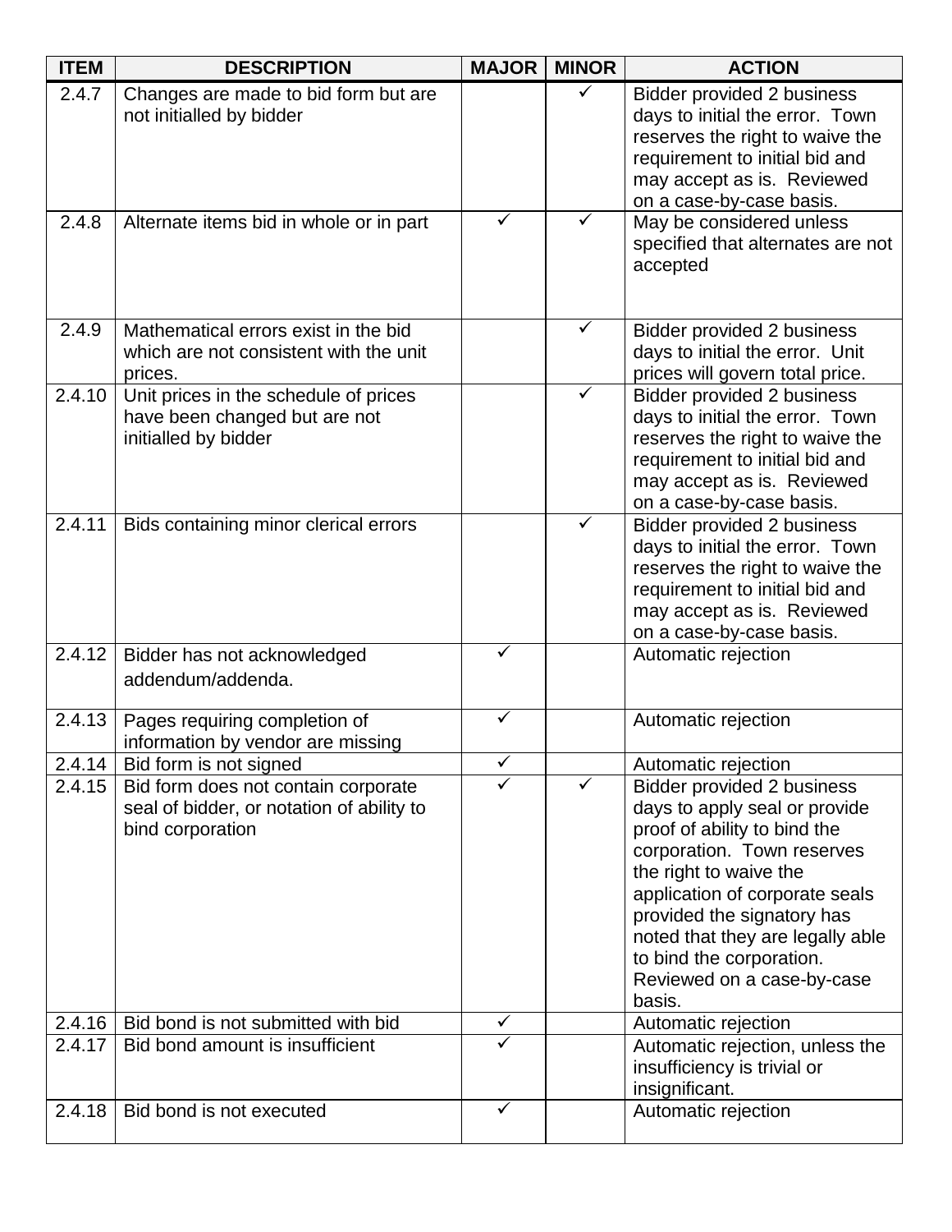| ITEM | DESCRIPTION | MAJOR | MINOR | ACTION |
|---|---|---|---|---|
| 2.4.7 | Changes are made to bid form but are not initialled by bidder | | ✓ | Bidder provided 2 business days to initial the error. Town reserves the right to waive the requirement to initial bid and may accept as is. Reviewed on a case-by-case basis. |
| 2.4.8 | Alternate items bid in whole or in part | ✓ | ✓ | May be considered unless specified that alternates are not accepted |
| 2.4.9 | Mathematical errors exist in the bid which are not consistent with the unit prices. | | ✓ | Bidder provided 2 business days to initial the error. Unit prices will govern total price. |
| 2.4.10 | Unit prices in the schedule of prices have been changed but are not initialled by bidder | | ✓ | Bidder provided 2 business days to initial the error. Town reserves the right to waive the requirement to initial bid and may accept as is. Reviewed on a case-by-case basis. |
| 2.4.11 | Bids containing minor clerical errors | | ✓ | Bidder provided 2 business days to initial the error. Town reserves the right to waive the requirement to initial bid and may accept as is. Reviewed on a case-by-case basis. |
| 2.4.12 | Bidder has not acknowledged addendum/addenda. | ✓ | | Automatic rejection |
| 2.4.13 | Pages requiring completion of information by vendor are missing | ✓ | | Automatic rejection |
| 2.4.14 | Bid form is not signed | ✓ | | Automatic rejection |
| 2.4.15 | Bid form does not contain corporate seal of bidder, or notation of ability to bind corporation | ✓ | ✓ | Bidder provided 2 business days to apply seal or provide proof of ability to bind the corporation. Town reserves the right to waive the application of corporate seals provided the signatory has noted that they are legally able to bind the corporation. Reviewed on a case-by-case basis. |
| 2.4.16 | Bid bond is not submitted with bid | ✓ | | Automatic rejection |
| 2.4.17 | Bid bond amount is insufficient | ✓ | | Automatic rejection, unless the insufficiency is trivial or insignificant. |
| 2.4.18 | Bid bond is not executed | ✓ | | Automatic rejection |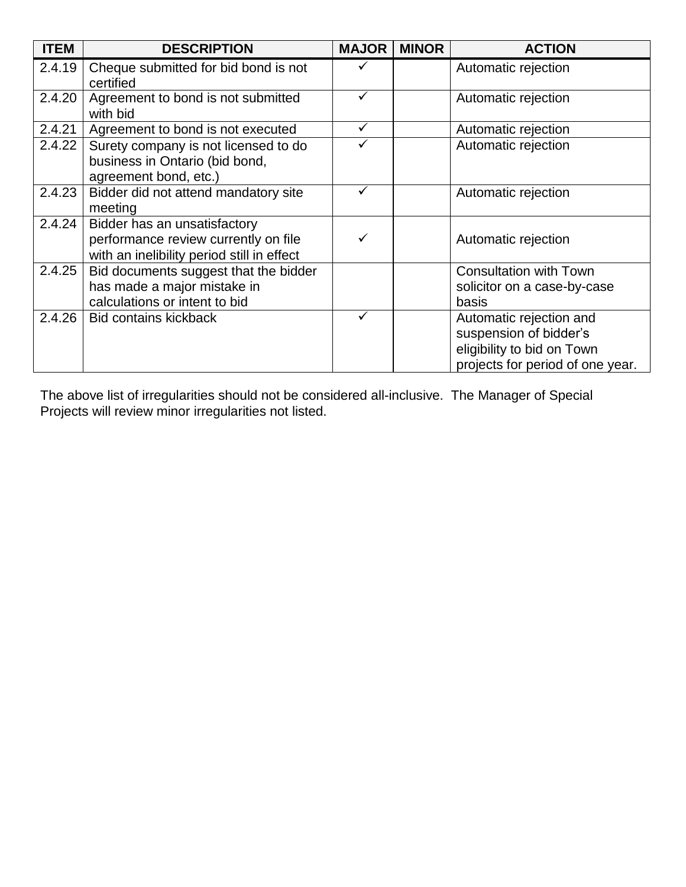| ITEM | DESCRIPTION | MAJOR | MINOR | ACTION |
|---|---|---|---|---|
| 2.4.19 | Cheque submitted for bid bond is not certified | ✓ | | Automatic rejection |
| 2.4.20 | Agreement to bond is not submitted with bid | ✓ | | Automatic rejection |
| 2.4.21 | Agreement to bond is not executed | ✓ | | Automatic rejection |
| 2.4.22 | Surety company is not licensed to do business in Ontario (bid bond, agreement bond, etc.) | ✓ | | Automatic rejection |
| 2.4.23 | Bidder did not attend mandatory site meeting | ✓ | | Automatic rejection |
| 2.4.24 | Bidder has an unsatisfactory performance review currently on file with an inelibility period still in effect | ✓ | | Automatic rejection |
| 2.4.25 | Bid documents suggest that the bidder has made a major mistake in calculations or intent to bid | | | Consultation with Town solicitor on a case-by-case basis |
| 2.4.26 | Bid contains kickback | ✓ | | Automatic rejection and suspension of bidder's eligibility to bid on Town projects for period of one year. |

The above list of irregularities should not be considered all-inclusive. The Manager of Special Projects will review minor irregularities not listed.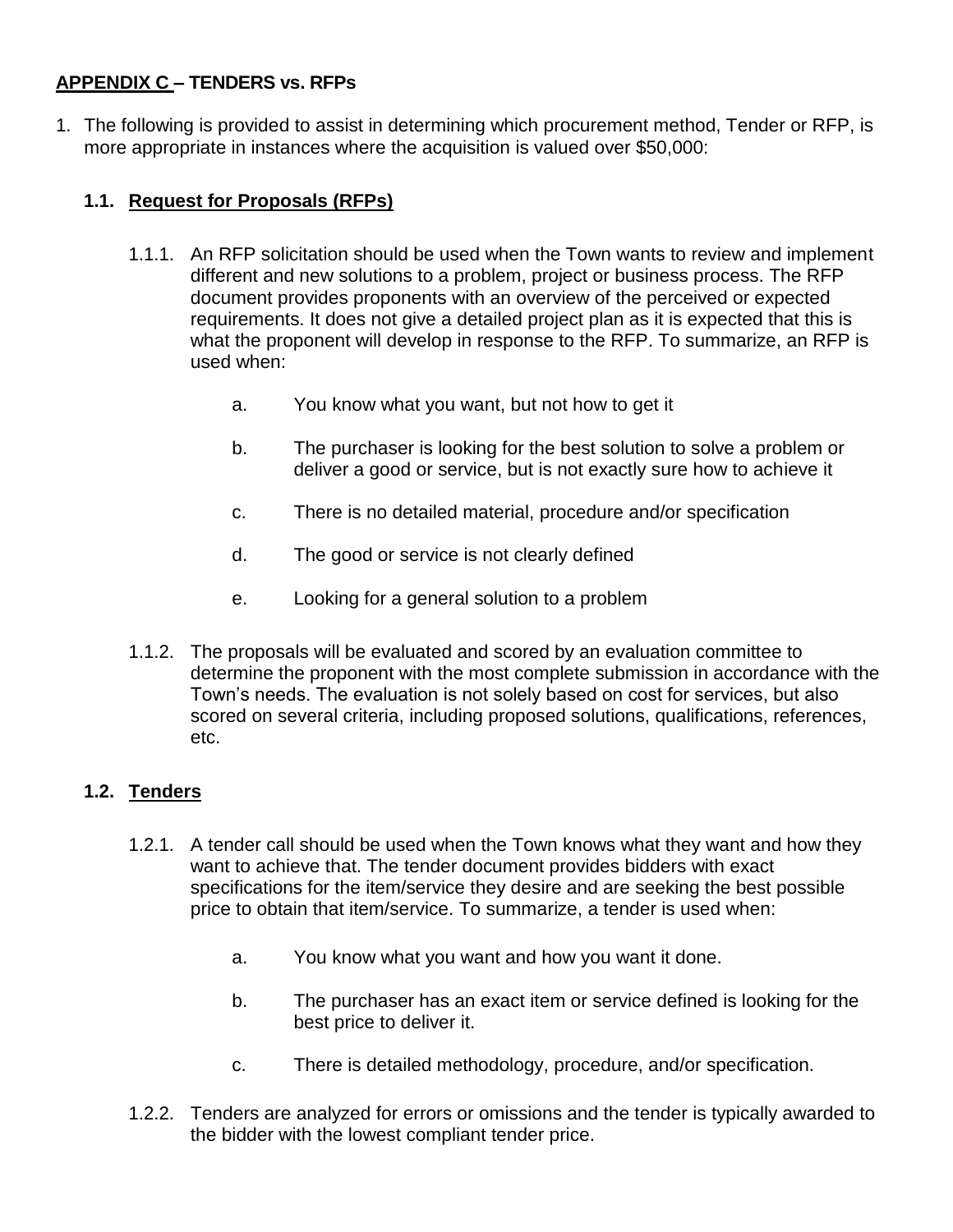## APPENDIX C – TENDERS vs. RFPs

1. The following is provided to assist in determining which procurement method, Tender or RFP, is more appropriate in instances where the acquisition is valued over $50,000:

### 1.1. Request for Proposals (RFPs)

1.1.1. An RFP solicitation should be used when the Town wants to review and implement different and new solutions to a problem, project or business process. The RFP document provides proponents with an overview of the perceived or expected requirements. It does not give a detailed project plan as it is expected that this is what the proponent will develop in response to the RFP. To summarize, an RFP is used when:

a. You know what you want, but not how to get it

b. The purchaser is looking for the best solution to solve a problem or deliver a good or service, but is not exactly sure how to achieve it

c. There is no detailed material, procedure and/or specification

d. The good or service is not clearly defined

e. Looking for a general solution to a problem

1.1.2. The proposals will be evaluated and scored by an evaluation committee to determine the proponent with the most complete submission in accordance with the Town's needs. The evaluation is not solely based on cost for services, but also scored on several criteria, including proposed solutions, qualifications, references, etc.

### 1.2. Tenders

1.2.1. A tender call should be used when the Town knows what they want and how they want to achieve that. The tender document provides bidders with exact specifications for the item/service they desire and are seeking the best possible price to obtain that item/service. To summarize, a tender is used when:

a. You know what you want and how you want it done.

b. The purchaser has an exact item or service defined is looking for the best price to deliver it.

c. There is detailed methodology, procedure, and/or specification.

1.2.2. Tenders are analyzed for errors or omissions and the tender is typically awarded to the bidder with the lowest compliant tender price.